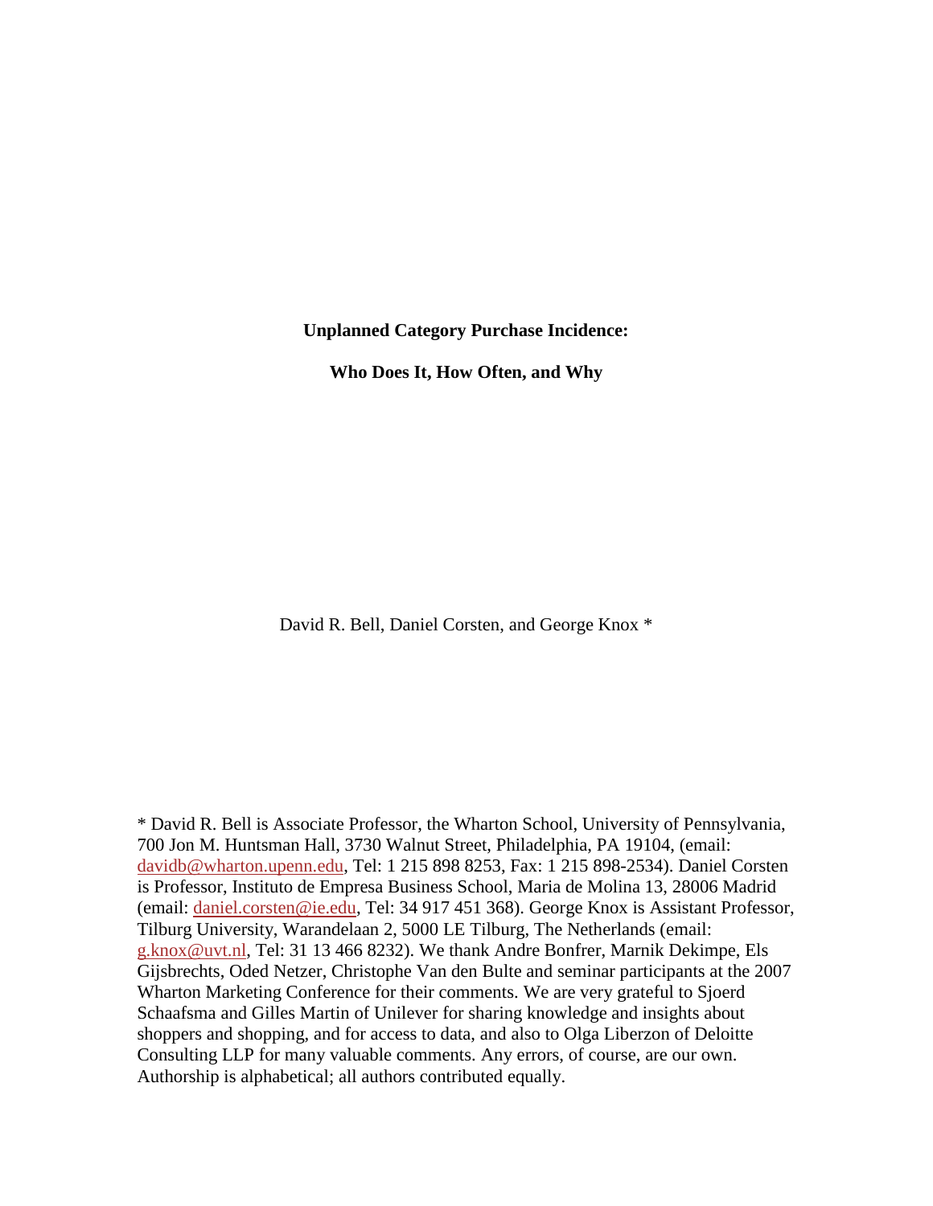**Unplanned Category Purchase Incidence:**

**Who Does It, How Often, and Why**

David R. Bell, Daniel Corsten, and George Knox *

* David R. Bell is Associate Professor, the Wharton School, University of Pennsylvania, 700 Jon M. Huntsman Hall, 3730 Walnut Street, Philadelphia, PA 19104, (email: davidb@wharton.upenn.edu, Tel: 1 215 898 8253, Fax: 1 215 898-2534). Daniel Corsten is Professor, Instituto de Empresa Business School, Maria de Molina 13, 28006 Madrid (email: daniel.corsten@ie.edu, Tel: 34 917 451 368). George Knox is Assistant Professor, Tilburg University, Warandelaan 2, 5000 LE Tilburg, The Netherlands (email: g.knox@uvt.nl, Tel: 31 13 466 8232). We thank Andre Bonfrer, Marnik Dekimpe, Els Gijsbrechts, Oded Netzer, Christophe Van den Bulte and seminar participants at the 2007 Wharton Marketing Conference for their comments. We are very grateful to Sjoerd Schaafsma and Gilles Martin of Unilever for sharing knowledge and insights about shoppers and shopping, and for access to data, and also to Olga Liberzon of Deloitte Consulting LLP for many valuable comments. Any errors, of course, are our own. Authorship is alphabetical; all authors contributed equally.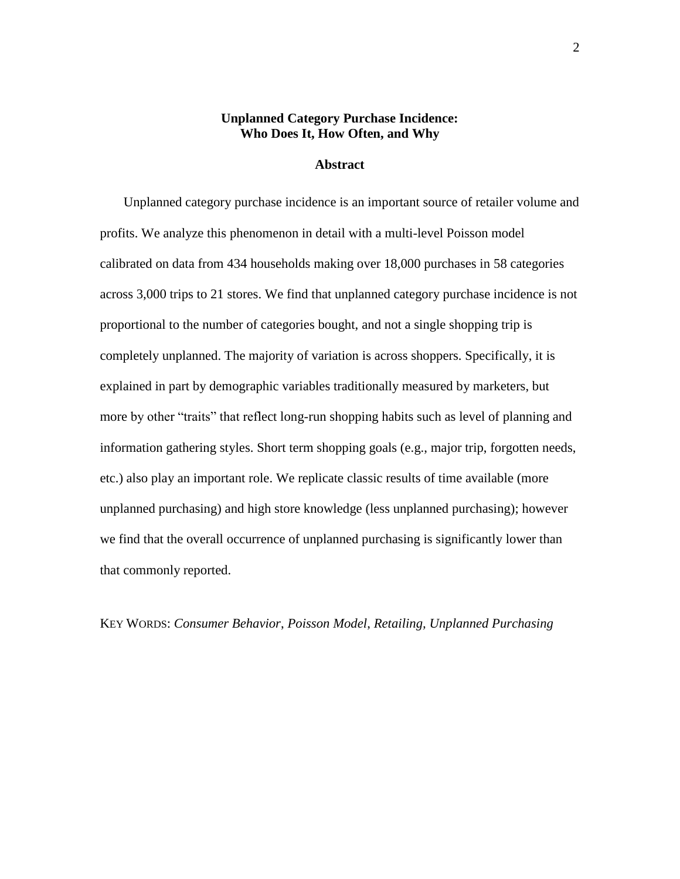# Unplanned Category Purchase Incidence: Who Does It, How Often, and Why

## Abstract

Unplanned category purchase incidence is an important source of retailer volume and profits. We analyze this phenomenon in detail with a multi-level Poisson model calibrated on data from 434 households making over 18,000 purchases in 58 categories across 3,000 trips to 21 stores. We find that unplanned category purchase incidence is not proportional to the number of categories bought, and not a single shopping trip is completely unplanned. The majority of variation is across shoppers. Specifically, it is explained in part by demographic variables traditionally measured by marketers, but more by other "traits" that reflect long-run shopping habits such as level of planning and information gathering styles. Short term shopping goals (e.g., major trip, forgotten needs, etc.) also play an important role. We replicate classic results of time available (more unplanned purchasing) and high store knowledge (less unplanned purchasing); however we find that the overall occurrence of unplanned purchasing is significantly lower than that commonly reported.

KEY WORDS: *Consumer Behavior*, *Poisson Model*, *Retailing*, *Unplanned Purchasing*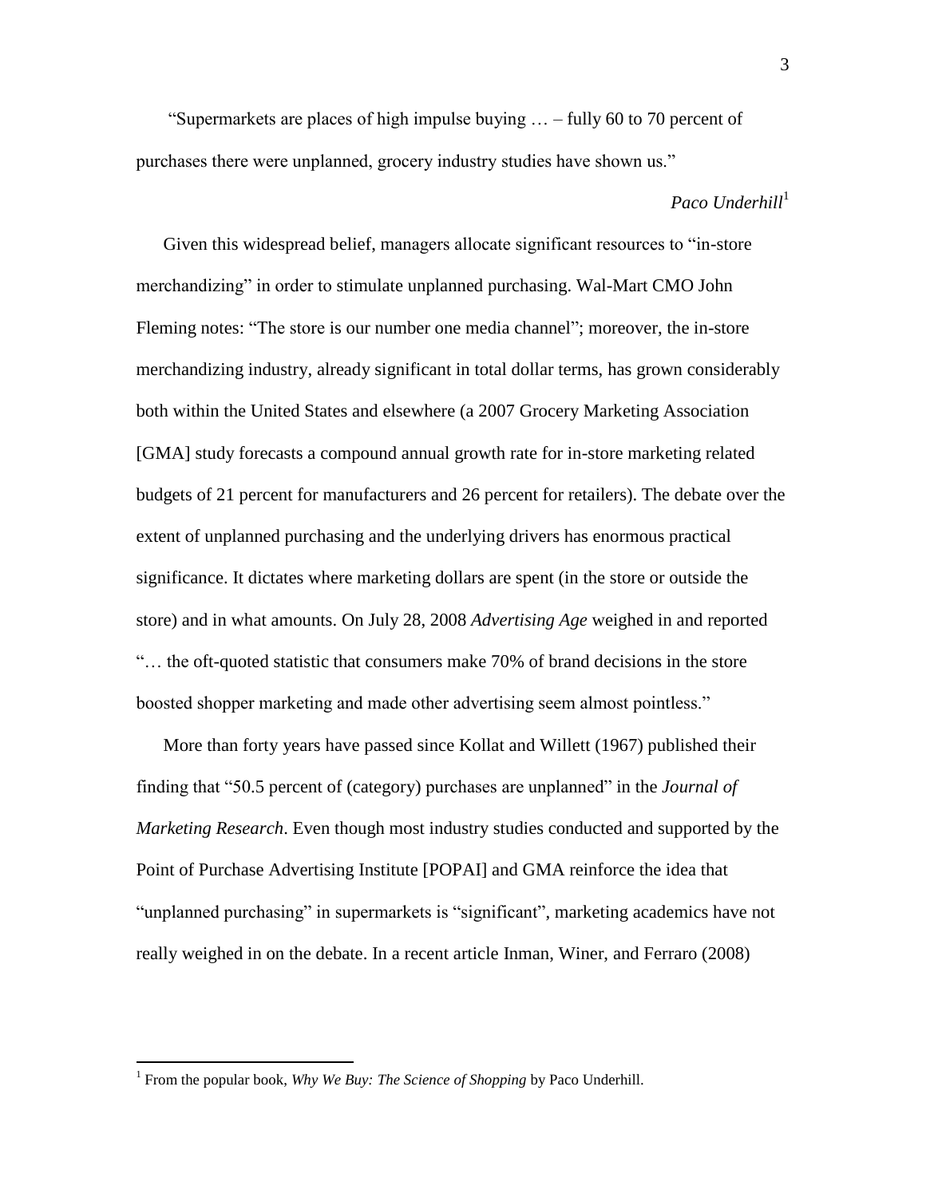"Supermarkets are places of high impulse buying … – fully 60 to 70 percent of purchases there were unplanned, grocery industry studies have shown us."

*Paco Underhill*[1]

Given this widespread belief, managers allocate significant resources to "in-store merchandizing" in order to stimulate unplanned purchasing. Wal-Mart CMO John Fleming notes: "The store is our number one media channel"; moreover, the in-store merchandizing industry, already significant in total dollar terms, has grown considerably both within the United States and elsewhere (a 2007 Grocery Marketing Association [GMA] study forecasts a compound annual growth rate for in-store marketing related budgets of 21 percent for manufacturers and 26 percent for retailers). The debate over the extent of unplanned purchasing and the underlying drivers has enormous practical significance. It dictates where marketing dollars are spent (in the store or outside the store) and in what amounts. On July 28, 2008 *Advertising Age* weighed in and reported "… the oft-quoted statistic that consumers make 70% of brand decisions in the store boosted shopper marketing and made other advertising seem almost pointless."

More than forty years have passed since Kollat and Willett (1967) published their finding that "50.5 percent of (category) purchases are unplanned" in the *Journal of Marketing Research*. Even though most industry studies conducted and supported by the Point of Purchase Advertising Institute [POPAI] and GMA reinforce the idea that "unplanned purchasing" in supermarkets is "significant", marketing academics have not really weighed in on the debate. In a recent article Inman, Winer, and Ferraro (2008)

[1] From the popular book, *Why We Buy: The Science of Shopping* by Paco Underhill.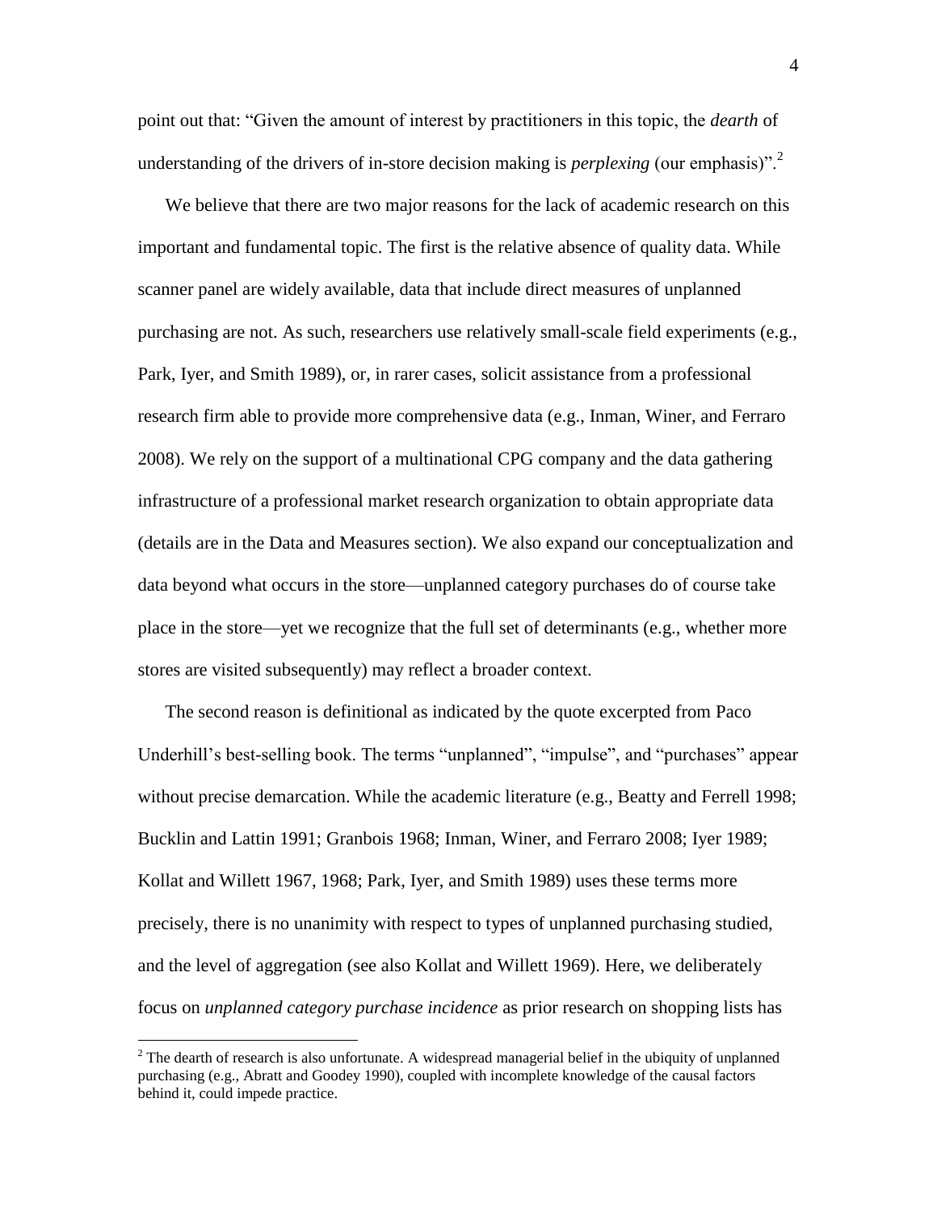point out that: "Given the amount of interest by practitioners in this topic, the *dearth* of understanding of the drivers of in-store decision making is *perplexing* (our emphasis)".[2]

We believe that there are two major reasons for the lack of academic research on this important and fundamental topic. The first is the relative absence of quality data. While scanner panel are widely available, data that include direct measures of unplanned purchasing are not. As such, researchers use relatively small-scale field experiments (e.g., Park, Iyer, and Smith 1989), or, in rarer cases, solicit assistance from a professional research firm able to provide more comprehensive data (e.g., Inman, Winer, and Ferraro 2008). We rely on the support of a multinational CPG company and the data gathering infrastructure of a professional market research organization to obtain appropriate data (details are in the Data and Measures section). We also expand our conceptualization and data beyond what occurs in the store—unplanned category purchases do of course take place in the store—yet we recognize that the full set of determinants (e.g., whether more stores are visited subsequently) may reflect a broader context.

The second reason is definitional as indicated by the quote excerpted from Paco Underhill's best-selling book. The terms "unplanned", "impulse", and "purchases" appear without precise demarcation. While the academic literature (e.g., Beatty and Ferrell 1998; Bucklin and Lattin 1991; Granbois 1968; Inman, Winer, and Ferraro 2008; Iyer 1989; Kollat and Willett 1967, 1968; Park, Iyer, and Smith 1989) uses these terms more precisely, there is no unanimity with respect to types of unplanned purchasing studied, and the level of aggregation (see also Kollat and Willett 1969). Here, we deliberately focus on *unplanned category purchase incidence* as prior research on shopping lists has

[2] The dearth of research is also unfortunate. A widespread managerial belief in the ubiquity of unplanned purchasing (e.g., Abratt and Goodey 1990), coupled with incomplete knowledge of the causal factors behind it, could impede practice.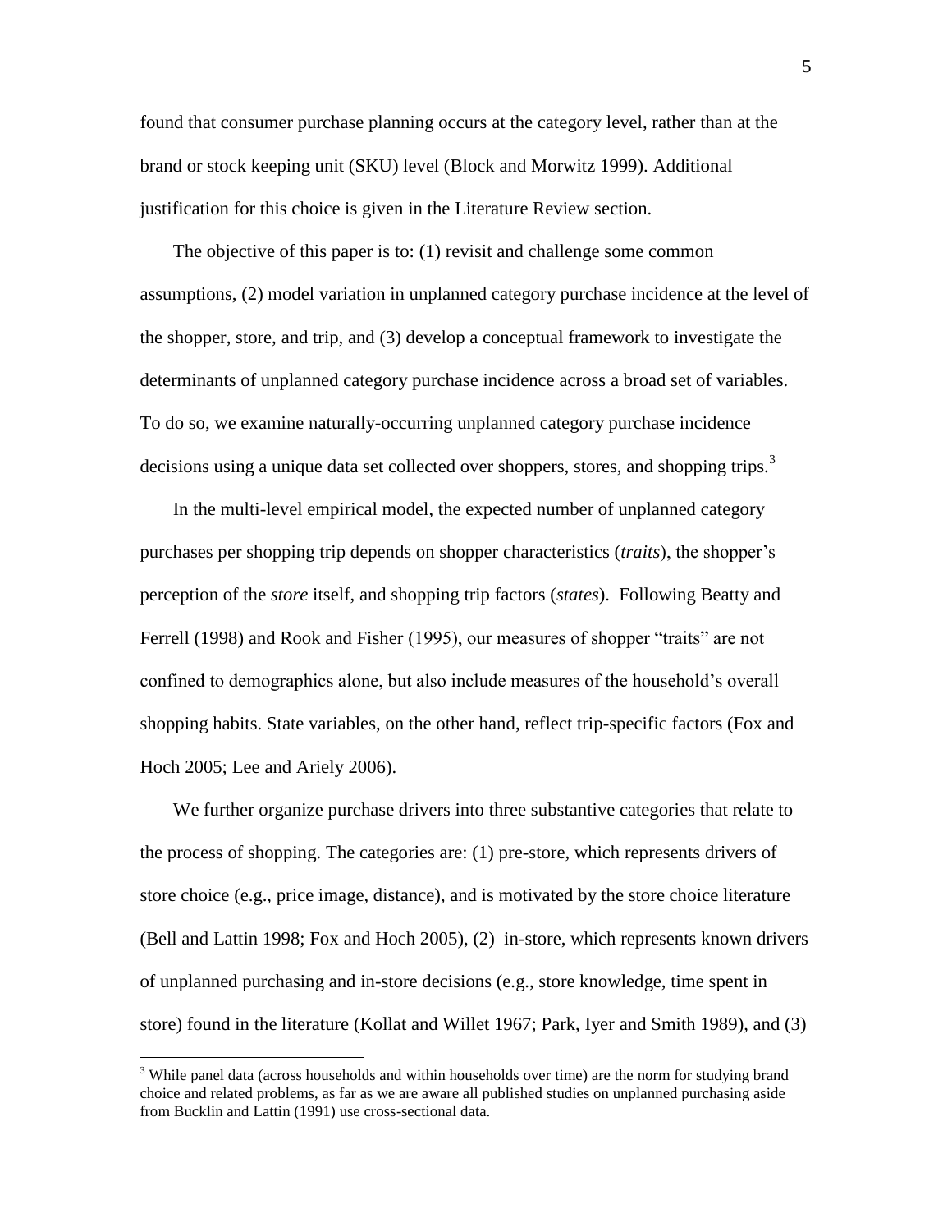found that consumer purchase planning occurs at the category level, rather than at the brand or stock keeping unit (SKU) level (Block and Morwitz 1999). Additional justification for this choice is given in the Literature Review section.

The objective of this paper is to: (1) revisit and challenge some common assumptions, (2) model variation in unplanned category purchase incidence at the level of the shopper, store, and trip, and (3) develop a conceptual framework to investigate the determinants of unplanned category purchase incidence across a broad set of variables. To do so, we examine naturally-occurring unplanned category purchase incidence decisions using a unique data set collected over shoppers, stores, and shopping trips.[3]

In the multi-level empirical model, the expected number of unplanned category purchases per shopping trip depends on shopper characteristics (*traits*), the shopper's perception of the *store* itself, and shopping trip factors (*states*). Following Beatty and Ferrell (1998) and Rook and Fisher (1995), our measures of shopper "traits" are not confined to demographics alone, but also include measures of the household's overall shopping habits. State variables, on the other hand, reflect trip-specific factors (Fox and Hoch 2005; Lee and Ariely 2006).

We further organize purchase drivers into three substantive categories that relate to the process of shopping. The categories are: (1) pre-store, which represents drivers of store choice (e.g., price image, distance), and is motivated by the store choice literature (Bell and Lattin 1998; Fox and Hoch 2005), (2) in-store, which represents known drivers of unplanned purchasing and in-store decisions (e.g., store knowledge, time spent in store) found in the literature (Kollat and Willet 1967; Park, Iyer and Smith 1989), and (3)

[3] While panel data (across households and within households over time) are the norm for studying brand choice and related problems, as far as we are aware all published studies on unplanned purchasing aside from Bucklin and Lattin (1991) use cross-sectional data.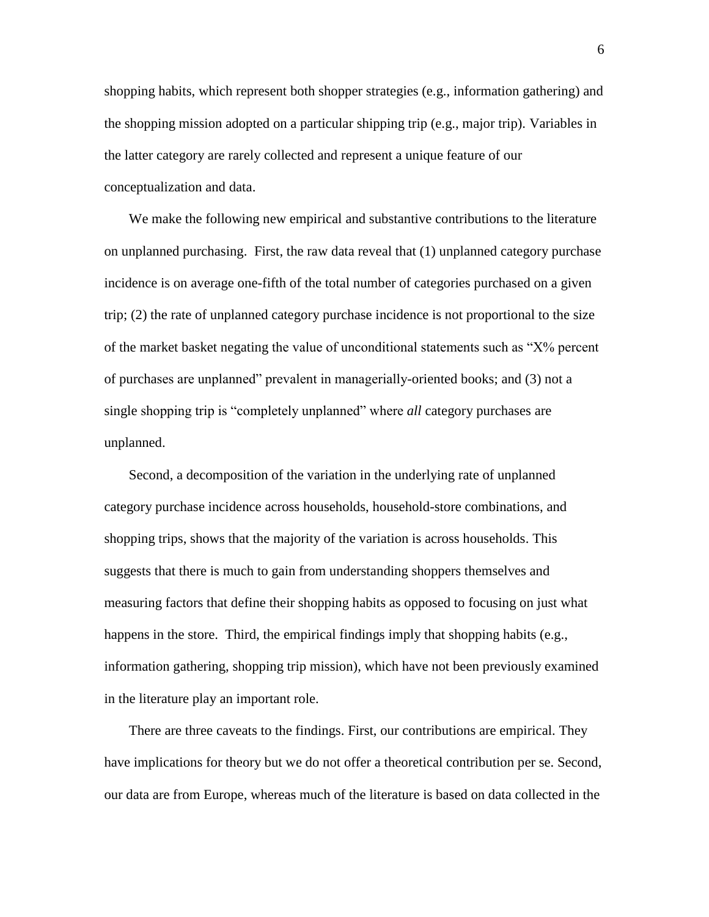shopping habits, which represent both shopper strategies (e.g., information gathering) and the shopping mission adopted on a particular shipping trip (e.g., major trip). Variables in the latter category are rarely collected and represent a unique feature of our conceptualization and data.

We make the following new empirical and substantive contributions to the literature on unplanned purchasing. First, the raw data reveal that (1) unplanned category purchase incidence is on average one-fifth of the total number of categories purchased on a given trip; (2) the rate of unplanned category purchase incidence is not proportional to the size of the market basket negating the value of unconditional statements such as "X% percent of purchases are unplanned" prevalent in managerially-oriented books; and (3) not a single shopping trip is "completely unplanned" where *all* category purchases are unplanned.

Second, a decomposition of the variation in the underlying rate of unplanned category purchase incidence across households, household-store combinations, and shopping trips, shows that the majority of the variation is across households. This suggests that there is much to gain from understanding shoppers themselves and measuring factors that define their shopping habits as opposed to focusing on just what happens in the store. Third, the empirical findings imply that shopping habits (e.g., information gathering, shopping trip mission), which have not been previously examined in the literature play an important role.

There are three caveats to the findings. First, our contributions are empirical. They have implications for theory but we do not offer a theoretical contribution per se. Second, our data are from Europe, whereas much of the literature is based on data collected in the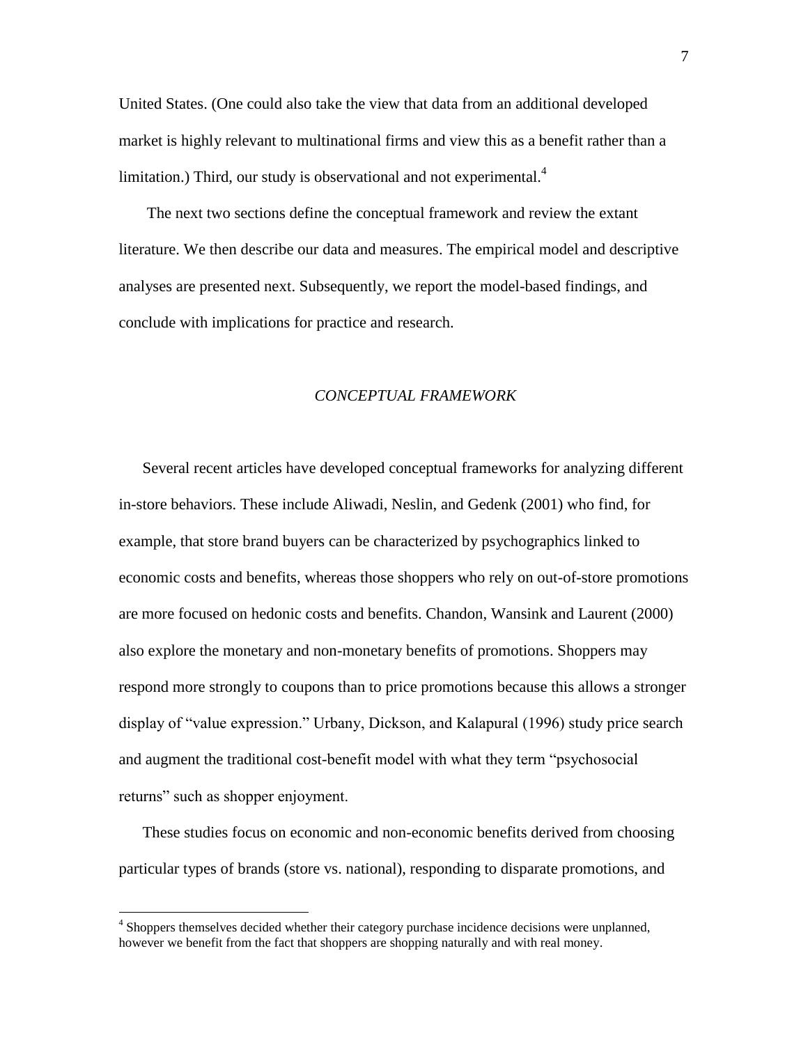United States. (One could also take the view that data from an additional developed market is highly relevant to multinational firms and view this as a benefit rather than a limitation.) Third, our study is observational and not experimental.[4]

The next two sections define the conceptual framework and review the extant literature. We then describe our data and measures. The empirical model and descriptive analyses are presented next. Subsequently, we report the model-based findings, and conclude with implications for practice and research.

## *CONCEPTUAL FRAMEWORK*

Several recent articles have developed conceptual frameworks for analyzing different in-store behaviors. These include Aliwadi, Neslin, and Gedenk (2001) who find, for example, that store brand buyers can be characterized by psychographics linked to economic costs and benefits, whereas those shoppers who rely on out-of-store promotions are more focused on hedonic costs and benefits. Chandon, Wansink and Laurent (2000) also explore the monetary and non-monetary benefits of promotions. Shoppers may respond more strongly to coupons than to price promotions because this allows a stronger display of "value expression." Urbany, Dickson, and Kalapural (1996) study price search and augment the traditional cost-benefit model with what they term "psychosocial returns" such as shopper enjoyment.

These studies focus on economic and non-economic benefits derived from choosing particular types of brands (store vs. national), responding to disparate promotions, and

---

[4] Shoppers themselves decided whether their category purchase incidence decisions were unplanned, however we benefit from the fact that shoppers are shopping naturally and with real money.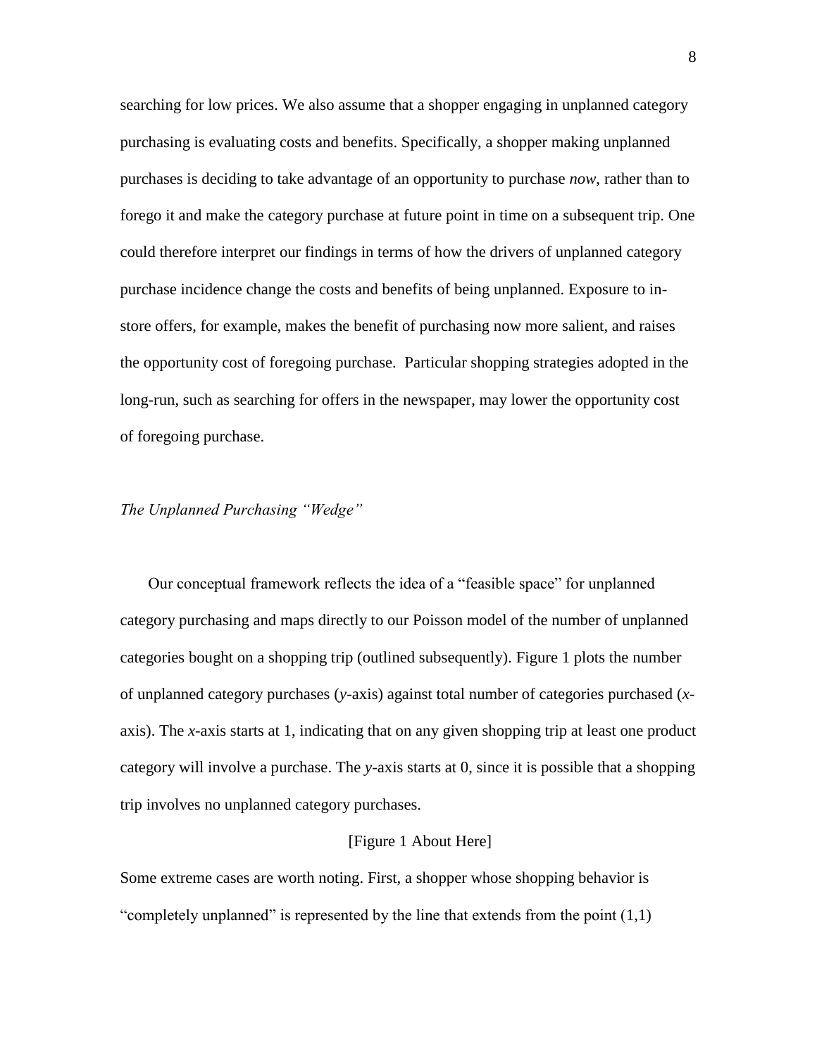searching for low prices. We also assume that a shopper engaging in unplanned category purchasing is evaluating costs and benefits. Specifically, a shopper making unplanned purchases is deciding to take advantage of an opportunity to purchase *now*, rather than to forego it and make the category purchase at future point in time on a subsequent trip. One could therefore interpret our findings in terms of how the drivers of unplanned category purchase incidence change the costs and benefits of being unplanned. Exposure to in-store offers, for example, makes the benefit of purchasing now more salient, and raises the opportunity cost of foregoing purchase. Particular shopping strategies adopted in the long-run, such as searching for offers in the newspaper, may lower the opportunity cost of foregoing purchase.

### *The Unplanned Purchasing "Wedge"*

Our conceptual framework reflects the idea of a "feasible space" for unplanned category purchasing and maps directly to our Poisson model of the number of unplanned categories bought on a shopping trip (outlined subsequently). Figure 1 plots the number of unplanned category purchases (*y*-axis) against total number of categories purchased (*x*-axis). The *x*-axis starts at 1, indicating that on any given shopping trip at least one product category will involve a purchase. The *y*-axis starts at 0, since it is possible that a shopping trip involves no unplanned category purchases.

[Figure 1 About Here]

Some extreme cases are worth noting. First, a shopper whose shopping behavior is "completely unplanned" is represented by the line that extends from the point (1,1)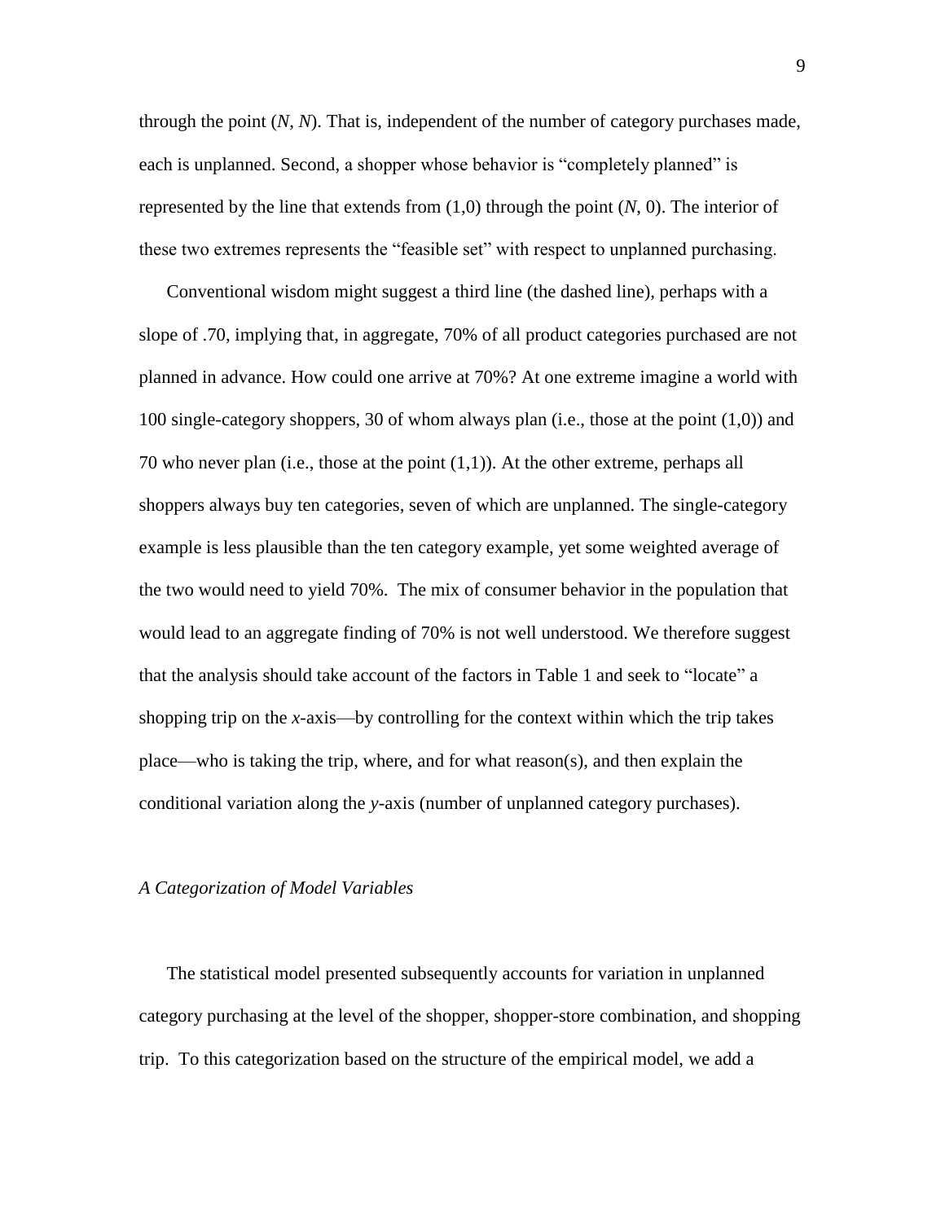through the point ($N$, $N$). That is, independent of the number of category purchases made, each is unplanned. Second, a shopper whose behavior is "completely planned" is represented by the line that extends from (1,0) through the point ($N$, 0). The interior of these two extremes represents the "feasible set" with respect to unplanned purchasing.

Conventional wisdom might suggest a third line (the dashed line), perhaps with a slope of .70, implying that, in aggregate, 70% of all product categories purchased are not planned in advance. How could one arrive at 70%? At one extreme imagine a world with 100 single-category shoppers, 30 of whom always plan (i.e., those at the point (1,0)) and 70 who never plan (i.e., those at the point (1,1)). At the other extreme, perhaps all shoppers always buy ten categories, seven of which are unplanned. The single-category example is less plausible than the ten category example, yet some weighted average of the two would need to yield 70%. The mix of consumer behavior in the population that would lead to an aggregate finding of 70% is not well understood. We therefore suggest that the analysis should take account of the factors in Table 1 and seek to "locate" a shopping trip on the *x*-axis—by controlling for the context within which the trip takes place—who is taking the trip, where, and for what reason(s), and then explain the conditional variation along the *y*-axis (number of unplanned category purchases).

*A Categorization of Model Variables*

The statistical model presented subsequently accounts for variation in unplanned category purchasing at the level of the shopper, shopper-store combination, and shopping trip. To this categorization based on the structure of the empirical model, we add a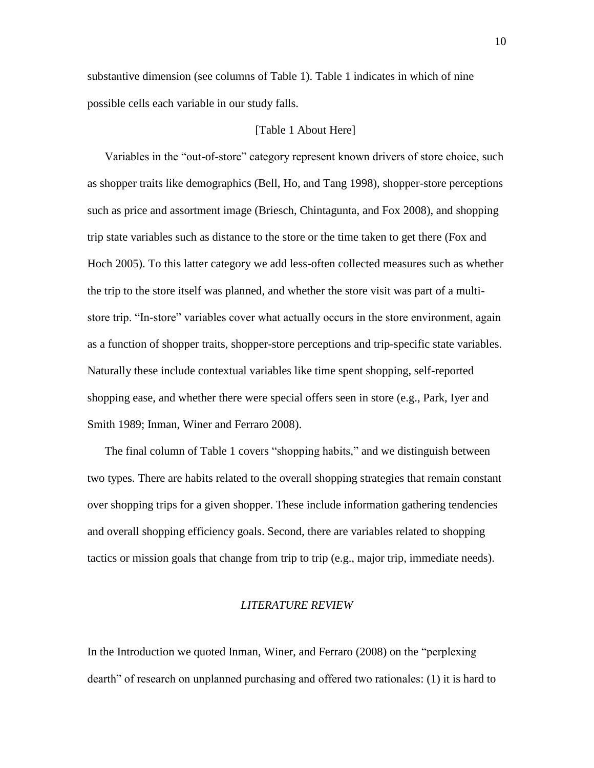substantive dimension (see columns of Table 1). Table 1 indicates in which of nine possible cells each variable in our study falls.

[Table 1 About Here]

Variables in the "out-of-store" category represent known drivers of store choice, such as shopper traits like demographics (Bell, Ho, and Tang 1998), shopper-store perceptions such as price and assortment image (Briesch, Chintagunta, and Fox 2008), and shopping trip state variables such as distance to the store or the time taken to get there (Fox and Hoch 2005). To this latter category we add less-often collected measures such as whether the trip to the store itself was planned, and whether the store visit was part of a multi-store trip. "In-store" variables cover what actually occurs in the store environment, again as a function of shopper traits, shopper-store perceptions and trip-specific state variables. Naturally these include contextual variables like time spent shopping, self-reported shopping ease, and whether there were special offers seen in store (e.g., Park, Iyer and Smith 1989; Inman, Winer and Ferraro 2008).

The final column of Table 1 covers "shopping habits," and we distinguish between two types. There are habits related to the overall shopping strategies that remain constant over shopping trips for a given shopper. These include information gathering tendencies and overall shopping efficiency goals. Second, there are variables related to shopping tactics or mission goals that change from trip to trip (e.g., major trip, immediate needs).

## *LITERATURE REVIEW*

In the Introduction we quoted Inman, Winer, and Ferraro (2008) on the "perplexing dearth" of research on unplanned purchasing and offered two rationales: (1) it is hard to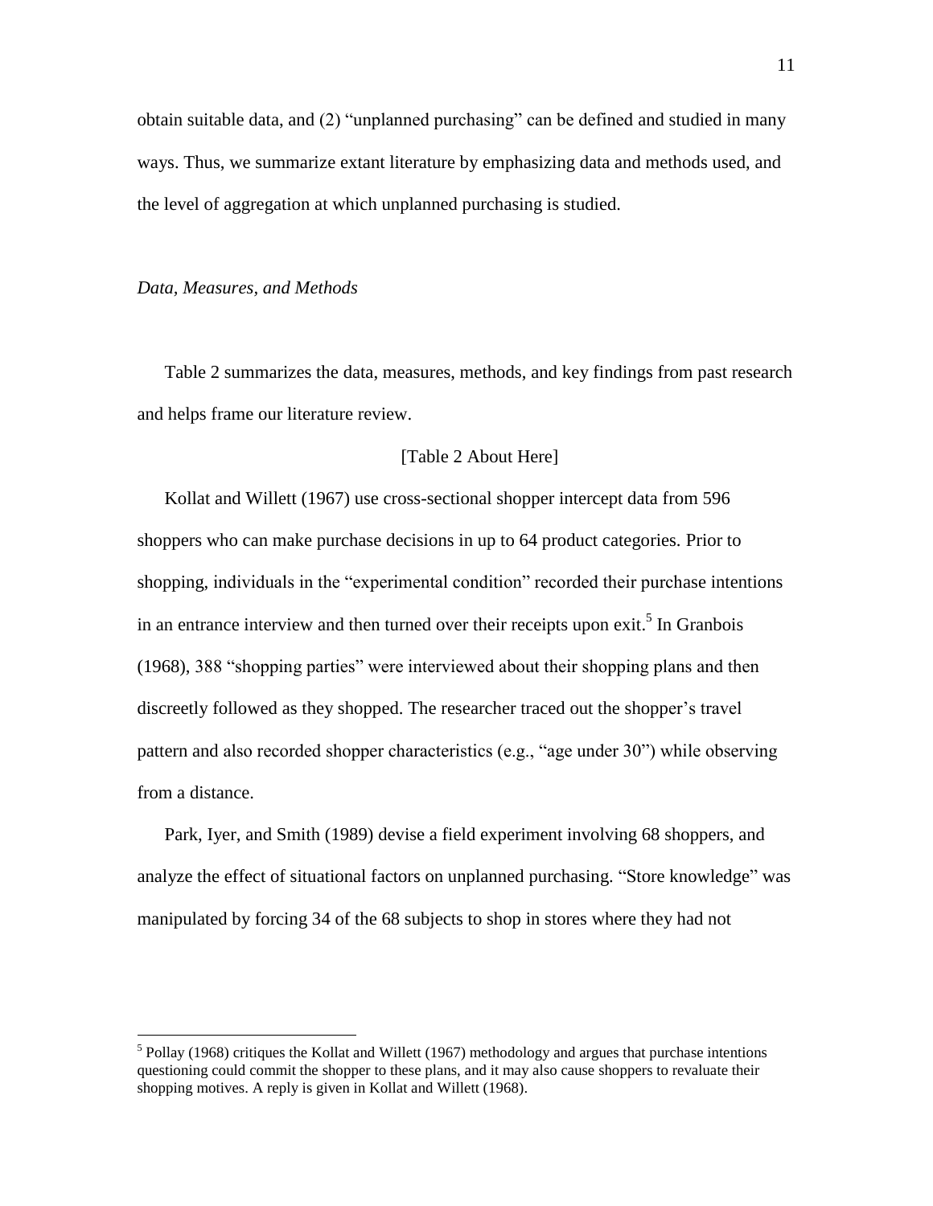obtain suitable data, and (2) “unplanned purchasing” can be defined and studied in many ways. Thus, we summarize extant literature by emphasizing data and methods used, and the level of aggregation at which unplanned purchasing is studied.

*Data, Measures, and Methods*

Table 2 summarizes the data, measures, methods, and key findings from past research and helps frame our literature review.

[Table 2 About Here]

Kollat and Willett (1967) use cross-sectional shopper intercept data from 596 shoppers who can make purchase decisions in up to 64 product categories. Prior to shopping, individuals in the “experimental condition” recorded their purchase intentions in an entrance interview and then turned over their receipts upon exit.[5] In Granbois (1968), 388 “shopping parties” were interviewed about their shopping plans and then discreetly followed as they shopped. The researcher traced out the shopper’s travel pattern and also recorded shopper characteristics (e.g., “age under 30”) while observing from a distance.

Park, Iyer, and Smith (1989) devise a field experiment involving 68 shoppers, and analyze the effect of situational factors on unplanned purchasing. “Store knowledge” was manipulated by forcing 34 of the 68 subjects to shop in stores where they had not

---

[5] Pollay (1968) critiques the Kollat and Willett (1967) methodology and argues that purchase intentions questioning could commit the shopper to these plans, and it may also cause shoppers to revaluate their shopping motives. A reply is given in Kollat and Willett (1968).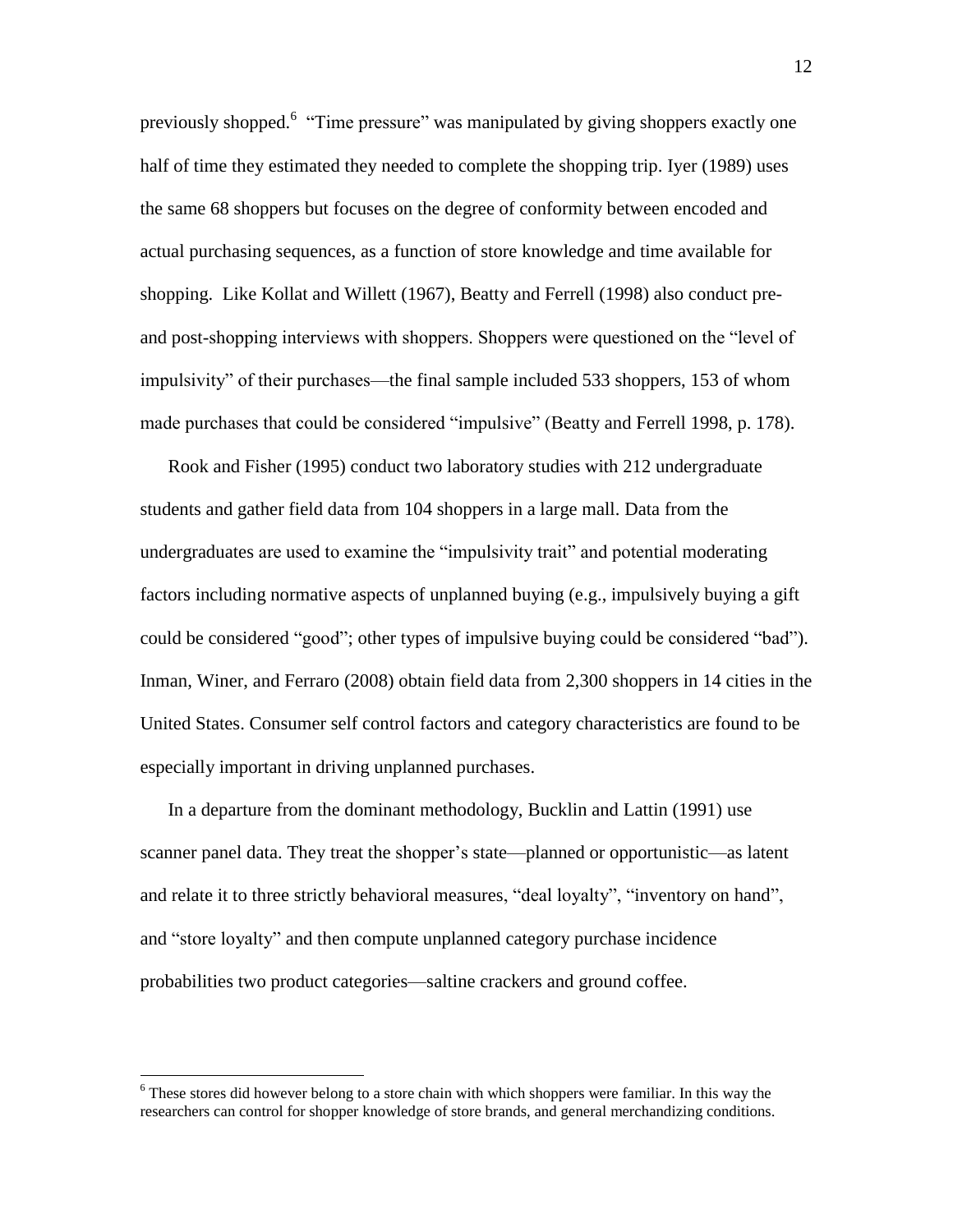previously shopped.[6] "Time pressure" was manipulated by giving shoppers exactly one half of time they estimated they needed to complete the shopping trip. Iyer (1989) uses the same 68 shoppers but focuses on the degree of conformity between encoded and actual purchasing sequences, as a function of store knowledge and time available for shopping. Like Kollat and Willett (1967), Beatty and Ferrell (1998) also conduct pre- and post-shopping interviews with shoppers. Shoppers were questioned on the "level of impulsivity" of their purchases—the final sample included 533 shoppers, 153 of whom made purchases that could be considered "impulsive" (Beatty and Ferrell 1998, p. 178).

Rook and Fisher (1995) conduct two laboratory studies with 212 undergraduate students and gather field data from 104 shoppers in a large mall. Data from the undergraduates are used to examine the "impulsivity trait" and potential moderating factors including normative aspects of unplanned buying (e.g., impulsively buying a gift could be considered "good"; other types of impulsive buying could be considered "bad"). Inman, Winer, and Ferraro (2008) obtain field data from 2,300 shoppers in 14 cities in the United States. Consumer self control factors and category characteristics are found to be especially important in driving unplanned purchases.

In a departure from the dominant methodology, Bucklin and Lattin (1991) use scanner panel data. They treat the shopper's state—planned or opportunistic—as latent and relate it to three strictly behavioral measures, "deal loyalty", "inventory on hand", and "store loyalty" and then compute unplanned category purchase incidence probabilities two product categories—saltine crackers and ground coffee.

---

[6] These stores did however belong to a store chain with which shoppers were familiar. In this way the researchers can control for shopper knowledge of store brands, and general merchandizing conditions.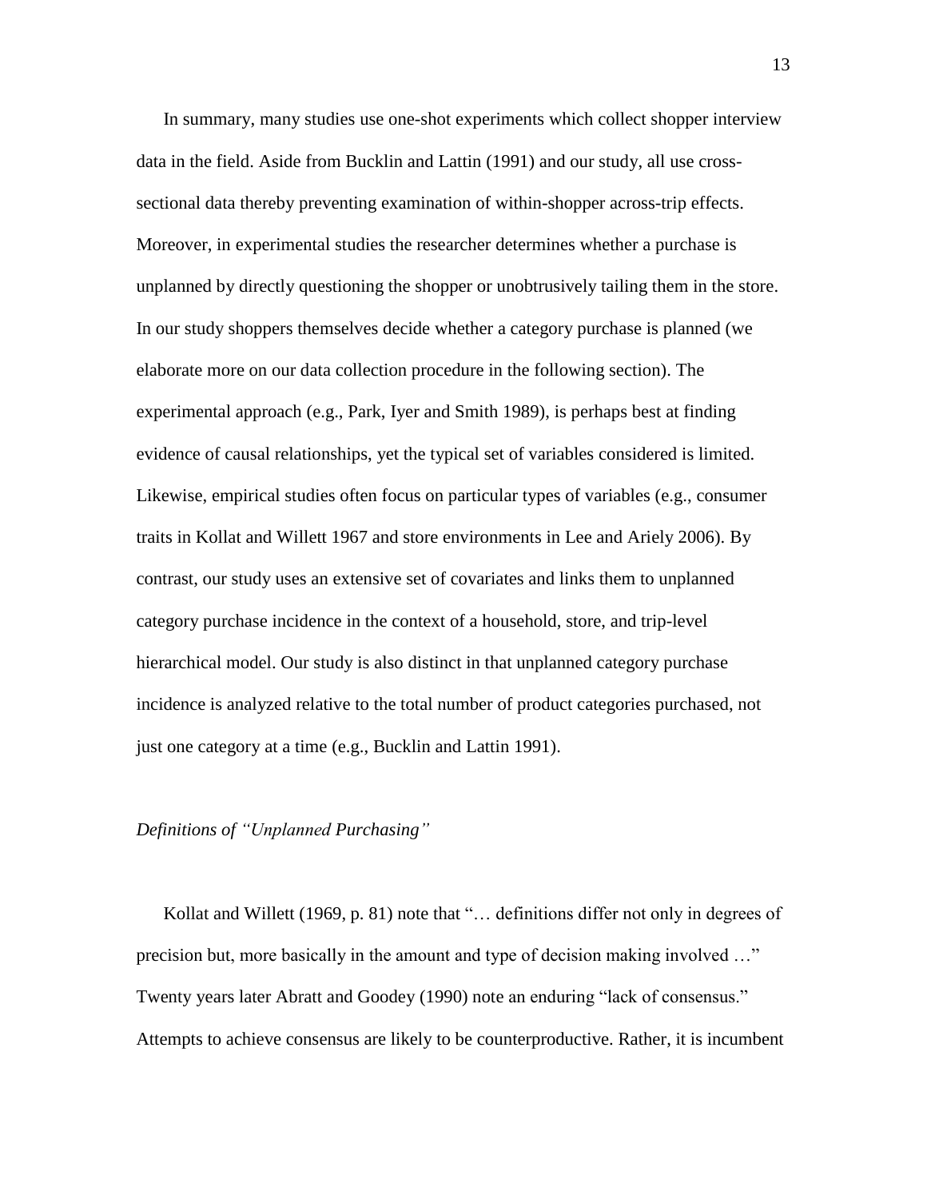In summary, many studies use one-shot experiments which collect shopper interview data in the field. Aside from Bucklin and Lattin (1991) and our study, all use cross-sectional data thereby preventing examination of within-shopper across-trip effects. Moreover, in experimental studies the researcher determines whether a purchase is unplanned by directly questioning the shopper or unobtrusively tailing them in the store. In our study shoppers themselves decide whether a category purchase is planned (we elaborate more on our data collection procedure in the following section). The experimental approach (e.g., Park, Iyer and Smith 1989), is perhaps best at finding evidence of causal relationships, yet the typical set of variables considered is limited. Likewise, empirical studies often focus on particular types of variables (e.g., consumer traits in Kollat and Willett 1967 and store environments in Lee and Ariely 2006). By contrast, our study uses an extensive set of covariates and links them to unplanned category purchase incidence in the context of a household, store, and trip-level hierarchical model. Our study is also distinct in that unplanned category purchase incidence is analyzed relative to the total number of product categories purchased, not just one category at a time (e.g., Bucklin and Lattin 1991).

### *Definitions of "Unplanned Purchasing"*

Kollat and Willett (1969, p. 81) note that "… definitions differ not only in degrees of precision but, more basically in the amount and type of decision making involved …" Twenty years later Abratt and Goodey (1990) note an enduring "lack of consensus." Attempts to achieve consensus are likely to be counterproductive. Rather, it is incumbent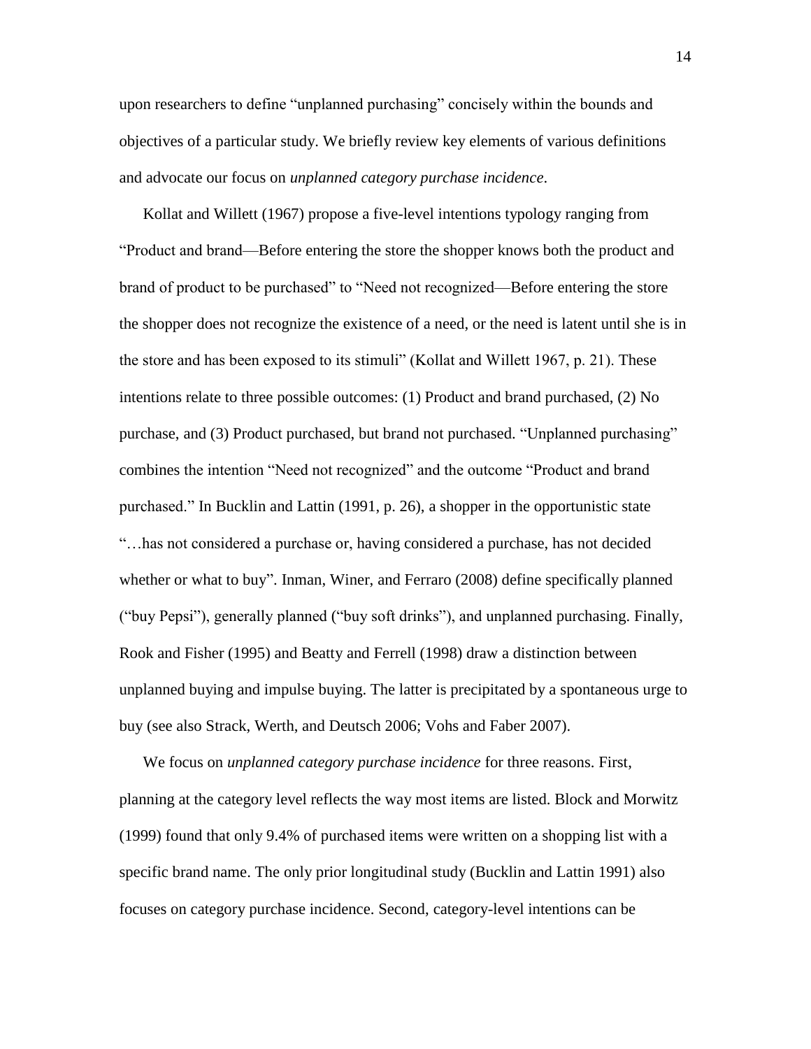upon researchers to define "unplanned purchasing" concisely within the bounds and objectives of a particular study. We briefly review key elements of various definitions and advocate our focus on *unplanned category purchase incidence*.

Kollat and Willett (1967) propose a five-level intentions typology ranging from "Product and brand—Before entering the store the shopper knows both the product and brand of product to be purchased" to "Need not recognized—Before entering the store the shopper does not recognize the existence of a need, or the need is latent until she is in the store and has been exposed to its stimuli" (Kollat and Willett 1967, p. 21). These intentions relate to three possible outcomes: (1) Product and brand purchased, (2) No purchase, and (3) Product purchased, but brand not purchased. "Unplanned purchasing" combines the intention "Need not recognized" and the outcome "Product and brand purchased." In Bucklin and Lattin (1991, p. 26), a shopper in the opportunistic state "…has not considered a purchase or, having considered a purchase, has not decided whether or what to buy". Inman, Winer, and Ferraro (2008) define specifically planned ("buy Pepsi"), generally planned ("buy soft drinks"), and unplanned purchasing. Finally, Rook and Fisher (1995) and Beatty and Ferrell (1998) draw a distinction between unplanned buying and impulse buying. The latter is precipitated by a spontaneous urge to buy (see also Strack, Werth, and Deutsch 2006; Vohs and Faber 2007).

We focus on *unplanned category purchase incidence* for three reasons. First, planning at the category level reflects the way most items are listed. Block and Morwitz (1999) found that only 9.4% of purchased items were written on a shopping list with a specific brand name. The only prior longitudinal study (Bucklin and Lattin 1991) also focuses on category purchase incidence. Second, category-level intentions can be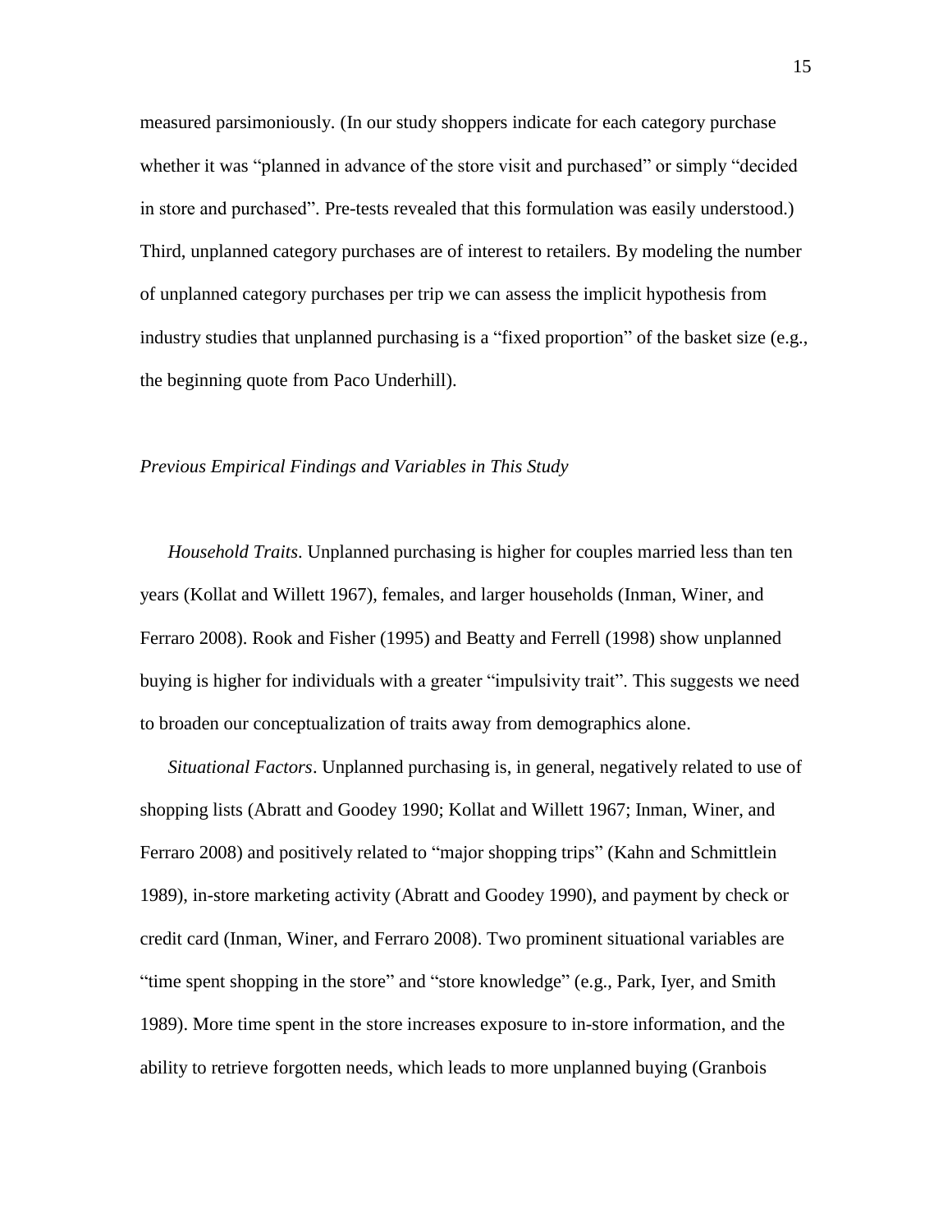measured parsimoniously. (In our study shoppers indicate for each category purchase whether it was "planned in advance of the store visit and purchased" or simply "decided in store and purchased". Pre-tests revealed that this formulation was easily understood.) Third, unplanned category purchases are of interest to retailers. By modeling the number of unplanned category purchases per trip we can assess the implicit hypothesis from industry studies that unplanned purchasing is a "fixed proportion" of the basket size (e.g., the beginning quote from Paco Underhill).

### *Previous Empirical Findings and Variables in This Study*

*Household Traits*. Unplanned purchasing is higher for couples married less than ten years (Kollat and Willett 1967), females, and larger households (Inman, Winer, and Ferraro 2008). Rook and Fisher (1995) and Beatty and Ferrell (1998) show unplanned buying is higher for individuals with a greater "impulsivity trait". This suggests we need to broaden our conceptualization of traits away from demographics alone.

*Situational Factors*. Unplanned purchasing is, in general, negatively related to use of shopping lists (Abratt and Goodey 1990; Kollat and Willett 1967; Inman, Winer, and Ferraro 2008) and positively related to "major shopping trips" (Kahn and Schmittlein 1989), in-store marketing activity (Abratt and Goodey 1990), and payment by check or credit card (Inman, Winer, and Ferraro 2008). Two prominent situational variables are "time spent shopping in the store" and "store knowledge" (e.g., Park, Iyer, and Smith 1989). More time spent in the store increases exposure to in-store information, and the ability to retrieve forgotten needs, which leads to more unplanned buying (Granbois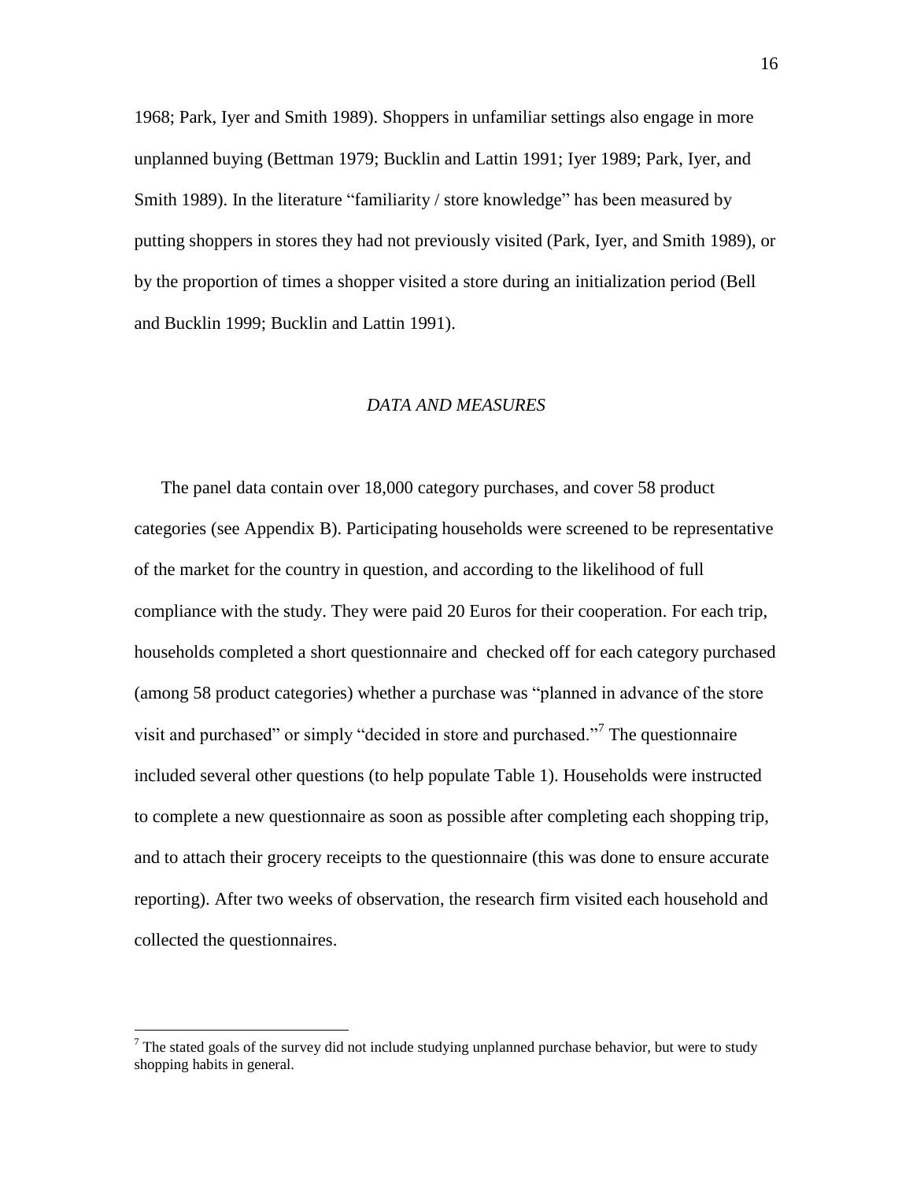1968; Park, Iyer and Smith 1989). Shoppers in unfamiliar settings also engage in more unplanned buying (Bettman 1979; Bucklin and Lattin 1991; Iyer 1989; Park, Iyer, and Smith 1989). In the literature "familiarity / store knowledge" has been measured by putting shoppers in stores they had not previously visited (Park, Iyer, and Smith 1989), or by the proportion of times a shopper visited a store during an initialization period (Bell and Bucklin 1999; Bucklin and Lattin 1991).

## *DATA AND MEASURES*

The panel data contain over 18,000 category purchases, and cover 58 product categories (see Appendix B). Participating households were screened to be representative of the market for the country in question, and according to the likelihood of full compliance with the study. They were paid 20 Euros for their cooperation. For each trip, households completed a short questionnaire and checked off for each category purchased (among 58 product categories) whether a purchase was "planned in advance of the store visit and purchased" or simply "decided in store and purchased."[7] The questionnaire included several other questions (to help populate Table 1). Households were instructed to complete a new questionnaire as soon as possible after completing each shopping trip, and to attach their grocery receipts to the questionnaire (this was done to ensure accurate reporting). After two weeks of observation, the research firm visited each household and collected the questionnaires.

[7] The stated goals of the survey did not include studying unplanned purchase behavior, but were to study shopping habits in general.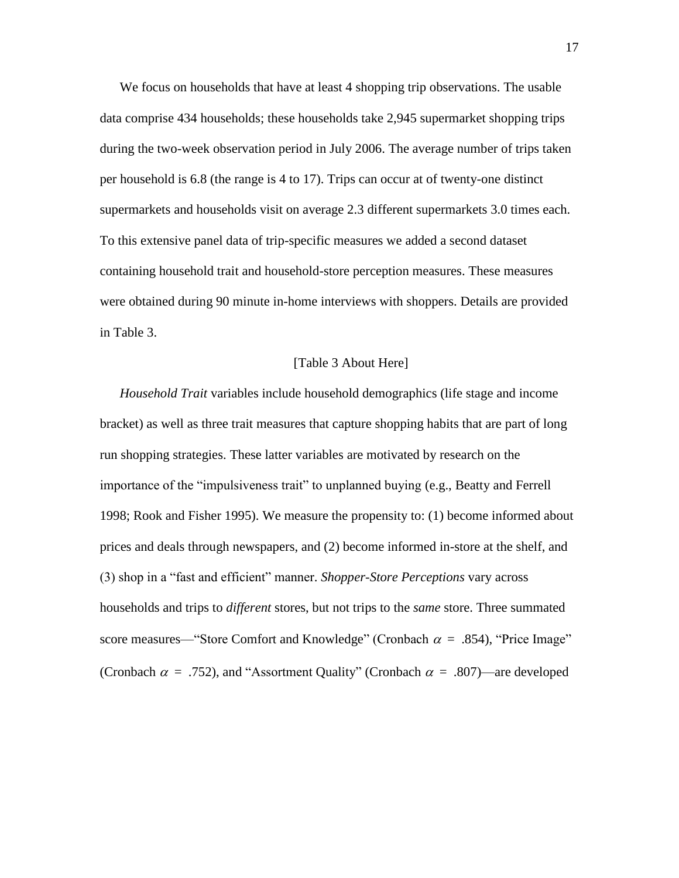We focus on households that have at least 4 shopping trip observations. The usable data comprise 434 households; these households take 2,945 supermarket shopping trips during the two-week observation period in July 2006. The average number of trips taken per household is 6.8 (the range is 4 to 17). Trips can occur at of twenty-one distinct supermarkets and households visit on average 2.3 different supermarkets 3.0 times each. To this extensive panel data of trip-specific measures we added a second dataset containing household trait and household-store perception measures. These measures were obtained during 90 minute in-home interviews with shoppers. Details are provided in Table 3.

[Table 3 About Here]

*Household Trait* variables include household demographics (life stage and income bracket) as well as three trait measures that capture shopping habits that are part of long run shopping strategies. These latter variables are motivated by research on the importance of the "impulsiveness trait" to unplanned buying (e.g., Beatty and Ferrell 1998; Rook and Fisher 1995). We measure the propensity to: (1) become informed about prices and deals through newspapers, and (2) become informed in-store at the shelf, and (3) shop in a "fast and efficient" manner. *Shopper-Store Perceptions* vary across households and trips to *different* stores, but not trips to the *same* store. Three summated score measures—"Store Comfort and Knowledge" (Cronbach $\alpha$ = .854), "Price Image" (Cronbach $\alpha$ = .752), and "Assortment Quality" (Cronbach $\alpha$ = .807)—are developed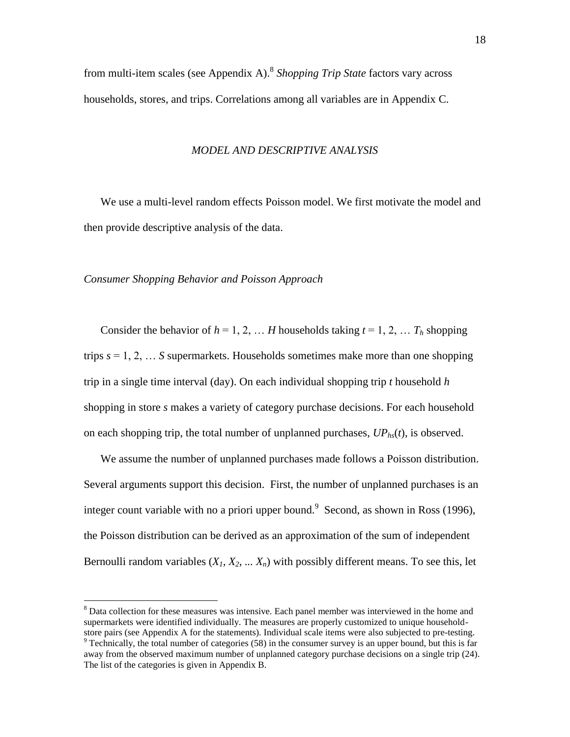from multi-item scales (see Appendix A).[8] *Shopping Trip State* factors vary across households, stores, and trips. Correlations among all variables are in Appendix C.

## *MODEL AND DESCRIPTIVE ANALYSIS*

We use a multi-level random effects Poisson model. We first motivate the model and then provide descriptive analysis of the data.

### *Consumer Shopping Behavior and Poisson Approach*

Consider the behavior of $h = 1, 2, \ldots H$ households taking $t = 1, 2, \ldots T_h$ shopping trips $s = 1, 2, \ldots S$ supermarkets. Households sometimes make more than one shopping trip in a single time interval (day). On each individual shopping trip $t$ household $h$ shopping in store $s$ makes a variety of category purchase decisions. For each household on each shopping trip, the total number of unplanned purchases, $UP_{hs}(t)$, is observed.

We assume the number of unplanned purchases made follows a Poisson distribution. Several arguments support this decision. First, the number of unplanned purchases is an integer count variable with no a priori upper bound.[9] Second, as shown in Ross (1996), the Poisson distribution can be derived as an approximation of the sum of independent Bernoulli random variables ($X_1, X_2, \ldots X_n$) with possibly different means. To see this, let

---

[8] Data collection for these measures was intensive. Each panel member was interviewed in the home and supermarkets were identified individually. The measures are properly customized to unique household-store pairs (see Appendix A for the statements). Individual scale items were also subjected to pre-testing.

[9] Technically, the total number of categories (58) in the consumer survey is an upper bound, but this is far away from the observed maximum number of unplanned category purchase decisions on a single trip (24). The list of the categories is given in Appendix B.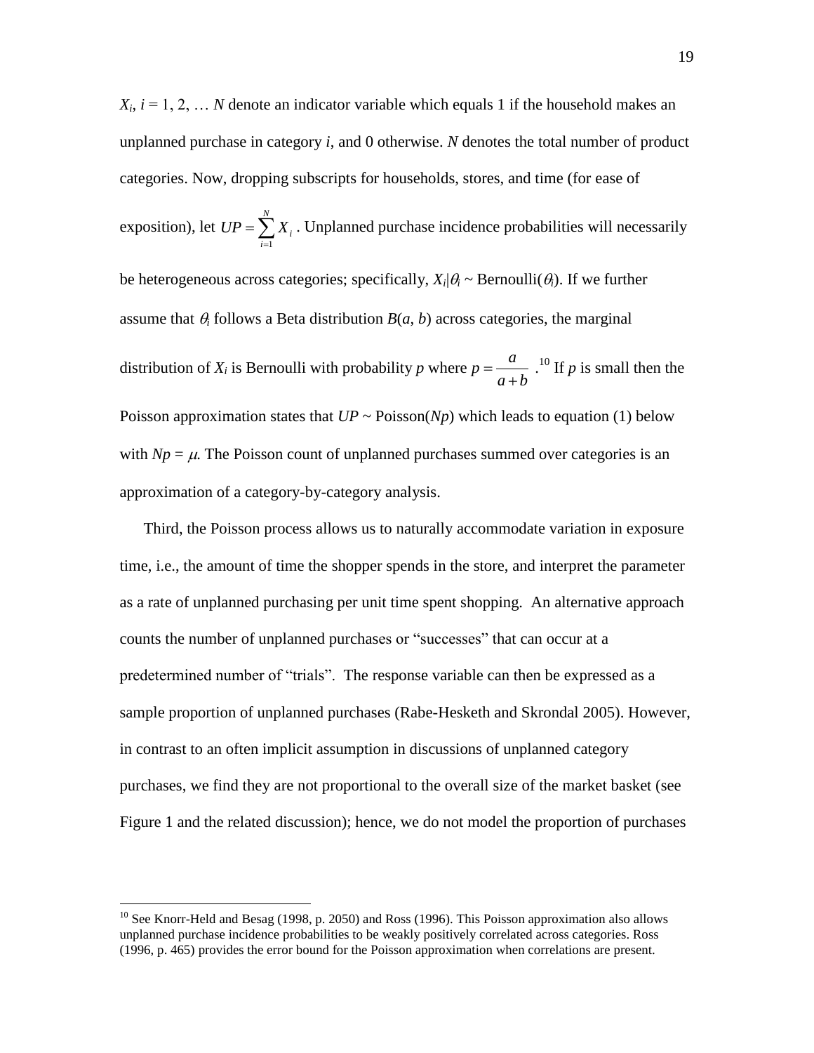$X_i$, $i = 1, 2, \ldots N$ denote an indicator variable which equals 1 if the household makes an unplanned purchase in category $i$, and 0 otherwise. $N$ denotes the total number of product categories. Now, dropping subscripts for households, stores, and time (for ease of exposition), let $UP = \sum_{i=1}^{N} X_i$. Unplanned purchase incidence probabilities will necessarily be heterogeneous across categories; specifically, $X_i|\theta_i \sim \text{Bernoulli}(\theta_i)$. If we further assume that $\theta_i$ follows a Beta distribution $B(a, b)$ across categories, the marginal distribution of $X_i$ is Bernoulli with probability $p$ where $p = \frac{a}{a+b}$.[10] If $p$ is small then the Poisson approximation states that $UP \sim \text{Poisson}(Np)$ which leads to equation (1) below with $Np = \mu$. The Poisson count of unplanned purchases summed over categories is an approximation of a category-by-category analysis.

Third, the Poisson process allows us to naturally accommodate variation in exposure time, i.e., the amount of time the shopper spends in the store, and interpret the parameter as a rate of unplanned purchasing per unit time spent shopping. An alternative approach counts the number of unplanned purchases or "successes" that can occur at a predetermined number of "trials". The response variable can then be expressed as a sample proportion of unplanned purchases (Rabe-Hesketh and Skrondal 2005). However, in contrast to an often implicit assumption in discussions of unplanned category purchases, we find they are not proportional to the overall size of the market basket (see Figure 1 and the related discussion); hence, we do not model the proportion of purchases

[10] See Knorr-Held and Besag (1998, p. 2050) and Ross (1996). This Poisson approximation also allows unplanned purchase incidence probabilities to be weakly positively correlated across categories. Ross (1996, p. 465) provides the error bound for the Poisson approximation when correlations are present.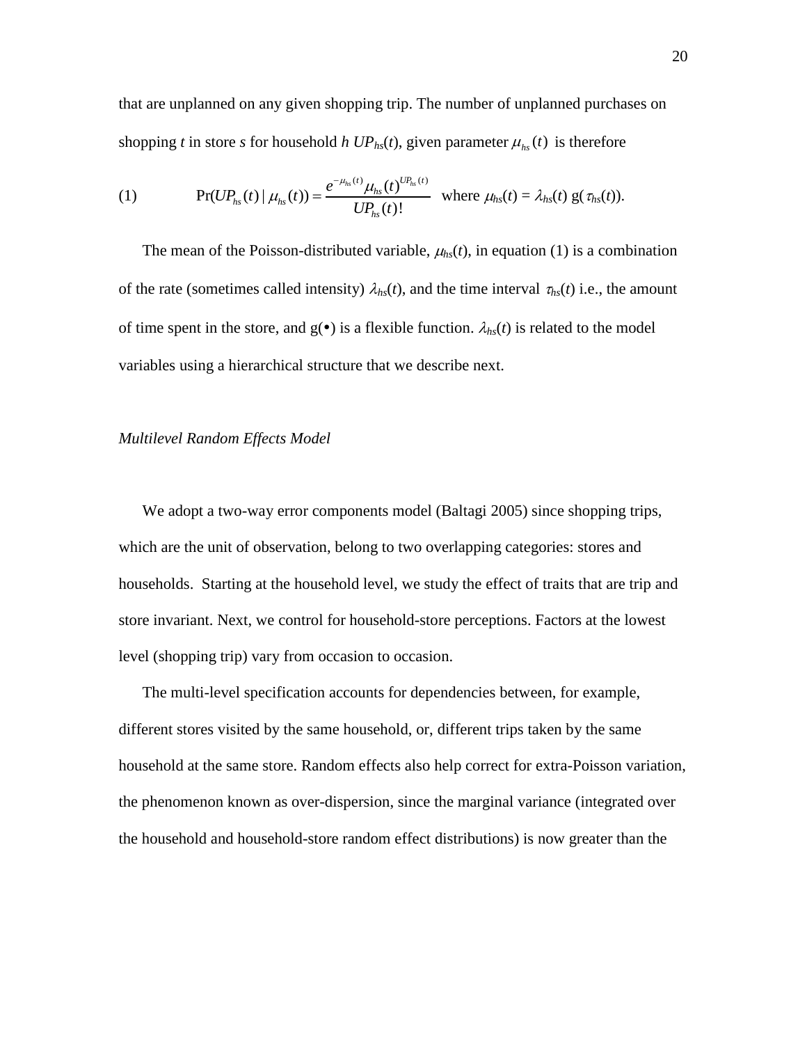that are unplanned on any given shopping trip. The number of unplanned purchases on shopping $t$ in store $s$ for household $h$ $UP_{hs}(t)$, given parameter $\mu_{hs}(t)$ is therefore

$$\text{(1)} \qquad \Pr(UP_{hs}(t) \mid \mu_{hs}(t)) = \frac{e^{-\mu_{hs}(t)} \mu_{hs}(t)^{UP_{hs}(t)}}{UP_{hs}(t)!} \quad \text{where } \mu_{hs}(t) = \lambda_{hs}(t)\, g(\tau_{hs}(t)).$$

The mean of the Poisson-distributed variable, $\mu_{hs}(t)$, in equation (1) is a combination of the rate (sometimes called intensity) $\lambda_{hs}(t)$, and the time interval $\tau_{hs}(t)$ i.e., the amount of time spent in the store, and $g(\bullet)$ is a flexible function. $\lambda_{hs}(t)$ is related to the model variables using a hierarchical structure that we describe next.

*Multilevel Random Effects Model*

We adopt a two-way error components model (Baltagi 2005) since shopping trips, which are the unit of observation, belong to two overlapping categories: stores and households. Starting at the household level, we study the effect of traits that are trip and store invariant. Next, we control for household-store perceptions. Factors at the lowest level (shopping trip) vary from occasion to occasion.

The multi-level specification accounts for dependencies between, for example, different stores visited by the same household, or, different trips taken by the same household at the same store. Random effects also help correct for extra-Poisson variation, the phenomenon known as over-dispersion, since the marginal variance (integrated over the household and household-store random effect distributions) is now greater than the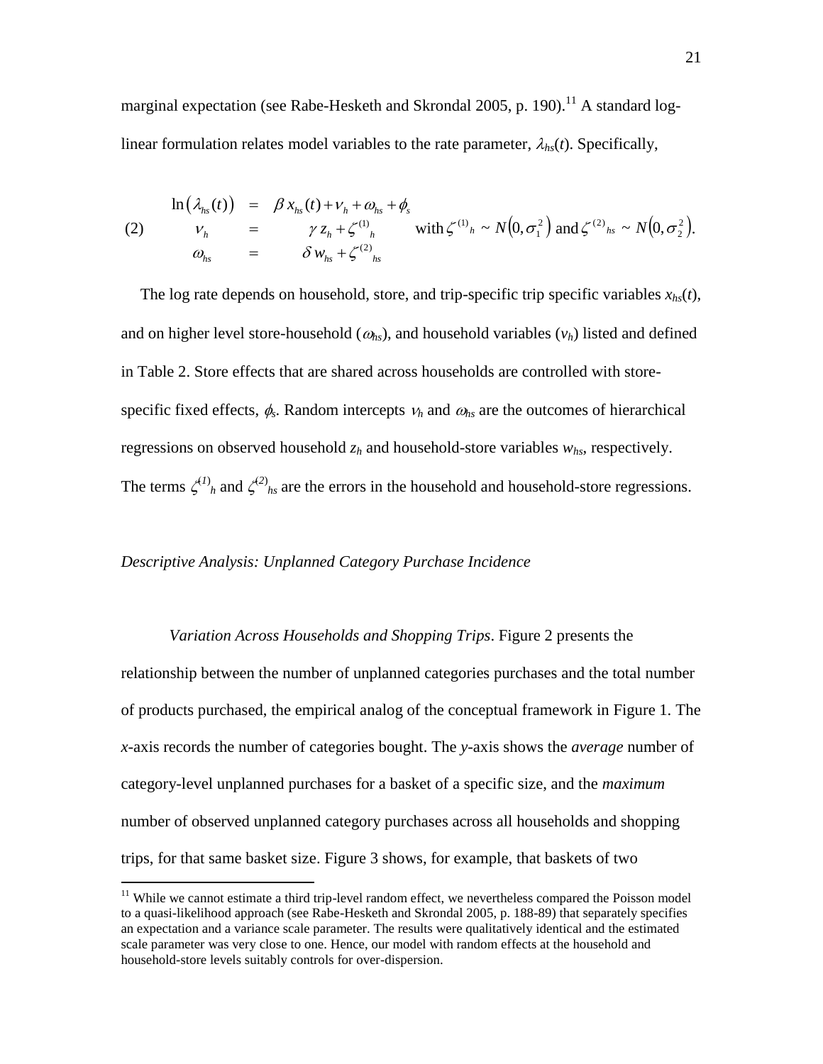marginal expectation (see Rabe-Hesketh and Skrondal 2005, p. 190).[11] A standard log-linear formulation relates model variables to the rate parameter, $\lambda_{hs}(t)$. Specifically,

$$
(2) \qquad \begin{array}{rcl} \ln\left(\lambda_{hs}(t)\right) & = & \beta\, x_{hs}(t) + \nu_h + \omega_{hs} + \phi_s \\ \nu_h & = & \gamma\, z_h + \zeta^{(1)}{}_h \\ \omega_{hs} & = & \delta\, w_{hs} + \zeta^{(2)}{}_{hs} \end{array} \qquad \text{with } \zeta^{(1)}{}_h \sim N\left(0, \sigma_1^2\right) \text{ and } \zeta^{(2)}{}_{hs} \sim N\left(0, \sigma_2^2\right).
$$

The log rate depends on household, store, and trip-specific trip specific variables $x_{hs}(t)$, and on higher level store-household ($\omega_{hs}$), and household variables ($v_h$) listed and defined in Table 2. Store effects that are shared across households are controlled with store-specific fixed effects, $\phi_s$. Random intercepts $\nu_h$ and $\omega_{hs}$ are the outcomes of hierarchical regressions on observed household $z_h$ and household-store variables $w_{hs}$, respectively. The terms $\zeta^{(1)}{}_h$ and $\zeta^{(2)}{}_{hs}$ are the errors in the household and household-store regressions.

*Descriptive Analysis: Unplanned Category Purchase Incidence*

*Variation Across Households and Shopping Trips*. Figure 2 presents the relationship between the number of unplanned categories purchases and the total number of products purchased, the empirical analog of the conceptual framework in Figure 1. The *x*-axis records the number of categories bought. The *y*-axis shows the *average* number of category-level unplanned purchases for a basket of a specific size, and the *maximum* number of observed unplanned category purchases across all households and shopping trips, for that same basket size. Figure 3 shows, for example, that baskets of two

[11] While we cannot estimate a third trip-level random effect, we nevertheless compared the Poisson model to a quasi-likelihood approach (see Rabe-Hesketh and Skrondal 2005, p. 188-89) that separately specifies an expectation and a variance scale parameter. The results were qualitatively identical and the estimated scale parameter was very close to one. Hence, our model with random effects at the household and household-store levels suitably controls for over-dispersion.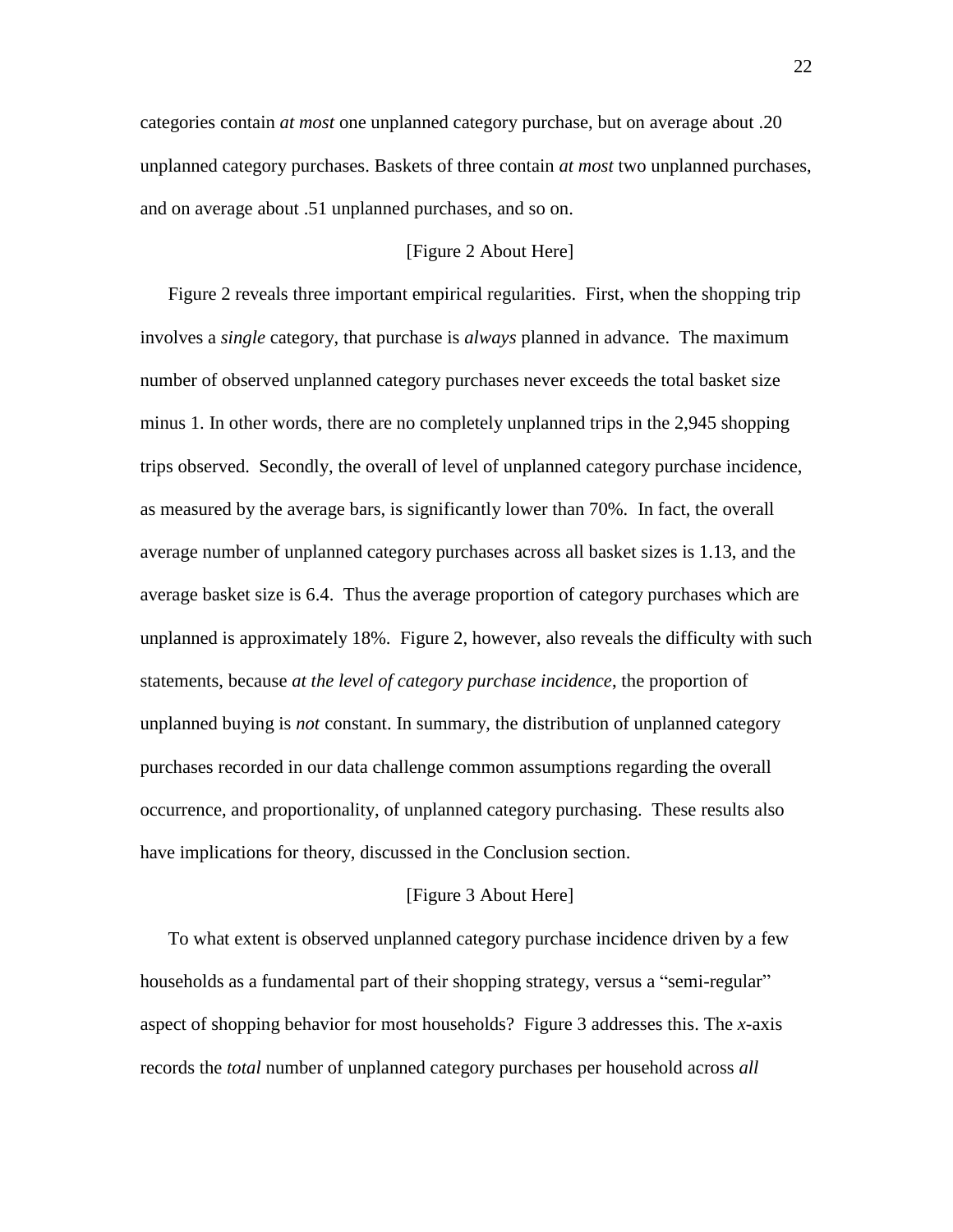categories contain *at most* one unplanned category purchase, but on average about .20 unplanned category purchases. Baskets of three contain *at most* two unplanned purchases, and on average about .51 unplanned purchases, and so on.

[Figure 2 About Here]

Figure 2 reveals three important empirical regularities. First, when the shopping trip involves a *single* category, that purchase is *always* planned in advance. The maximum number of observed unplanned category purchases never exceeds the total basket size minus 1. In other words, there are no completely unplanned trips in the 2,945 shopping trips observed. Secondly, the overall of level of unplanned category purchase incidence, as measured by the average bars, is significantly lower than 70%. In fact, the overall average number of unplanned category purchases across all basket sizes is 1.13, and the average basket size is 6.4. Thus the average proportion of category purchases which are unplanned is approximately 18%. Figure 2, however, also reveals the difficulty with such statements, because *at the level of category purchase incidence*, the proportion of unplanned buying is *not* constant. In summary, the distribution of unplanned category purchases recorded in our data challenge common assumptions regarding the overall occurrence, and proportionality, of unplanned category purchasing. These results also have implications for theory, discussed in the Conclusion section.

[Figure 3 About Here]

To what extent is observed unplanned category purchase incidence driven by a few households as a fundamental part of their shopping strategy, versus a "semi-regular" aspect of shopping behavior for most households? Figure 3 addresses this. The *x*-axis records the *total* number of unplanned category purchases per household across *all*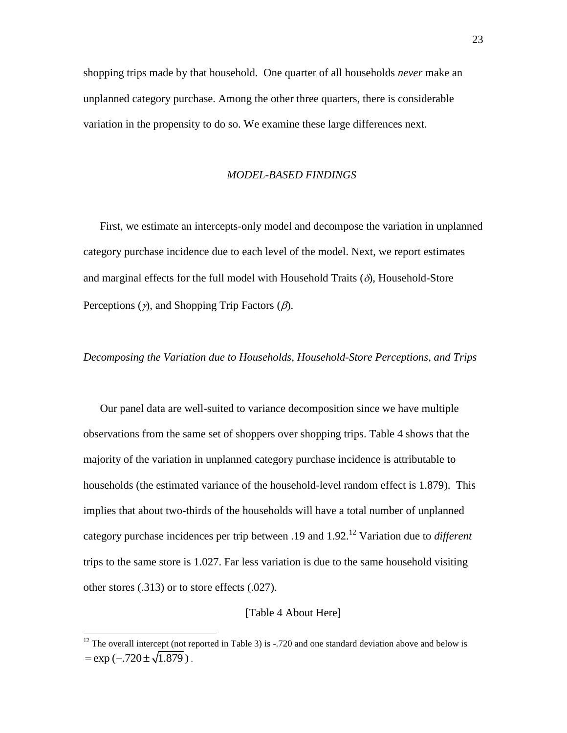shopping trips made by that household. One quarter of all households *never* make an unplanned category purchase. Among the other three quarters, there is considerable variation in the propensity to do so. We examine these large differences next.

## *MODEL-BASED FINDINGS*

First, we estimate an intercepts-only model and decompose the variation in unplanned category purchase incidence due to each level of the model. Next, we report estimates and marginal effects for the full model with Household Traits ($\delta$), Household-Store Perceptions ($\gamma$), and Shopping Trip Factors ($\beta$).

### *Decomposing the Variation due to Households, Household-Store Perceptions, and Trips*

Our panel data are well-suited to variance decomposition since we have multiple observations from the same set of shoppers over shopping trips. Table 4 shows that the majority of the variation in unplanned category purchase incidence is attributable to households (the estimated variance of the household-level random effect is 1.879). This implies that about two-thirds of the households will have a total number of unplanned category purchase incidences per trip between .19 and 1.92.[12] Variation due to *different* trips to the same store is 1.027. Far less variation is due to the same household visiting other stores (.313) or to store effects (.027).

[Table 4 About Here]

---

[12] The overall intercept (not reported in Table 3) is -.720 and one standard deviation above and below is $= \exp(-.720 \pm \sqrt{1.879})$.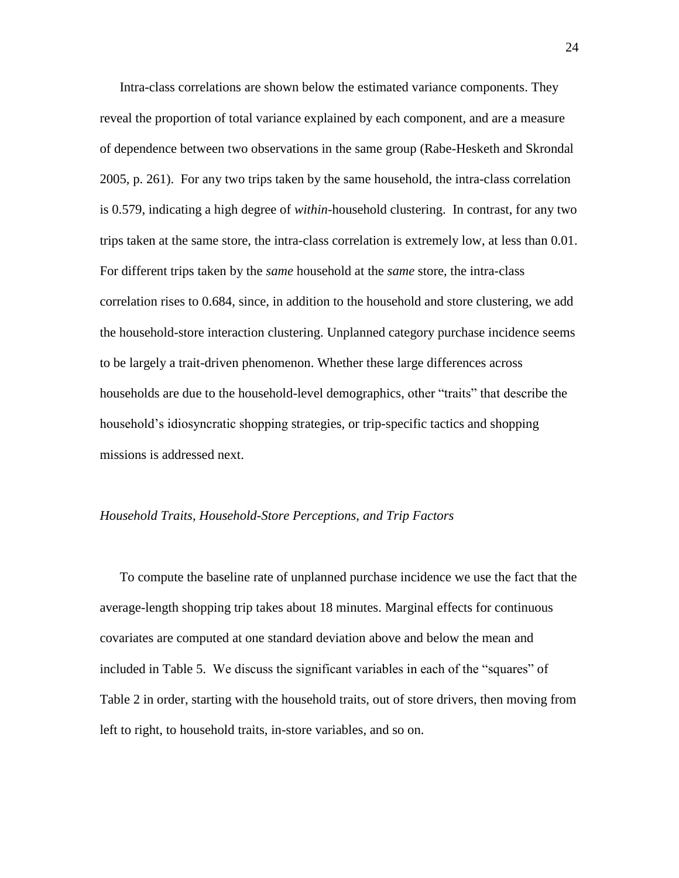Intra-class correlations are shown below the estimated variance components. They reveal the proportion of total variance explained by each component, and are a measure of dependence between two observations in the same group (Rabe-Hesketh and Skrondal 2005, p. 261). For any two trips taken by the same household, the intra-class correlation is 0.579, indicating a high degree of *within*-household clustering. In contrast, for any two trips taken at the same store, the intra-class correlation is extremely low, at less than 0.01. For different trips taken by the *same* household at the *same* store, the intra-class correlation rises to 0.684, since, in addition to the household and store clustering, we add the household-store interaction clustering. Unplanned category purchase incidence seems to be largely a trait-driven phenomenon. Whether these large differences across households are due to the household-level demographics, other "traits" that describe the household's idiosyncratic shopping strategies, or trip-specific tactics and shopping missions is addressed next.

### *Household Traits, Household-Store Perceptions, and Trip Factors*

To compute the baseline rate of unplanned purchase incidence we use the fact that the average-length shopping trip takes about 18 minutes. Marginal effects for continuous covariates are computed at one standard deviation above and below the mean and included in Table 5. We discuss the significant variables in each of the "squares" of Table 2 in order, starting with the household traits, out of store drivers, then moving from left to right, to household traits, in-store variables, and so on.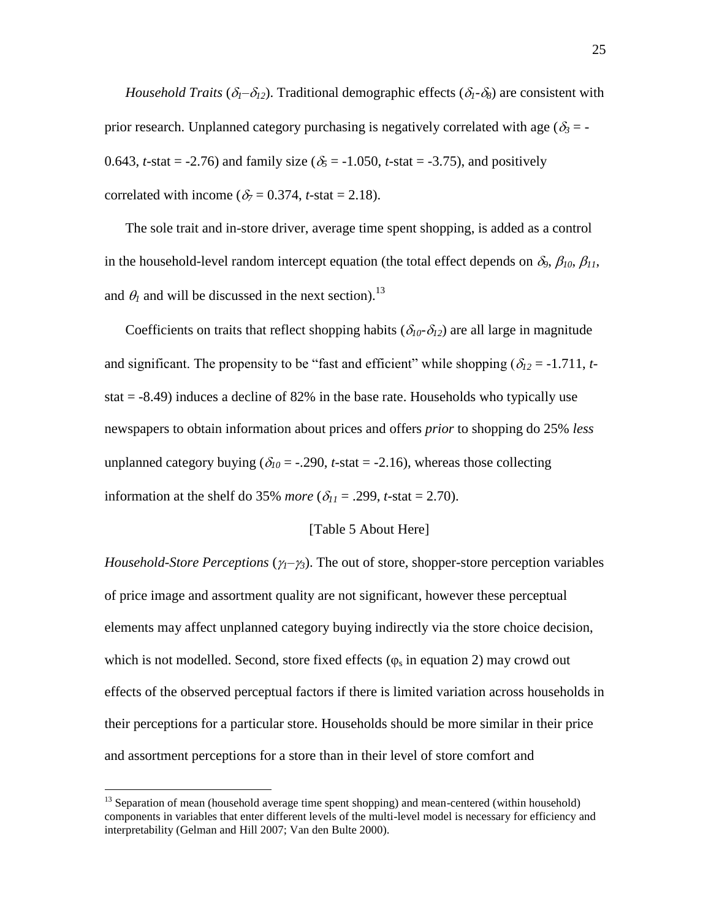*Household Traits* ($\delta_1$–$\delta_{12}$). Traditional demographic effects ($\delta_1$-$\delta_8$) are consistent with prior research. Unplanned category purchasing is negatively correlated with age ($\delta_3$ = -0.643, *t*-stat = -2.76) and family size ($\delta_5$ = -1.050, *t*-stat = -3.75), and positively correlated with income ($\delta_7$ = 0.374, *t*-stat = 2.18).

The sole trait and in-store driver, average time spent shopping, is added as a control in the household-level random intercept equation (the total effect depends on $\delta_9$, $\beta_{10}$, $\beta_{11}$, and $\theta_1$ and will be discussed in the next section).[13]

Coefficients on traits that reflect shopping habits ($\delta_{10}$-$\delta_{12}$) are all large in magnitude and significant. The propensity to be "fast and efficient" while shopping ($\delta_{12}$ = -1.711, *t*-stat = -8.49) induces a decline of 82% in the base rate. Households who typically use newspapers to obtain information about prices and offers *prior* to shopping do 25% *less* unplanned category buying ($\delta_{10}$ = -.290, *t*-stat = -2.16), whereas those collecting information at the shelf do 35% *more* ($\delta_{11}$ = .299, *t*-stat = 2.70).

[Table 5 About Here]

*Household-Store Perceptions* ($\gamma_1$–$\gamma_3$). The out of store, shopper-store perception variables of price image and assortment quality are not significant, however these perceptual elements may affect unplanned category buying indirectly via the store choice decision, which is not modelled. Second, store fixed effects ($\varphi_s$ in equation 2) may crowd out effects of the observed perceptual factors if there is limited variation across households in their perceptions for a particular store. Households should be more similar in their price and assortment perceptions for a store than in their level of store comfort and

[13] Separation of mean (household average time spent shopping) and mean-centered (within household) components in variables that enter different levels of the multi-level model is necessary for efficiency and interpretability (Gelman and Hill 2007; Van den Bulte 2000).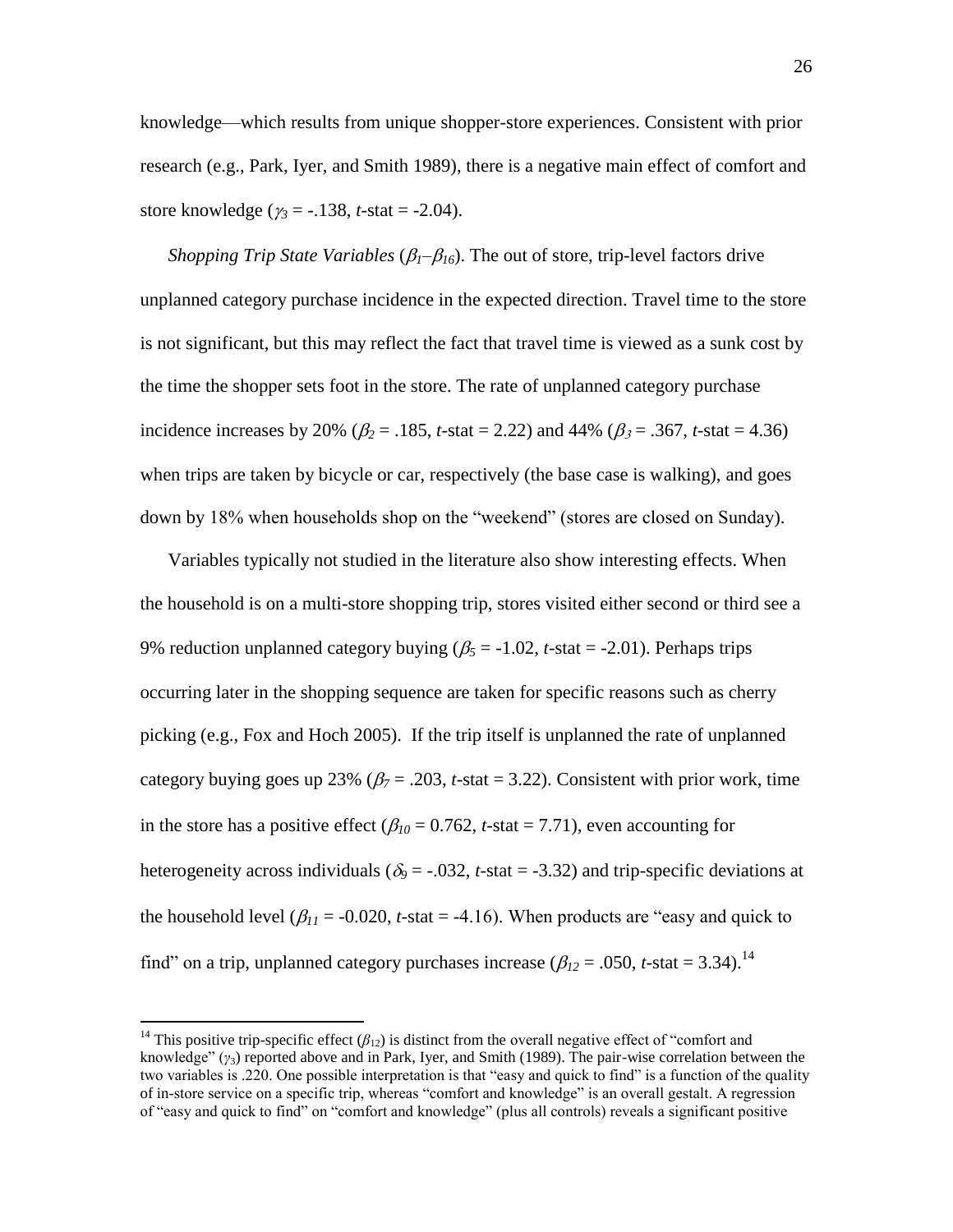knowledge—which results from unique shopper-store experiences. Consistent with prior research (e.g., Park, Iyer, and Smith 1989), there is a negative main effect of comfort and store knowledge ($\gamma_3$ = -.138, *t*-stat = -2.04).

*Shopping Trip State Variables* ($\beta_1$–$\beta_{16}$). The out of store, trip-level factors drive unplanned category purchase incidence in the expected direction. Travel time to the store is not significant, but this may reflect the fact that travel time is viewed as a sunk cost by the time the shopper sets foot in the store. The rate of unplanned category purchase incidence increases by 20% ($\beta_2$ = .185, *t*-stat = 2.22) and 44% ($\beta_3$ = .367, *t*-stat = 4.36) when trips are taken by bicycle or car, respectively (the base case is walking), and goes down by 18% when households shop on the "weekend" (stores are closed on Sunday).

Variables typically not studied in the literature also show interesting effects. When the household is on a multi-store shopping trip, stores visited either second or third see a 9% reduction unplanned category buying ($\beta_5$ = -1.02, *t*-stat = -2.01). Perhaps trips occurring later in the shopping sequence are taken for specific reasons such as cherry picking (e.g., Fox and Hoch 2005). If the trip itself is unplanned the rate of unplanned category buying goes up 23% ($\beta_7$ = .203, *t*-stat = 3.22). Consistent with prior work, time in the store has a positive effect ($\beta_{10}$ = 0.762, *t*-stat = 7.71), even accounting for heterogeneity across individuals ($\delta_9$ = -.032, *t*-stat = -3.32) and trip-specific deviations at the household level ($\beta_{11}$ = -0.020, *t*-stat = -4.16). When products are "easy and quick to find" on a trip, unplanned category purchases increase ($\beta_{12}$ = .050, *t*-stat = 3.34).[14]

[14] This positive trip-specific effect ($\beta_{12}$) is distinct from the overall negative effect of "comfort and knowledge" ($\gamma_3$) reported above and in Park, Iyer, and Smith (1989). The pair-wise correlation between the two variables is .220. One possible interpretation is that "easy and quick to find" is a function of the quality of in-store service on a specific trip, whereas "comfort and knowledge" is an overall gestalt. A regression of "easy and quick to find" on "comfort and knowledge" (plus all controls) reveals a significant positive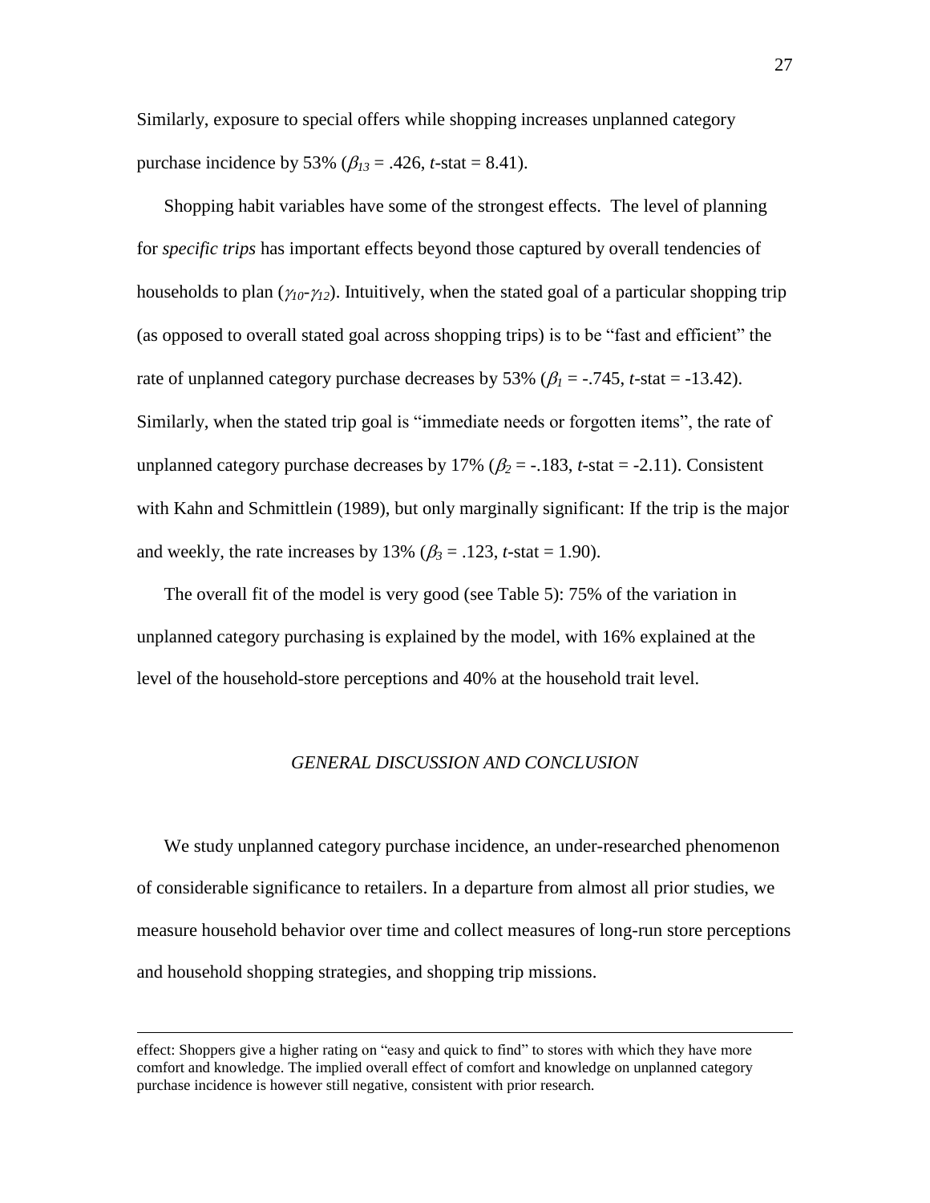Similarly, exposure to special offers while shopping increases unplanned category purchase incidence by 53% ($\beta_{13}$ = .426, *t*-stat = 8.41).

Shopping habit variables have some of the strongest effects. The level of planning for *specific trips* has important effects beyond those captured by overall tendencies of households to plan ($\gamma_{10}$-$\gamma_{12}$). Intuitively, when the stated goal of a particular shopping trip (as opposed to overall stated goal across shopping trips) is to be "fast and efficient" the rate of unplanned category purchase decreases by 53% ($\beta_{1}$ = -.745, *t*-stat = -13.42). Similarly, when the stated trip goal is "immediate needs or forgotten items", the rate of unplanned category purchase decreases by 17% ($\beta_{2}$ = -.183, *t*-stat = -2.11). Consistent with Kahn and Schmittlein (1989), but only marginally significant: If the trip is the major and weekly, the rate increases by 13% ($\beta_{3}$ = .123, *t*-stat = 1.90).

The overall fit of the model is very good (see Table 5): 75% of the variation in unplanned category purchasing is explained by the model, with 16% explained at the level of the household-store perceptions and 40% at the household trait level.

## *GENERAL DISCUSSION AND CONCLUSION*

We study unplanned category purchase incidence, an under-researched phenomenon of considerable significance to retailers. In a departure from almost all prior studies, we measure household behavior over time and collect measures of long-run store perceptions and household shopping strategies, and shopping trip missions.

---

effect: Shoppers give a higher rating on "easy and quick to find" to stores with which they have more comfort and knowledge. The implied overall effect of comfort and knowledge on unplanned category purchase incidence is however still negative, consistent with prior research.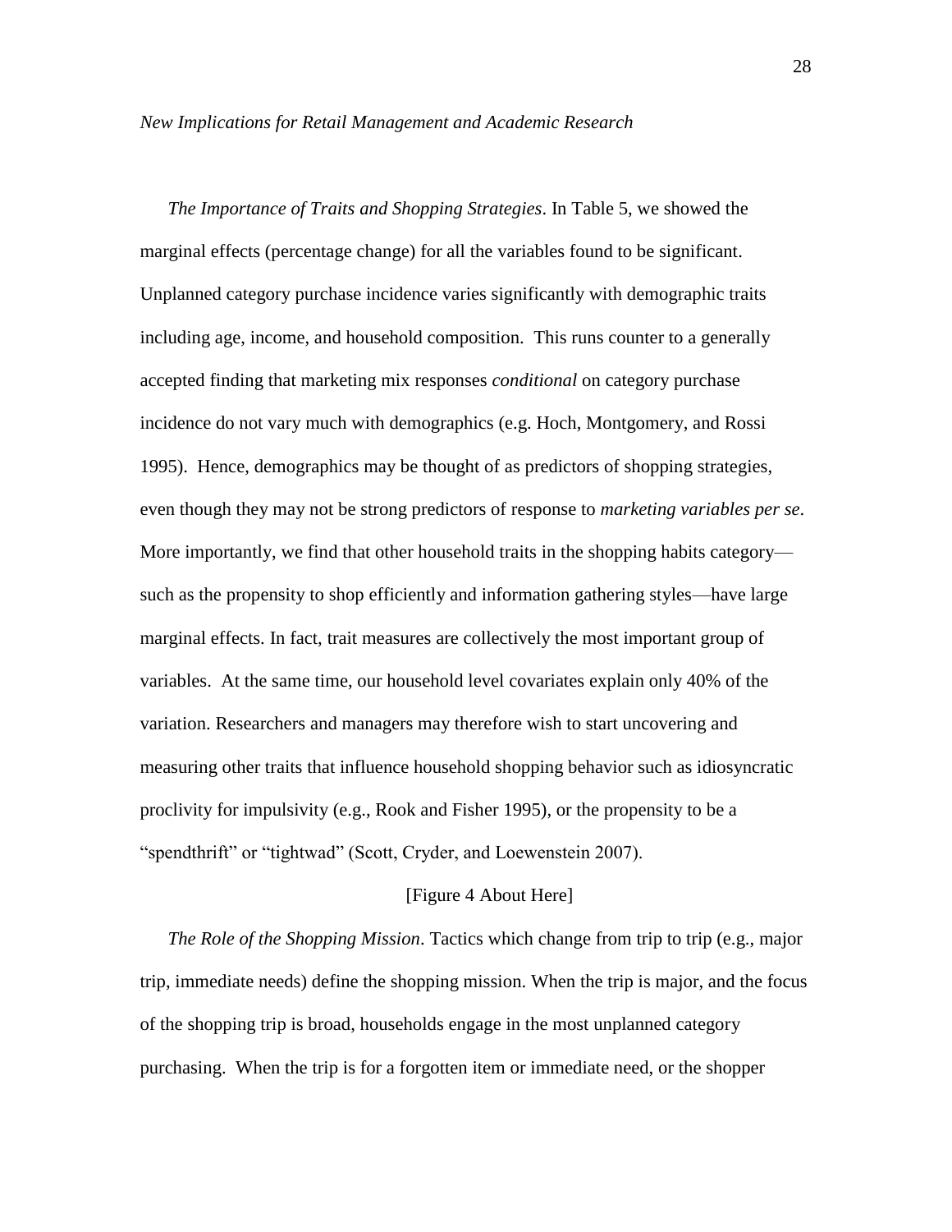*New Implications for Retail Management and Academic Research*

*The Importance of Traits and Shopping Strategies*. In Table 5, we showed the marginal effects (percentage change) for all the variables found to be significant. Unplanned category purchase incidence varies significantly with demographic traits including age, income, and household composition. This runs counter to a generally accepted finding that marketing mix responses *conditional* on category purchase incidence do not vary much with demographics (e.g. Hoch, Montgomery, and Rossi 1995). Hence, demographics may be thought of as predictors of shopping strategies, even though they may not be strong predictors of response to *marketing variables per se*. More importantly, we find that other household traits in the shopping habits category—such as the propensity to shop efficiently and information gathering styles—have large marginal effects. In fact, trait measures are collectively the most important group of variables. At the same time, our household level covariates explain only 40% of the variation. Researchers and managers may therefore wish to start uncovering and measuring other traits that influence household shopping behavior such as idiosyncratic proclivity for impulsivity (e.g., Rook and Fisher 1995), or the propensity to be a "spendthrift" or "tightwad" (Scott, Cryder, and Loewenstein 2007).

[Figure 4 About Here]

*The Role of the Shopping Mission*. Tactics which change from trip to trip (e.g., major trip, immediate needs) define the shopping mission. When the trip is major, and the focus of the shopping trip is broad, households engage in the most unplanned category purchasing. When the trip is for a forgotten item or immediate need, or the shopper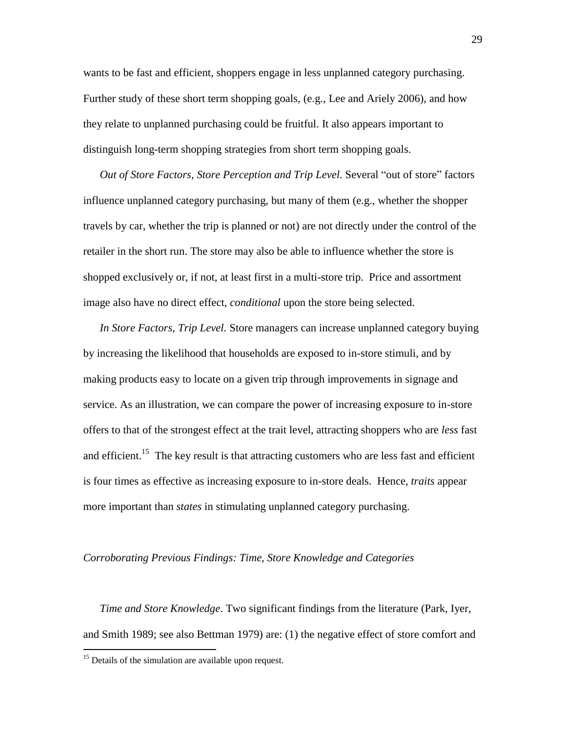wants to be fast and efficient, shoppers engage in less unplanned category purchasing. Further study of these short term shopping goals, (e.g., Lee and Ariely 2006), and how they relate to unplanned purchasing could be fruitful. It also appears important to distinguish long-term shopping strategies from short term shopping goals.

*Out of Store Factors, Store Perception and Trip Level.* Several "out of store" factors influence unplanned category purchasing, but many of them (e.g., whether the shopper travels by car, whether the trip is planned or not) are not directly under the control of the retailer in the short run. The store may also be able to influence whether the store is shopped exclusively or, if not, at least first in a multi-store trip. Price and assortment image also have no direct effect, *conditional* upon the store being selected.

*In Store Factors, Trip Level.* Store managers can increase unplanned category buying by increasing the likelihood that households are exposed to in-store stimuli, and by making products easy to locate on a given trip through improvements in signage and service. As an illustration, we can compare the power of increasing exposure to in-store offers to that of the strongest effect at the trait level, attracting shoppers who are *less* fast and efficient.[15] The key result is that attracting customers who are less fast and efficient is four times as effective as increasing exposure to in-store deals. Hence, *traits* appear more important than *states* in stimulating unplanned category purchasing.

### *Corroborating Previous Findings: Time, Store Knowledge and Categories*

*Time and Store Knowledge*. Two significant findings from the literature (Park, Iyer, and Smith 1989; see also Bettman 1979) are: (1) the negative effect of store comfort and

[15] Details of the simulation are available upon request.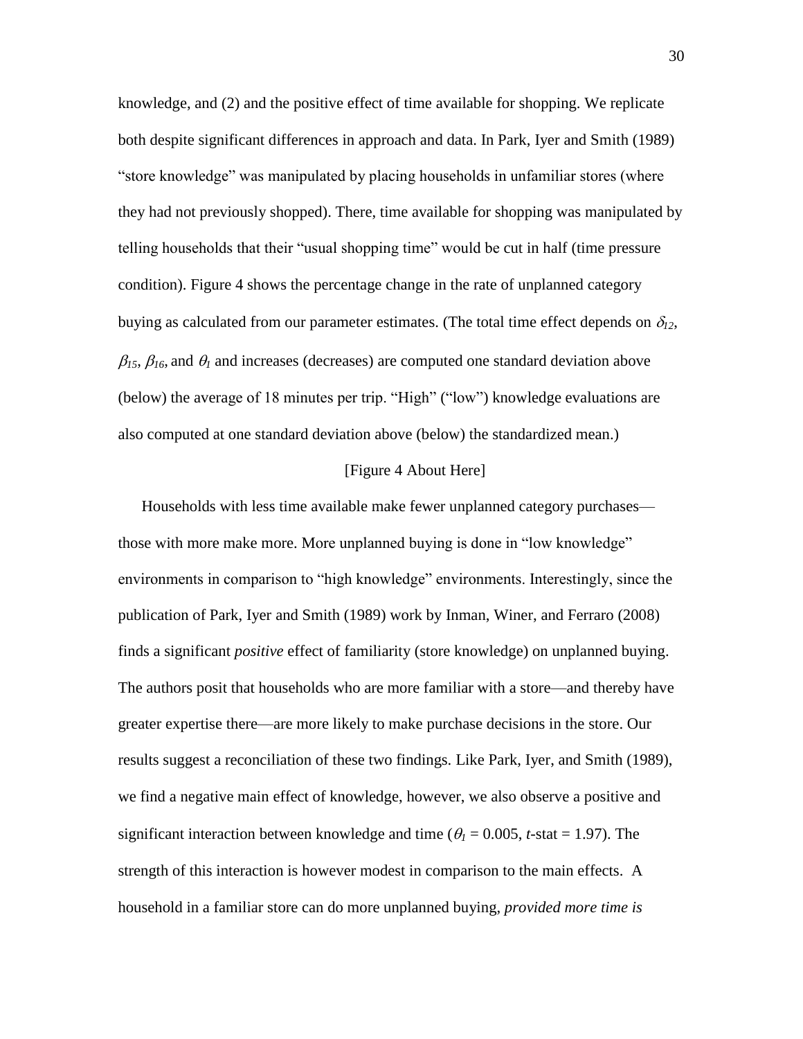knowledge, and (2) and the positive effect of time available for shopping. We replicate both despite significant differences in approach and data. In Park, Iyer and Smith (1989) "store knowledge" was manipulated by placing households in unfamiliar stores (where they had not previously shopped). There, time available for shopping was manipulated by telling households that their "usual shopping time" would be cut in half (time pressure condition). Figure 4 shows the percentage change in the rate of unplanned category buying as calculated from our parameter estimates. (The total time effect depends on $\delta_{12}$, $\beta_{15}$, $\beta_{16}$, and $\theta_I$ and increases (decreases) are computed one standard deviation above (below) the average of 18 minutes per trip. "High" ("low") knowledge evaluations are also computed at one standard deviation above (below) the standardized mean.)

[Figure 4 About Here]

Households with less time available make fewer unplanned category purchases—those with more make more. More unplanned buying is done in "low knowledge" environments in comparison to "high knowledge" environments. Interestingly, since the publication of Park, Iyer and Smith (1989) work by Inman, Winer, and Ferraro (2008) finds a significant *positive* effect of familiarity (store knowledge) on unplanned buying. The authors posit that households who are more familiar with a store—and thereby have greater expertise there—are more likely to make purchase decisions in the store. Our results suggest a reconciliation of these two findings. Like Park, Iyer, and Smith (1989), we find a negative main effect of knowledge, however, we also observe a positive and significant interaction between knowledge and time ($\theta_I$ = 0.005, *t*-stat = 1.97). The strength of this interaction is however modest in comparison to the main effects. A household in a familiar store can do more unplanned buying, *provided more time is*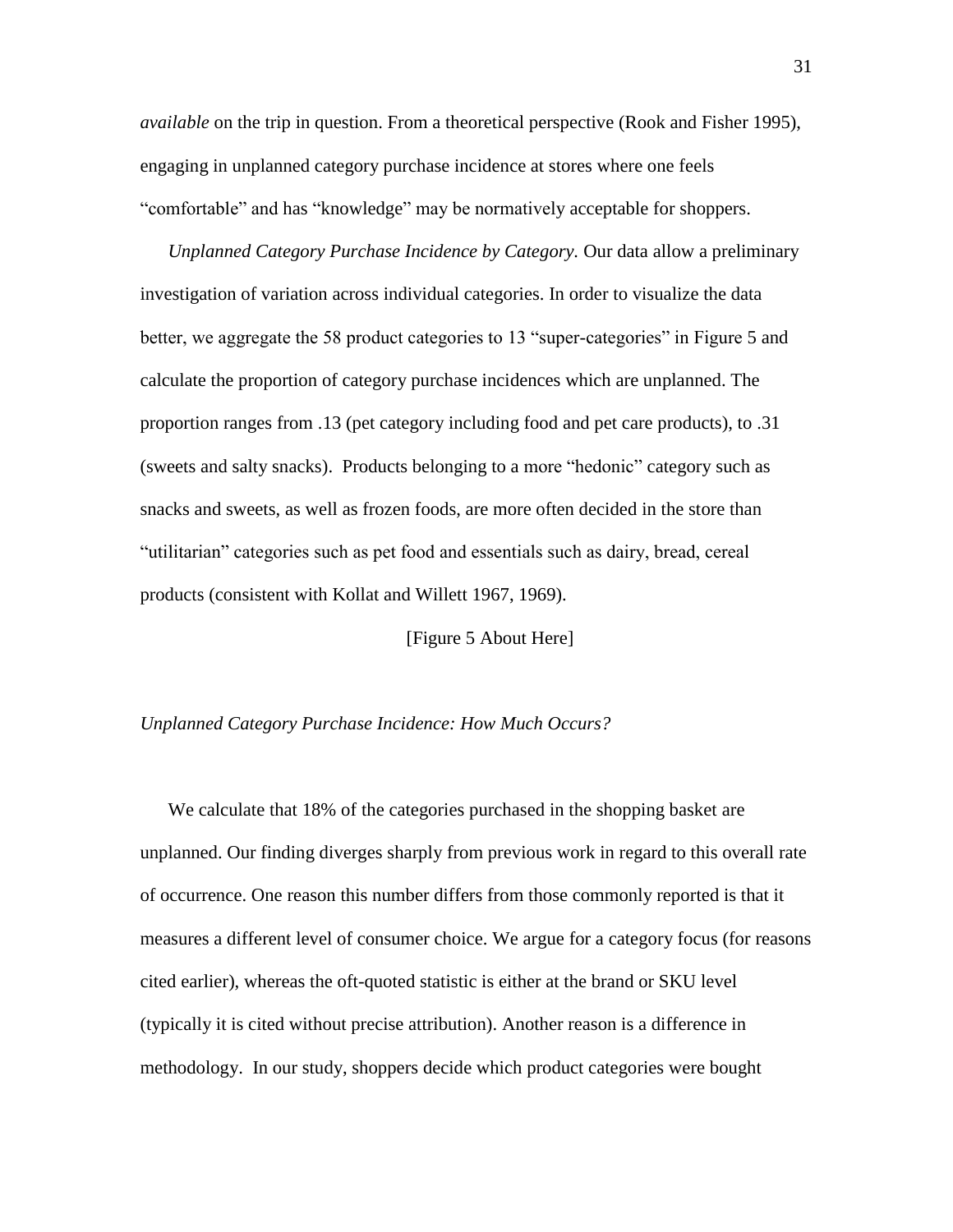*available* on the trip in question. From a theoretical perspective (Rook and Fisher 1995), engaging in unplanned category purchase incidence at stores where one feels "comfortable" and has "knowledge" may be normatively acceptable for shoppers.

*Unplanned Category Purchase Incidence by Category.* Our data allow a preliminary investigation of variation across individual categories. In order to visualize the data better, we aggregate the 58 product categories to 13 "super-categories" in Figure 5 and calculate the proportion of category purchase incidences which are unplanned. The proportion ranges from .13 (pet category including food and pet care products), to .31 (sweets and salty snacks). Products belonging to a more "hedonic" category such as snacks and sweets, as well as frozen foods, are more often decided in the store than "utilitarian" categories such as pet food and essentials such as dairy, bread, cereal products (consistent with Kollat and Willett 1967, 1969).

[Figure 5 About Here]

### *Unplanned Category Purchase Incidence: How Much Occurs?*

We calculate that 18% of the categories purchased in the shopping basket are unplanned. Our finding diverges sharply from previous work in regard to this overall rate of occurrence. One reason this number differs from those commonly reported is that it measures a different level of consumer choice. We argue for a category focus (for reasons cited earlier), whereas the oft-quoted statistic is either at the brand or SKU level (typically it is cited without precise attribution). Another reason is a difference in methodology. In our study, shoppers decide which product categories were bought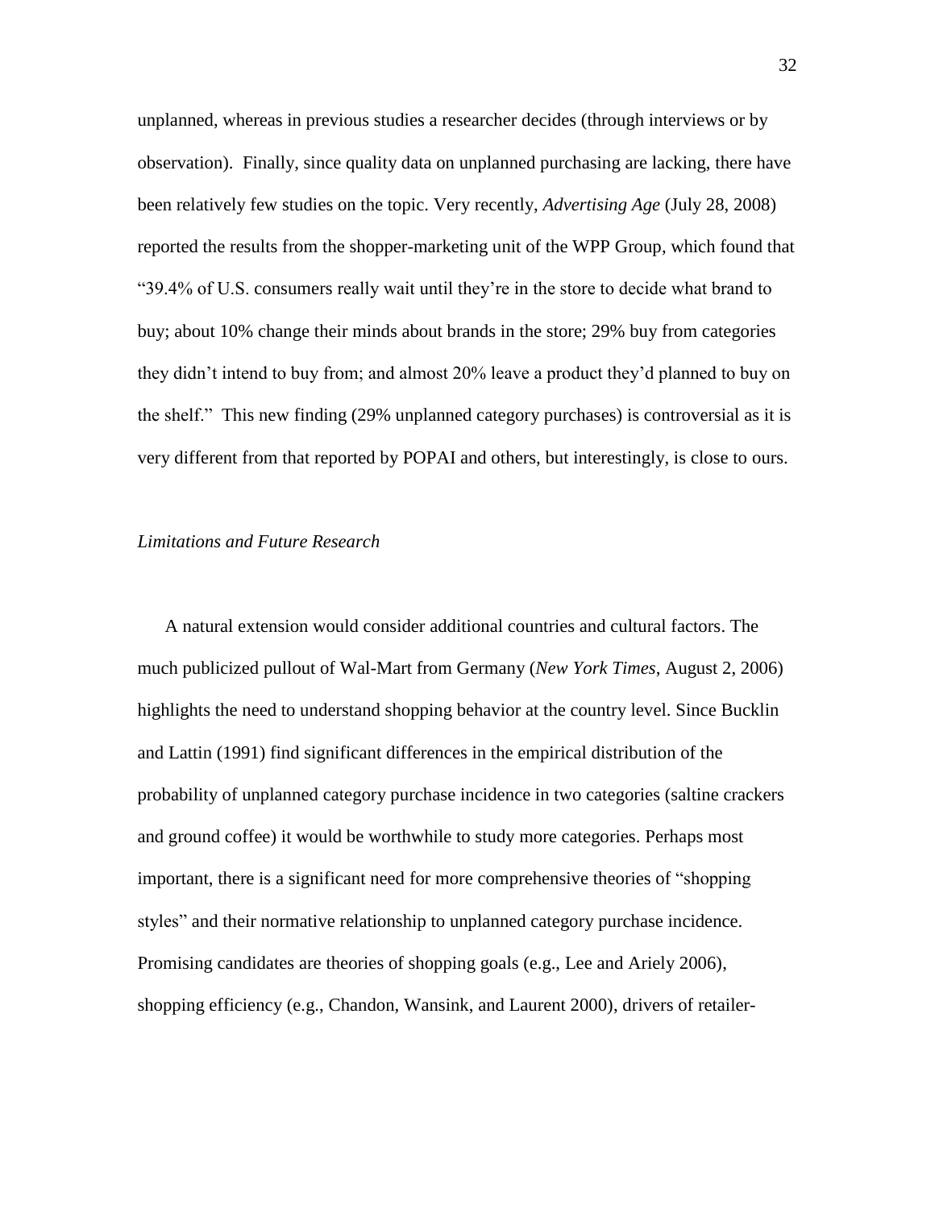unplanned, whereas in previous studies a researcher decides (through interviews or by observation). Finally, since quality data on unplanned purchasing are lacking, there have been relatively few studies on the topic. Very recently, *Advertising Age* (July 28, 2008) reported the results from the shopper-marketing unit of the WPP Group, which found that "39.4% of U.S. consumers really wait until they're in the store to decide what brand to buy; about 10% change their minds about brands in the store; 29% buy from categories they didn't intend to buy from; and almost 20% leave a product they'd planned to buy on the shelf." This new finding (29% unplanned category purchases) is controversial as it is very different from that reported by POPAI and others, but interestingly, is close to ours.

*Limitations and Future Research*

A natural extension would consider additional countries and cultural factors. The much publicized pullout of Wal-Mart from Germany (*New York Times*, August 2, 2006) highlights the need to understand shopping behavior at the country level. Since Bucklin and Lattin (1991) find significant differences in the empirical distribution of the probability of unplanned category purchase incidence in two categories (saltine crackers and ground coffee) it would be worthwhile to study more categories. Perhaps most important, there is a significant need for more comprehensive theories of "shopping styles" and their normative relationship to unplanned category purchase incidence. Promising candidates are theories of shopping goals (e.g., Lee and Ariely 2006), shopping efficiency (e.g., Chandon, Wansink, and Laurent 2000), drivers of retailer-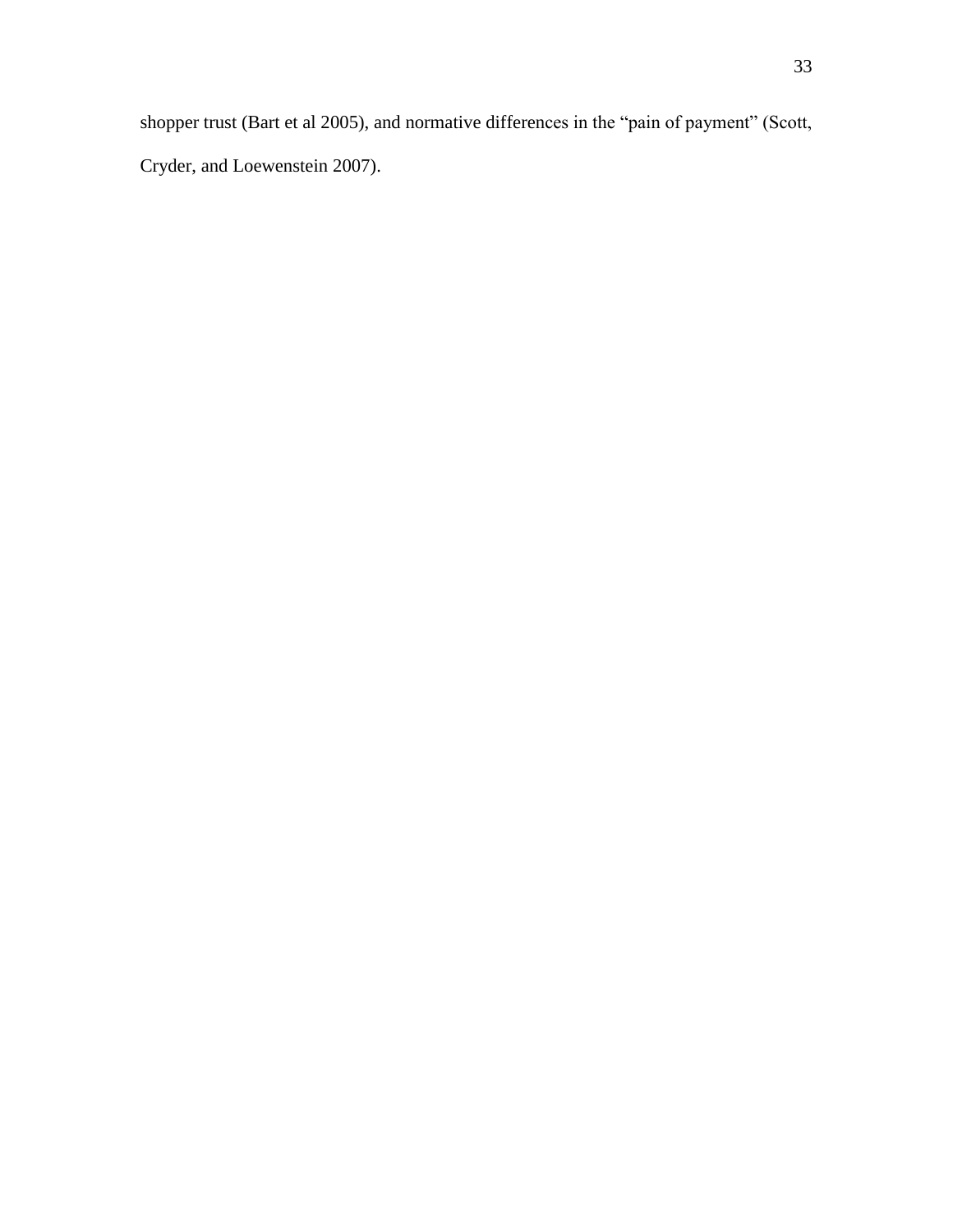shopper trust (Bart et al 2005), and normative differences in the "pain of payment" (Scott, Cryder, and Loewenstein 2007).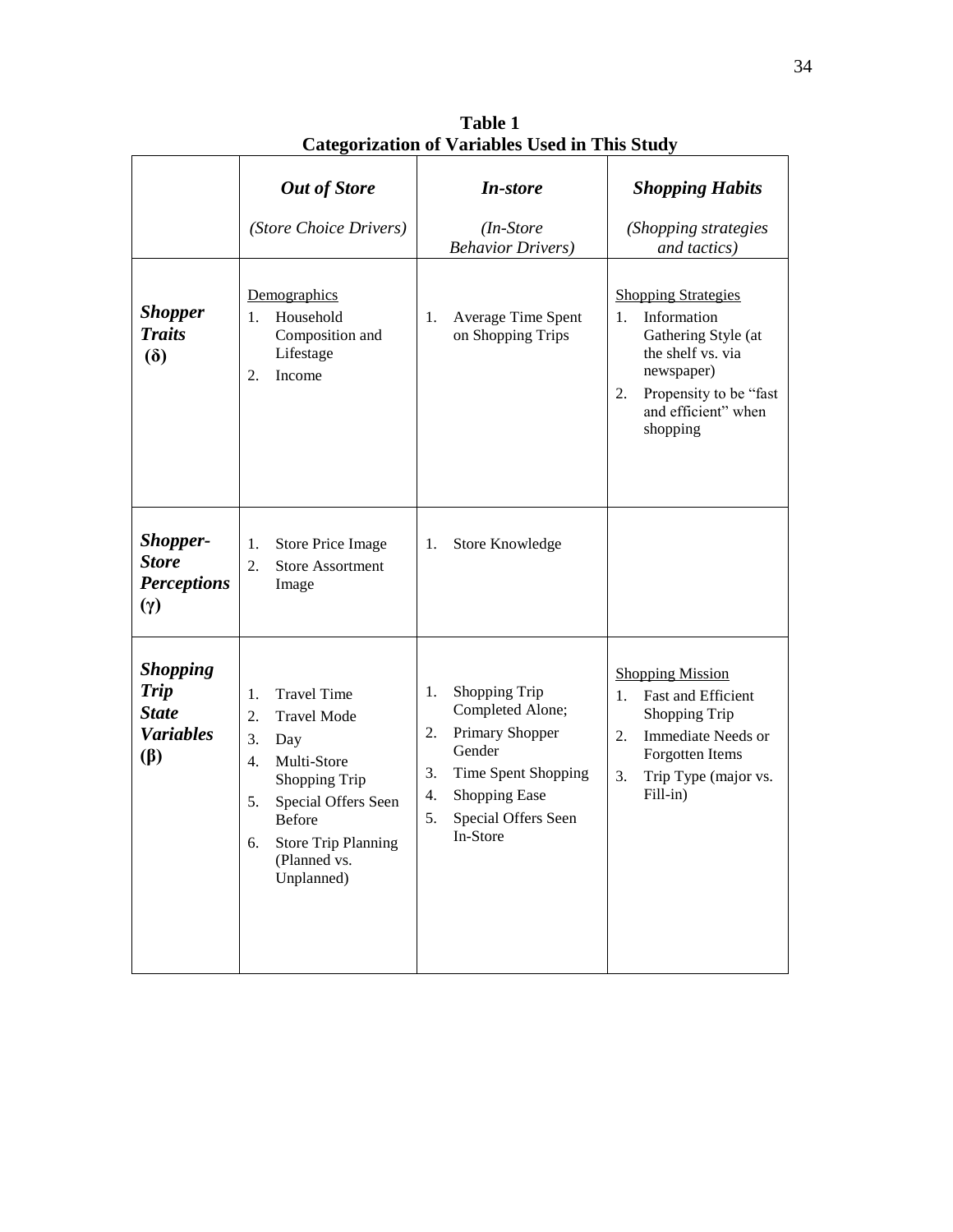**Table 1**
**Categorization of Variables Used in This Study**

| | ***Out of Store*** *(Store Choice Drivers)* | ***In-store*** *(In-Store Behavior Drivers)* | ***Shopping Habits*** *(Shopping strategies and tactics)* |
|---|---|---|---|
| ***Shopper Traits* (δ)** | Demographics<br>1. Household Composition and Lifestage<br>2. Income | 1. Average Time Spent on Shopping Trips | Shopping Strategies<br>1. Information Gathering Style (at the shelf vs. via newspaper)<br>2. Propensity to be "fast and efficient" when shopping |
| ***Shopper-Store Perceptions* (γ)** | 1. Store Price Image<br>2. Store Assortment Image | 1. Store Knowledge | |
| ***Shopping Trip State Variables* (β)** | 1. Travel Time<br>2. Travel Mode<br>3. Day<br>4. Multi-Store Shopping Trip<br>5. Special Offers Seen Before<br>6. Store Trip Planning (Planned vs. Unplanned) | 1. Shopping Trip Completed Alone;<br>2. Primary Shopper Gender<br>3. Time Spent Shopping<br>4. Shopping Ease<br>5. Special Offers Seen In-Store | Shopping Mission<br>1. Fast and Efficient Shopping Trip<br>2. Immediate Needs or Forgotten Items<br>3. Trip Type (major vs. Fill-in) |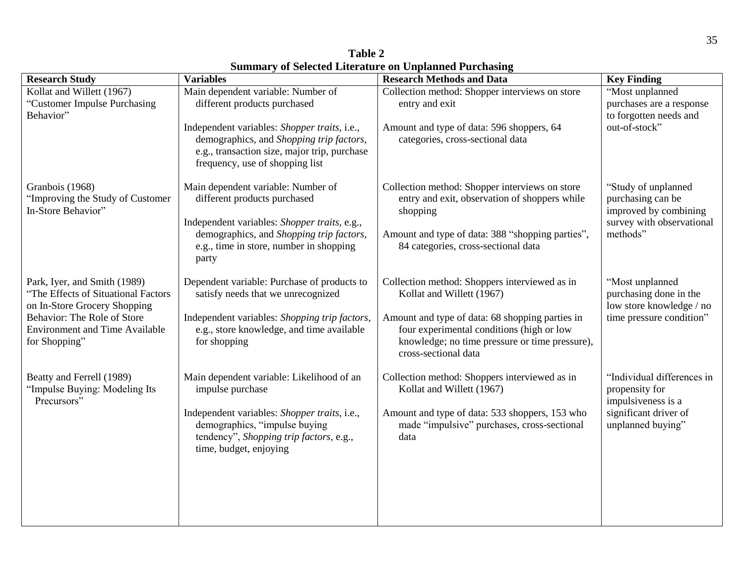**Table 2**
**Summary of Selected Literature on Unplanned Purchasing**

| Research Study | Variables | Research Methods and Data | Key Finding |
|---|---|---|---|
| Kollat and Willett (1967) "Customer Impulse Purchasing Behavior" | Main dependent variable: Number of different products purchased<br><br>Independent variables: *Shopper traits*, i.e., demographics, and *Shopping trip factors*, e.g., transaction size, major trip, purchase frequency, use of shopping list | Collection method: Shopper interviews on store entry and exit<br><br>Amount and type of data: 596 shoppers, 64 categories, cross-sectional data | "Most unplanned purchases are a response to forgotten needs and out-of-stock" |
| Granbois (1968) "Improving the Study of Customer In-Store Behavior" | Main dependent variable: Number of different products purchased<br><br>Independent variables: *Shopper traits*, e.g., demographics, and *Shopping trip factors*, e.g., time in store, number in shopping party | Collection method: Shopper interviews on store entry and exit, observation of shoppers while shopping<br><br>Amount and type of data: 388 "shopping parties", 84 categories, cross-sectional data | "Study of unplanned purchasing can be improved by combining survey with observational methods" |
| Park, Iyer, and Smith (1989) "The Effects of Situational Factors on In-Store Grocery Shopping Behavior: The Role of Store Environment and Time Available for Shopping" | Dependent variable: Purchase of products to satisfy needs that we unrecognized<br><br>Independent variables: *Shopping trip factors*, e.g., store knowledge, and time available for shopping | Collection method: Shoppers interviewed as in Kollat and Willett (1967)<br><br>Amount and type of data: 68 shopping parties in four experimental conditions (high or low knowledge; no time pressure or time pressure), cross-sectional data | "Most unplanned purchasing done in the low store knowledge / no time pressure condition" |
| Beatty and Ferrell (1989) "Impulse Buying: Modeling Its Precursors" | Main dependent variable: Likelihood of an impulse purchase<br><br>Independent variables: *Shopper traits*, i.e., demographics, "impulse buying tendency", *Shopping trip factors*, e.g., time, budget, enjoying | Collection method: Shoppers interviewed as in Kollat and Willett (1967)<br><br>Amount and type of data: 533 shoppers, 153 who made "impulsive" purchases, cross-sectional data | "Individual differences in propensity for impulsiveness is a significant driver of unplanned buying" |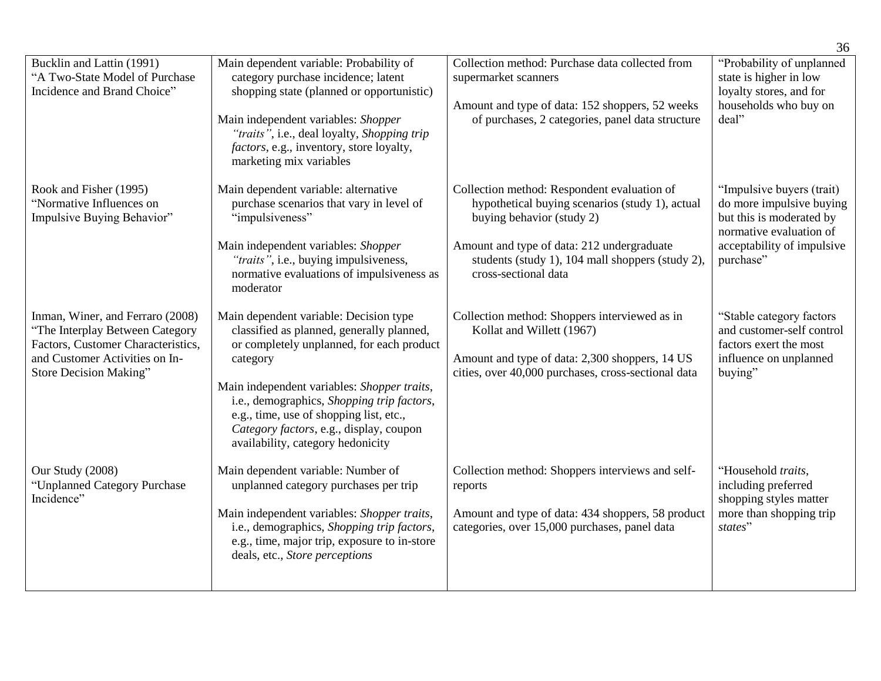| | | | |
|---|---|---|---|
| Bucklin and Lattin (1991) "A Two-State Model of Purchase Incidence and Brand Choice" | Main dependent variable: Probability of category purchase incidence; latent shopping state (planned or opportunistic)<br><br>Main independent variables: *Shopper "traits"*, i.e., deal loyalty, *Shopping trip factors*, e.g., inventory, store loyalty, marketing mix variables | Collection method: Purchase data collected from supermarket scanners<br><br>Amount and type of data: 152 shoppers, 52 weeks of purchases, 2 categories, panel data structure | "Probability of unplanned state is higher in low loyalty stores, and for households who buy on deal" |
| Rook and Fisher (1995) "Normative Influences on Impulsive Buying Behavior" | Main dependent variable: alternative purchase scenarios that vary in level of "impulsiveness"<br><br>Main independent variables: *Shopper "traits"*, i.e., buying impulsiveness, normative evaluations of impulsiveness as moderator | Collection method: Respondent evaluation of hypothetical buying scenarios (study 1), actual buying behavior (study 2)<br><br>Amount and type of data: 212 undergraduate students (study 1), 104 mall shoppers (study 2), cross-sectional data | "Impulsive buyers (trait) do more impulsive buying but this is moderated by normative evaluation of acceptability of impulsive purchase" |
| Inman, Winer, and Ferraro (2008) "The Interplay Between Category Factors, Customer Characteristics, and Customer Activities on In-Store Decision Making" | Main dependent variable: Decision type classified as planned, generally planned, or completely unplanned, for each product category<br><br>Main independent variables: *Shopper traits*, i.e., demographics, *Shopping trip factors*, e.g., time, use of shopping list, etc., *Category factors*, e.g., display, coupon availability, category hedonicity | Collection method: Shoppers interviewed as in Kollat and Willett (1967)<br><br>Amount and type of data: 2,300 shoppers, 14 US cities, over 40,000 purchases, cross-sectional data | "Stable category factors and customer-self control factors exert the most influence on unplanned buying" |
| Our Study (2008) "Unplanned Category Purchase Incidence" | Main dependent variable: Number of unplanned category purchases per trip<br><br>Main independent variables: *Shopper traits*, i.e., demographics, *Shopping trip factors*, e.g., time, major trip, exposure to in-store deals, etc., *Store perceptions* | Collection method: Shoppers interviews and self-reports<br><br>Amount and type of data: 434 shoppers, 58 product categories, over 15,000 purchases, panel data | "Household *traits*, including preferred shopping styles matter more than shopping trip *states*" |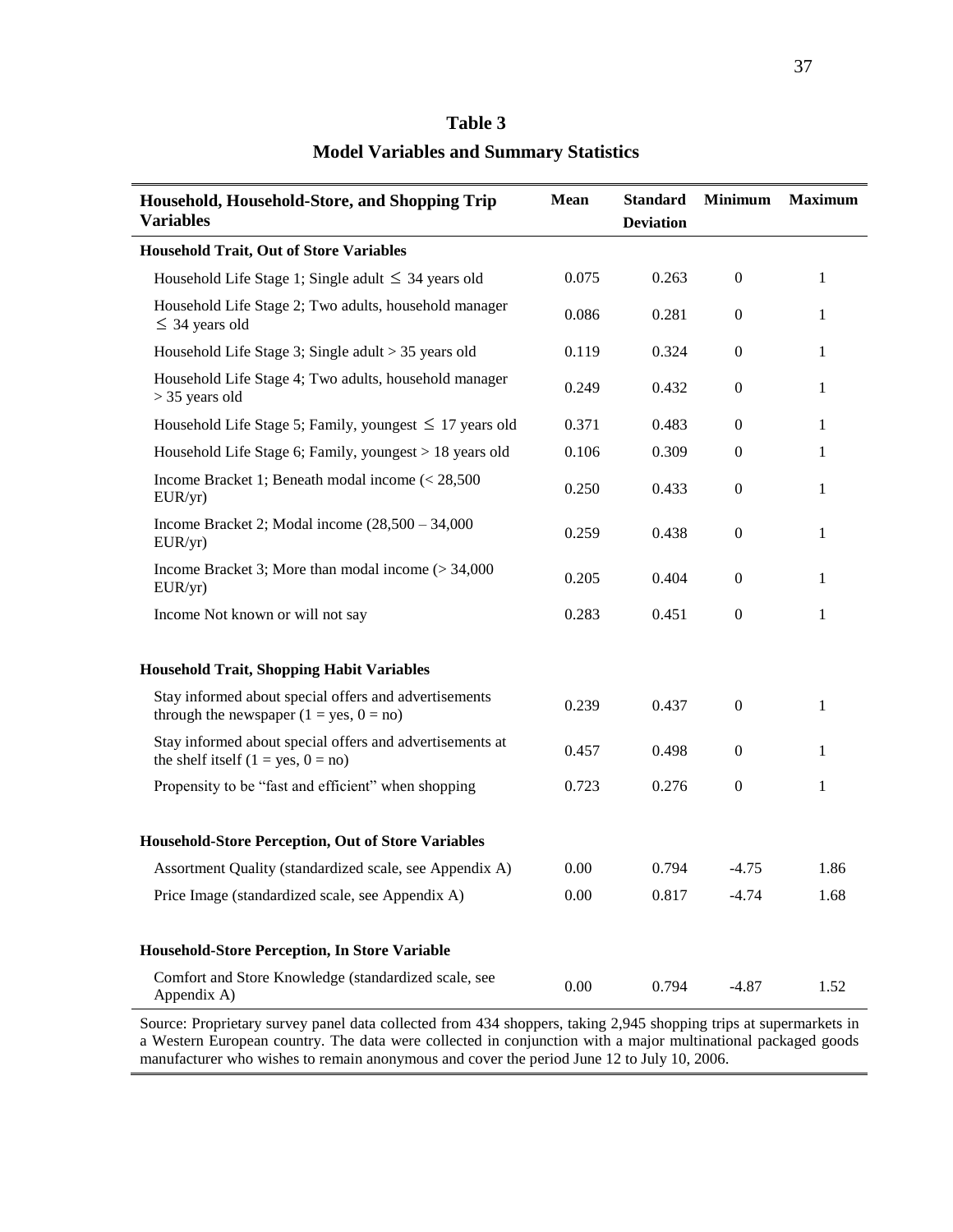**Table 3**

**Model Variables and Summary Statistics**

| Household, Household-Store, and Shopping Trip Variables | Mean | Standard Deviation | Minimum | Maximum |
|---|---|---|---|---|
| **Household Trait, Out of Store Variables** | | | | |
| Household Life Stage 1; Single adult $\leq$ 34 years old | 0.075 | 0.263 | 0 | 1 |
| Household Life Stage 2; Two adults, household manager $\leq$ 34 years old | 0.086 | 0.281 | 0 | 1 |
| Household Life Stage 3; Single adult > 35 years old | 0.119 | 0.324 | 0 | 1 |
| Household Life Stage 4; Two adults, household manager > 35 years old | 0.249 | 0.432 | 0 | 1 |
| Household Life Stage 5; Family, youngest $\leq$ 17 years old | 0.371 | 0.483 | 0 | 1 |
| Household Life Stage 6; Family, youngest > 18 years old | 0.106 | 0.309 | 0 | 1 |
| Income Bracket 1; Beneath modal income (< 28,500 EUR/yr) | 0.250 | 0.433 | 0 | 1 |
| Income Bracket 2; Modal income (28,500 – 34,000 EUR/yr) | 0.259 | 0.438 | 0 | 1 |
| Income Bracket 3; More than modal income (> 34,000 EUR/yr) | 0.205 | 0.404 | 0 | 1 |
| Income Not known or will not say | 0.283 | 0.451 | 0 | 1 |
| **Household Trait, Shopping Habit Variables** | | | | |
| Stay informed about special offers and advertisements through the newspaper (1 = yes, 0 = no) | 0.239 | 0.437 | 0 | 1 |
| Stay informed about special offers and advertisements at the shelf itself (1 = yes, 0 = no) | 0.457 | 0.498 | 0 | 1 |
| Propensity to be "fast and efficient" when shopping | 0.723 | 0.276 | 0 | 1 |
| **Household-Store Perception, Out of Store Variables** | | | | |
| Assortment Quality (standardized scale, see Appendix A) | 0.00 | 0.794 | -4.75 | 1.86 |
| Price Image (standardized scale, see Appendix A) | 0.00 | 0.817 | -4.74 | 1.68 |
| **Household-Store Perception, In Store Variable** | | | | |
| Comfort and Store Knowledge (standardized scale, see Appendix A) | 0.00 | 0.794 | -4.87 | 1.52 |

Source: Proprietary survey panel data collected from 434 shoppers, taking 2,945 shopping trips at supermarkets in a Western European country. The data were collected in conjunction with a major multinational packaged goods manufacturer who wishes to remain anonymous and cover the period June 12 to July 10, 2006.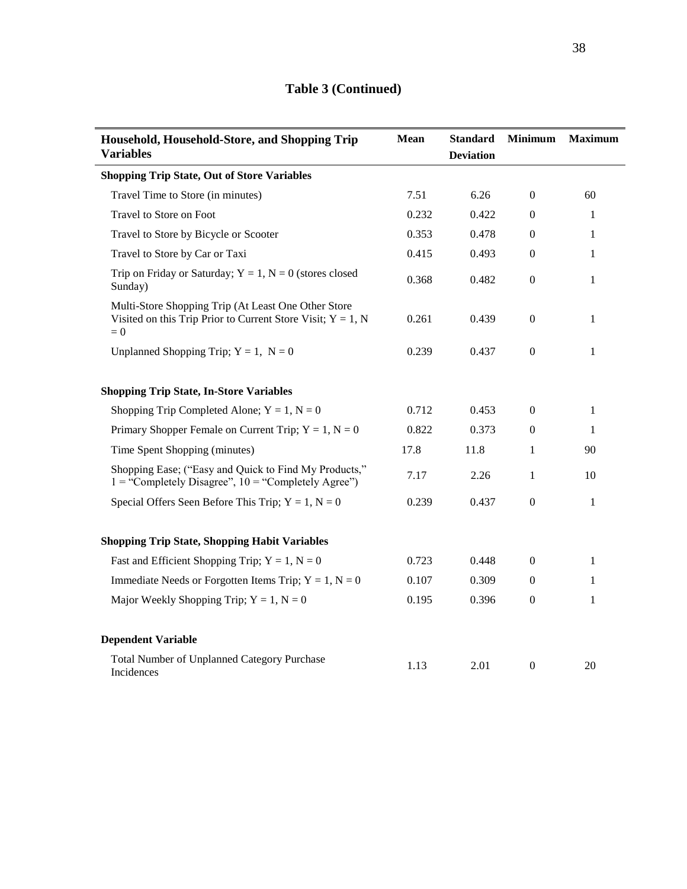**Table 3 (Continued)**

| Household, Household-Store, and Shopping Trip Variables | Mean | Standard Deviation | Minimum | Maximum |
|---|---|---|---|---|
| **Shopping Trip State, Out of Store Variables** | | | | |
| Travel Time to Store (in minutes) | 7.51 | 6.26 | 0 | 60 |
| Travel to Store on Foot | 0.232 | 0.422 | 0 | 1 |
| Travel to Store by Bicycle or Scooter | 0.353 | 0.478 | 0 | 1 |
| Travel to Store by Car or Taxi | 0.415 | 0.493 | 0 | 1 |
| Trip on Friday or Saturday; Y = 1, N = 0 (stores closed Sunday) | 0.368 | 0.482 | 0 | 1 |
| Multi-Store Shopping Trip (At Least One Other Store Visited on this Trip Prior to Current Store Visit; Y = 1, N = 0 | 0.261 | 0.439 | 0 | 1 |
| Unplanned Shopping Trip; Y = 1, N = 0 | 0.239 | 0.437 | 0 | 1 |
| **Shopping Trip State, In-Store Variables** | | | | |
| Shopping Trip Completed Alone; Y = 1, N = 0 | 0.712 | 0.453 | 0 | 1 |
| Primary Shopper Female on Current Trip; Y = 1, N = 0 | 0.822 | 0.373 | 0 | 1 |
| Time Spent Shopping (minutes) | 17.8 | 11.8 | 1 | 90 |
| Shopping Ease; ("Easy and Quick to Find My Products," 1 = "Completely Disagree", 10 = "Completely Agree") | 7.17 | 2.26 | 1 | 10 |
| Special Offers Seen Before This Trip; Y = 1, N = 0 | 0.239 | 0.437 | 0 | 1 |
| **Shopping Trip State, Shopping Habit Variables** | | | | |
| Fast and Efficient Shopping Trip; Y = 1, N = 0 | 0.723 | 0.448 | 0 | 1 |
| Immediate Needs or Forgotten Items Trip; Y = 1, N = 0 | 0.107 | 0.309 | 0 | 1 |
| Major Weekly Shopping Trip; Y = 1, N = 0 | 0.195 | 0.396 | 0 | 1 |
| **Dependent Variable** | | | | |
| Total Number of Unplanned Category Purchase Incidences | 1.13 | 2.01 | 0 | 20 |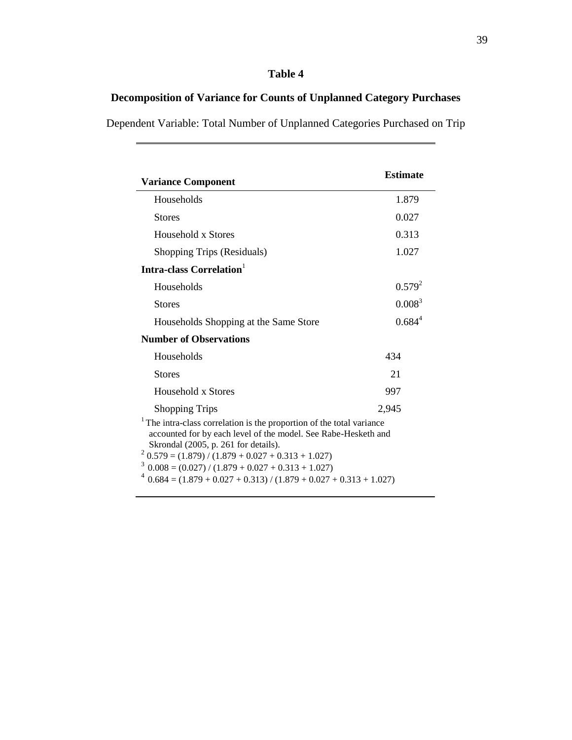**Table 4**

**Decomposition of Variance for Counts of Unplanned Category Purchases**

Dependent Variable: Total Number of Unplanned Categories Purchased on Trip

| Variance Component | Estimate |
|---|---|
| Households | 1.879 |
| Stores | 0.027 |
| Household x Stores | 0.313 |
| Shopping Trips (Residuals) | 1.027 |
| **Intra-class Correlation**[1] | |
| Households | 0.579[2] |
| Stores | 0.008[3] |
| Households Shopping at the Same Store | 0.684[4] |
| **Number of Observations** | |
| Households | 434 |
| Stores | 21 |
| Household x Stores | 997 |
| Shopping Trips | 2,945 |

[1] The intra-class correlation is the proportion of the total variance accounted for by each level of the model. See Rabe-Hesketh and Skrondal (2005, p. 261 for details).

[2] $0.579 = (1.879) / (1.879 + 0.027 + 0.313 + 1.027)$

[3] $0.008 = (0.027) / (1.879 + 0.027 + 0.313 + 1.027)$

[4] $0.684 = (1.879 + 0.027 + 0.313) / (1.879 + 0.027 + 0.313 + 1.027)$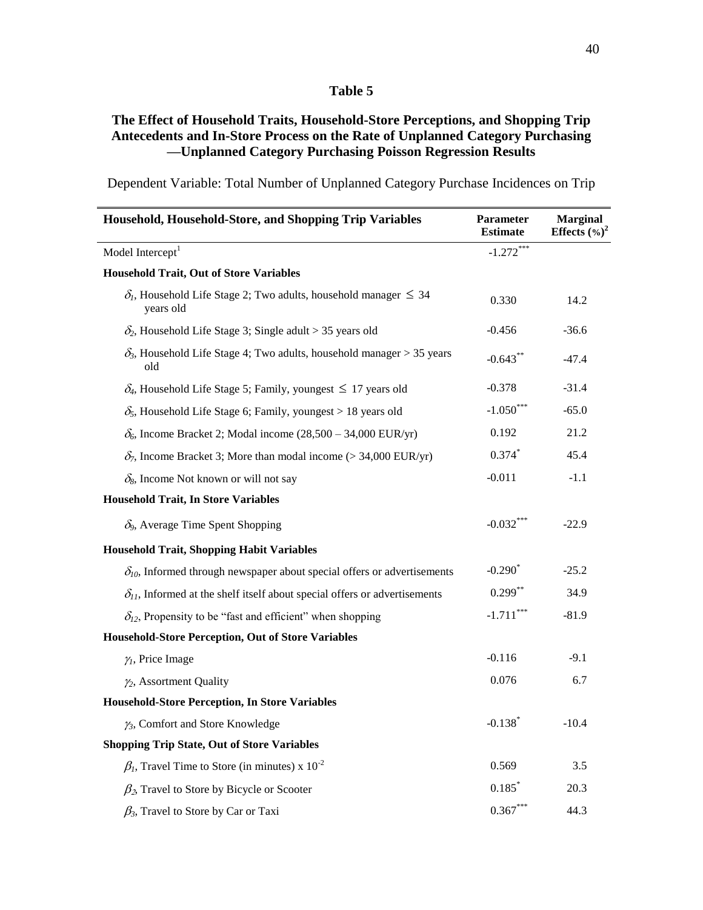## Table 5

### The Effect of Household Traits, Household-Store Perceptions, and Shopping Trip Antecedents and In-Store Process on the Rate of Unplanned Category Purchasing —Unplanned Category Purchasing Poisson Regression Results

Dependent Variable: Total Number of Unplanned Category Purchase Incidences on Trip

| Household, Household-Store, and Shopping Trip Variables | Parameter Estimate | Marginal Effects (%)[2] |
|---|---|---|
| Model Intercept[1] | -1.272*** | |
| **Household Trait, Out of Store Variables** | | |
| $\delta_1$, Household Life Stage 2; Two adults, household manager $\leq$ 34 years old | 0.330 | 14.2 |
| $\delta_2$, Household Life Stage 3; Single adult > 35 years old | -0.456 | -36.6 |
| $\delta_3$, Household Life Stage 4; Two adults, household manager > 35 years old | -0.643** | -47.4 |
| $\delta_4$, Household Life Stage 5; Family, youngest $\leq$ 17 years old | -0.378 | -31.4 |
| $\delta_5$, Household Life Stage 6; Family, youngest > 18 years old | -1.050*** | -65.0 |
| $\delta_6$, Income Bracket 2; Modal income (28,500 – 34,000 EUR/yr) | 0.192 | 21.2 |
| $\delta_7$, Income Bracket 3; More than modal income (> 34,000 EUR/yr) | 0.374* | 45.4 |
| $\delta_8$, Income Not known or will not say | -0.011 | -1.1 |
| **Household Trait, In Store Variables** | | |
| $\delta_9$, Average Time Spent Shopping | -0.032*** | -22.9 |
| **Household Trait, Shopping Habit Variables** | | |
| $\delta_{10}$, Informed through newspaper about special offers or advertisements | -0.290* | -25.2 |
| $\delta_{11}$, Informed at the shelf itself about special offers or advertisements | 0.299** | 34.9 |
| $\delta_{12}$, Propensity to be "fast and efficient" when shopping | -1.711*** | -81.9 |
| **Household-Store Perception, Out of Store Variables** | | |
| $\gamma_1$, Price Image | -0.116 | -9.1 |
| $\gamma_2$, Assortment Quality | 0.076 | 6.7 |
| **Household-Store Perception, In Store Variables** | | |
| $\gamma_3$, Comfort and Store Knowledge | -0.138* | -10.4 |
| **Shopping Trip State, Out of Store Variables** | | |
| $\beta_1$, Travel Time to Store (in minutes) x $10^{-2}$ | 0.569 | 3.5 |
| $\beta_2$, Travel to Store by Bicycle or Scooter | 0.185* | 20.3 |
| $\beta_3$, Travel to Store by Car or Taxi | 0.367*** | 44.3 |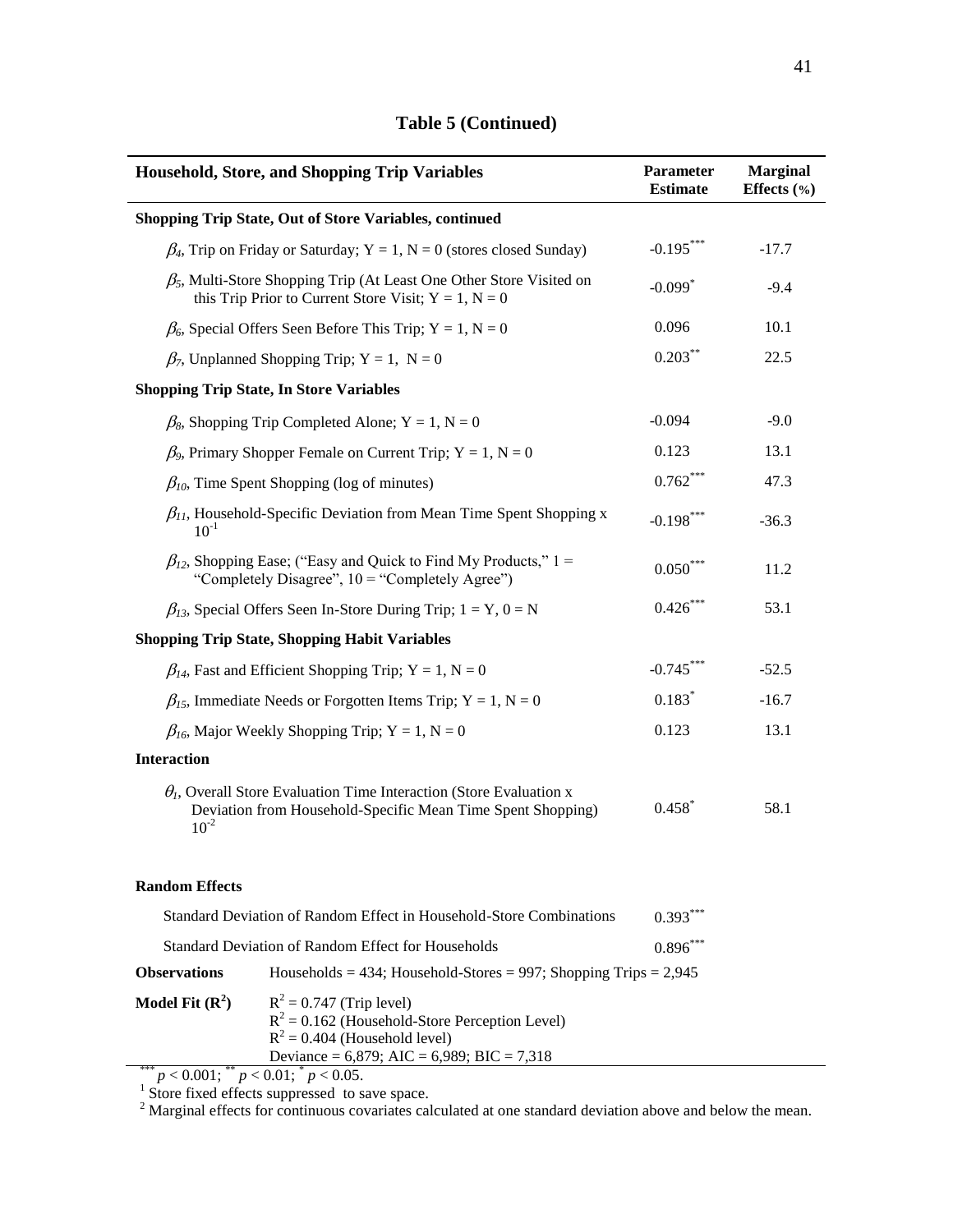**Table 5 (Continued)**

| Household, Store, and Shopping Trip Variables | Parameter Estimate | Marginal Effects (%) |
|---|---|---|
| **Shopping Trip State, Out of Store Variables, continued** | | |
| $\beta_4$, Trip on Friday or Saturday; Y = 1, N = 0 (stores closed Sunday) | $-0.195^{***}$ | -17.7 |
| $\beta_5$, Multi-Store Shopping Trip (At Least One Other Store Visited on this Trip Prior to Current Store Visit; Y = 1, N = 0 | $-0.099^{*}$ | -9.4 |
| $\beta_6$, Special Offers Seen Before This Trip; Y = 1, N = 0 | 0.096 | 10.1 |
| $\beta_7$, Unplanned Shopping Trip; Y = 1, N = 0 | $0.203^{**}$ | 22.5 |
| **Shopping Trip State, In Store Variables** | | |
| $\beta_8$, Shopping Trip Completed Alone; Y = 1, N = 0 | -0.094 | -9.0 |
| $\beta_9$, Primary Shopper Female on Current Trip; Y = 1, N = 0 | 0.123 | 13.1 |
| $\beta_{10}$, Time Spent Shopping (log of minutes) | $0.762^{***}$ | 47.3 |
| $\beta_{11}$, Household-Specific Deviation from Mean Time Spent Shopping x $10^{-1}$ | $-0.198^{***}$ | -36.3 |
| $\beta_{12}$, Shopping Ease; ("Easy and Quick to Find My Products," 1 = "Completely Disagree", 10 = "Completely Agree") | $0.050^{***}$ | 11.2 |
| $\beta_{13}$, Special Offers Seen In-Store During Trip; 1 = Y, 0 = N | $0.426^{***}$ | 53.1 |
| **Shopping Trip State, Shopping Habit Variables** | | |
| $\beta_{14}$, Fast and Efficient Shopping Trip; Y = 1, N = 0 | $-0.745^{***}$ | -52.5 |
| $\beta_{15}$, Immediate Needs or Forgotten Items Trip; Y = 1, N = 0 | $0.183^{*}$ | -16.7 |
| $\beta_{16}$, Major Weekly Shopping Trip; Y = 1, N = 0 | 0.123 | 13.1 |
| **Interaction** | | |
| $\theta_1$, Overall Store Evaluation Time Interaction (Store Evaluation x Deviation from Household-Specific Mean Time Spent Shopping) $10^{-2}$ | $0.458^{*}$ | 58.1 |
| **Random Effects** | | |
| Standard Deviation of Random Effect in Household-Store Combinations | $0.393^{***}$ | |
| Standard Deviation of Random Effect for Households | $0.896^{***}$ | |
| **Observations** | Households = 434; Household-Stores = 997; Shopping Trips = 2,945 | |
| **Model Fit ($R^2$)** | $R^2 = 0.747$ (Trip level); $R^2 = 0.162$ (Household-Store Perception Level); $R^2 = 0.404$ (Household level); Deviance = 6,879; AIC = 6,989; BIC = 7,318 | |

$^{***}p < 0.001$; $^{**}p < 0.01$; $^{*}p < 0.05$.

[1] Store fixed effects suppressed to save space.

[2] Marginal effects for continuous covariates calculated at one standard deviation above and below the mean.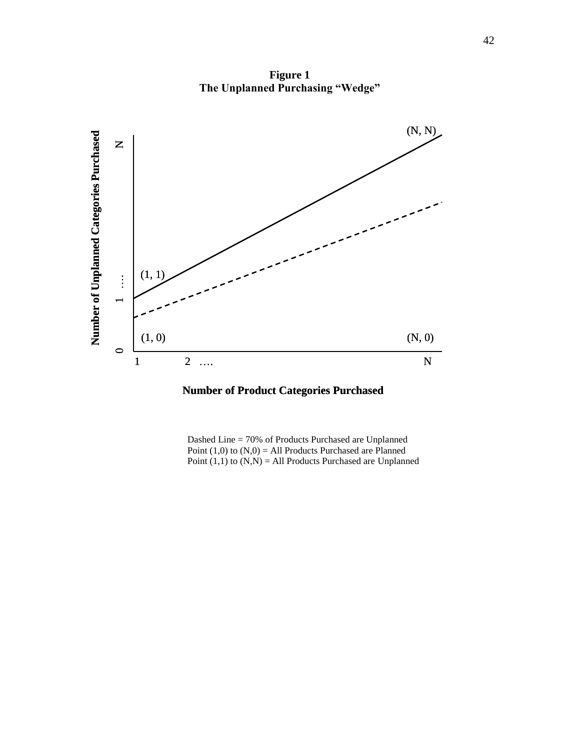**Figure 1**
**The Unplanned Purchasing "Wedge"**

Dashed Line = 70% of Products Purchased are Unplanned
Point (1,0) to (N,0) = All Products Purchased are Planned
Point (1,1) to (N,N) = All Products Purchased are Unplanned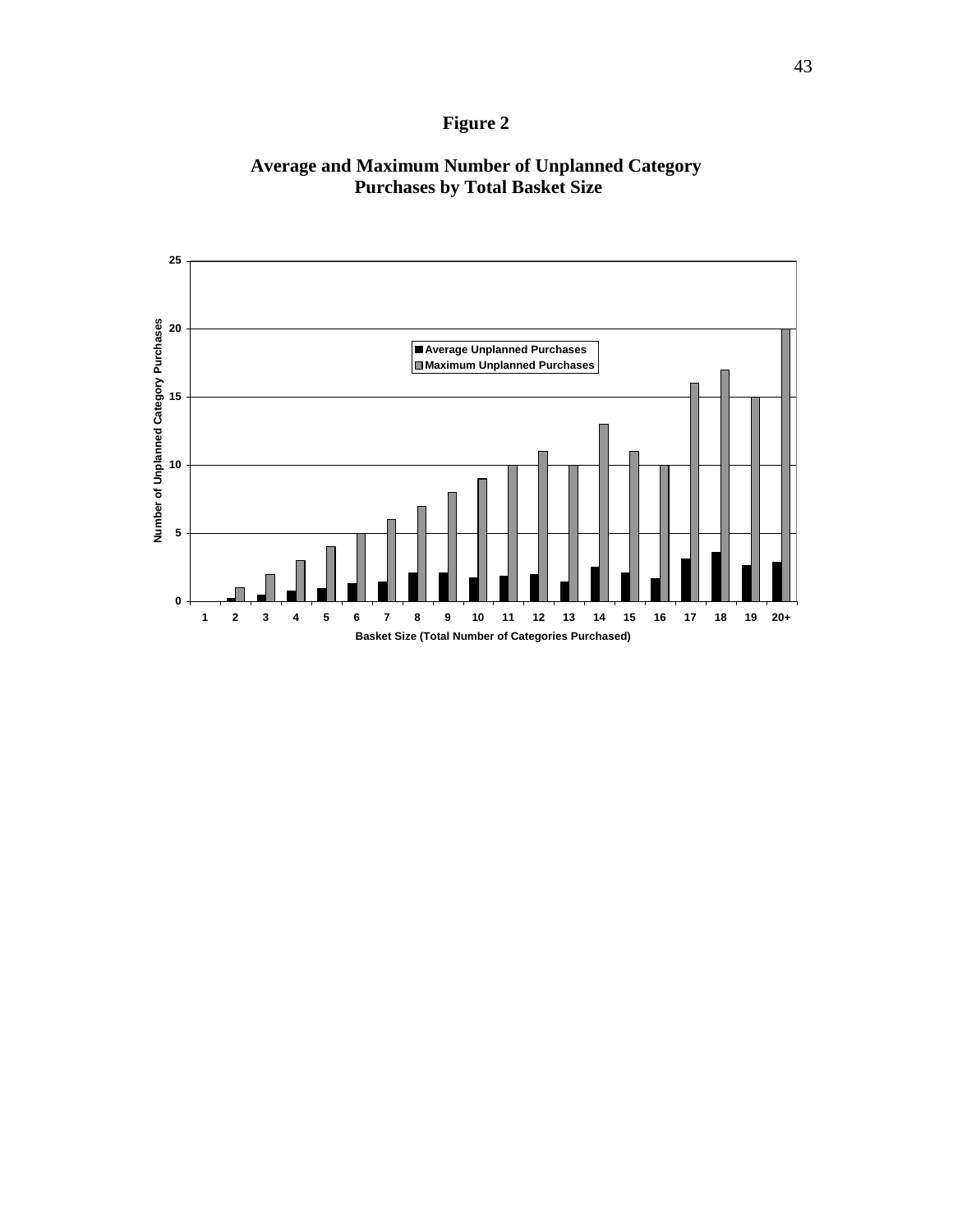# Figure 2

## Average and Maximum Number of Unplanned Category Purchases by Total Basket Size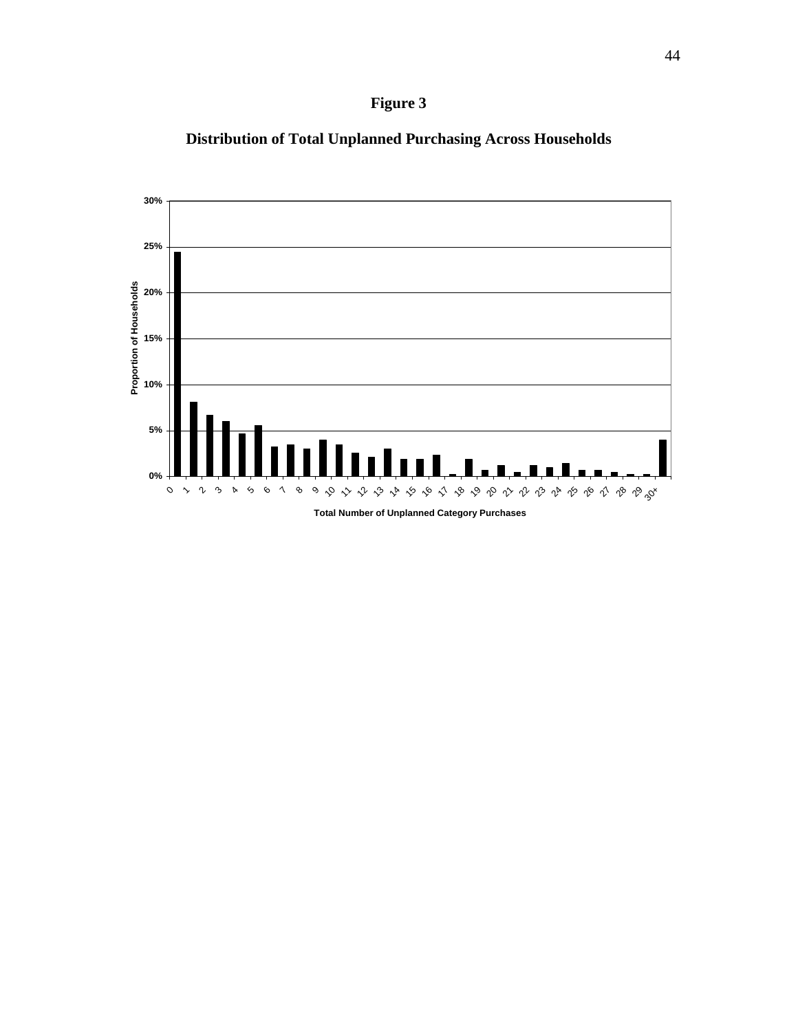**Figure 3**

**Distribution of Total Unplanned Purchasing Across Households**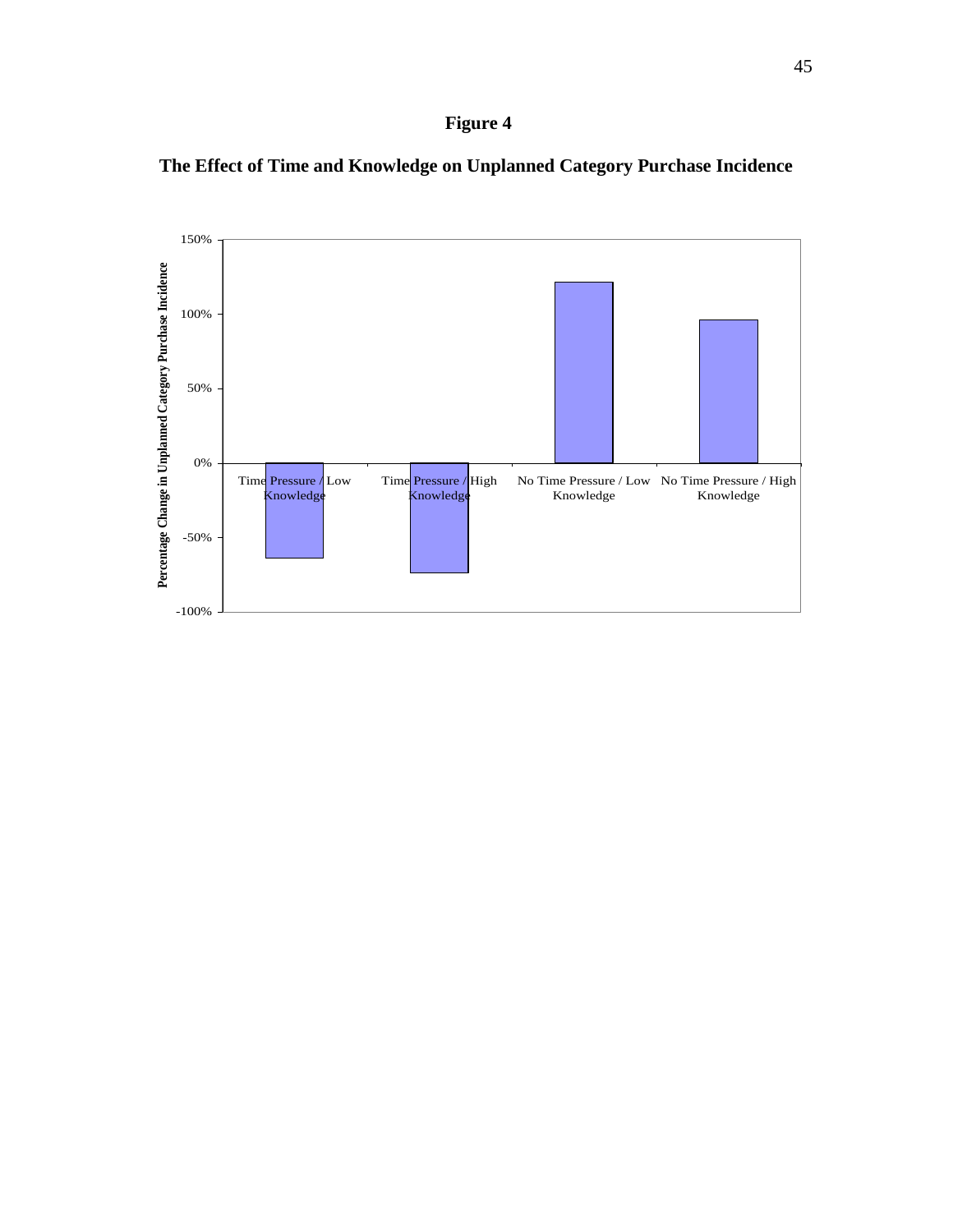**Figure 4**

**The Effect of Time and Knowledge on Unplanned Category Purchase Incidence**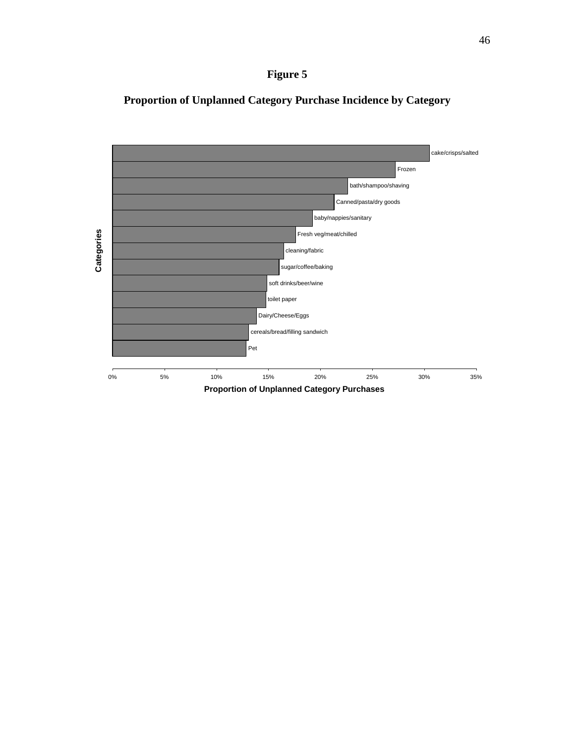# Figure 5

## Proportion of Unplanned Category Purchase Incidence by Category

| Categories | Proportion of Unplanned Category Purchases |
|---|---|
| cake/crisps/salted | |
| Frozen | |
| bath/shampoo/shaving | |
| Canned/pasta/dry goods | |
| baby/nappies/sanitary | |
| Fresh veg/meat/chilled | |
| cleaning/fabric | |
| sugar/coffee/baking | |
| soft drinks/beer/wine | |
| toilet paper | |
| Dairy/Cheese/Eggs | |
| cereals/bread/filling sandwich | |
| Pet | |

Proportion of Unplanned Category Purchases (axis: 0%, 5%, 10%, 15%, 20%, 25%, 30%, 35%)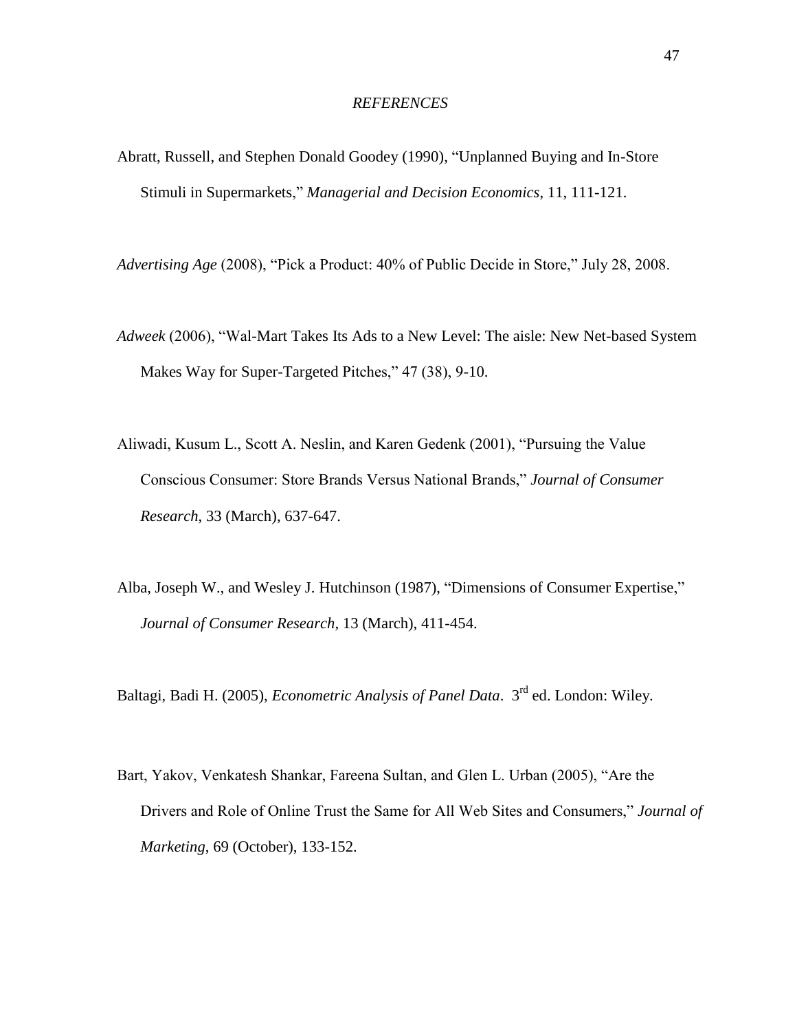*REFERENCES*

Abratt, Russell, and Stephen Donald Goodey (1990), "Unplanned Buying and In-Store Stimuli in Supermarkets," *Managerial and Decision Economics*, 11, 111-121.

*Advertising Age* (2008), "Pick a Product: 40% of Public Decide in Store," July 28, 2008.

*Adweek* (2006), "Wal-Mart Takes Its Ads to a New Level: The aisle: New Net-based System Makes Way for Super-Targeted Pitches," 47 (38), 9-10.

Aliwadi, Kusum L., Scott A. Neslin, and Karen Gedenk (2001), "Pursuing the Value Conscious Consumer: Store Brands Versus National Brands," *Journal of Consumer Research*, 33 (March), 637-647.

Alba, Joseph W., and Wesley J. Hutchinson (1987), "Dimensions of Consumer Expertise," *Journal of Consumer Research*, 13 (March), 411-454.

Baltagi, Badi H. (2005), *Econometric Analysis of Panel Data*. 3rd ed. London: Wiley.

Bart, Yakov, Venkatesh Shankar, Fareena Sultan, and Glen L. Urban (2005), "Are the Drivers and Role of Online Trust the Same for All Web Sites and Consumers," *Journal of Marketing*, 69 (October), 133-152.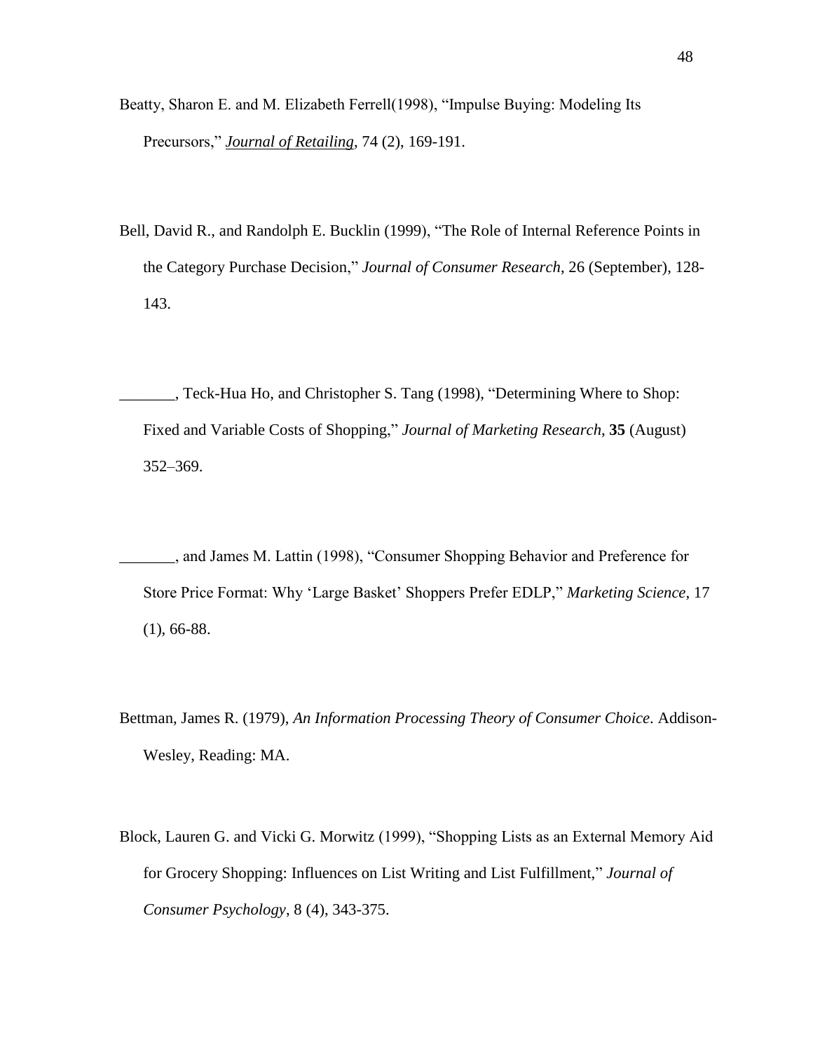Beatty, Sharon E. and M. Elizabeth Ferrell(1998), "Impulse Buying: Modeling Its Precursors," *Journal of Retailing*, 74 (2), 169-191.

Bell, David R., and Randolph E. Bucklin (1999), "The Role of Internal Reference Points in the Category Purchase Decision," *Journal of Consumer Research*, 26 (September), 128-143.

_______, Teck-Hua Ho, and Christopher S. Tang (1998), "Determining Where to Shop: Fixed and Variable Costs of Shopping," *Journal of Marketing Research*, **35** (August) 352–369.

_______, and James M. Lattin (1998), "Consumer Shopping Behavior and Preference for Store Price Format: Why 'Large Basket' Shoppers Prefer EDLP," *Marketing Science*, 17 (1), 66-88.

Bettman, James R. (1979), *An Information Processing Theory of Consumer Choice*. Addison-Wesley, Reading: MA.

Block, Lauren G. and Vicki G. Morwitz (1999), "Shopping Lists as an External Memory Aid for Grocery Shopping: Influences on List Writing and List Fulfillment," *Journal of Consumer Psychology*, 8 (4), 343-375.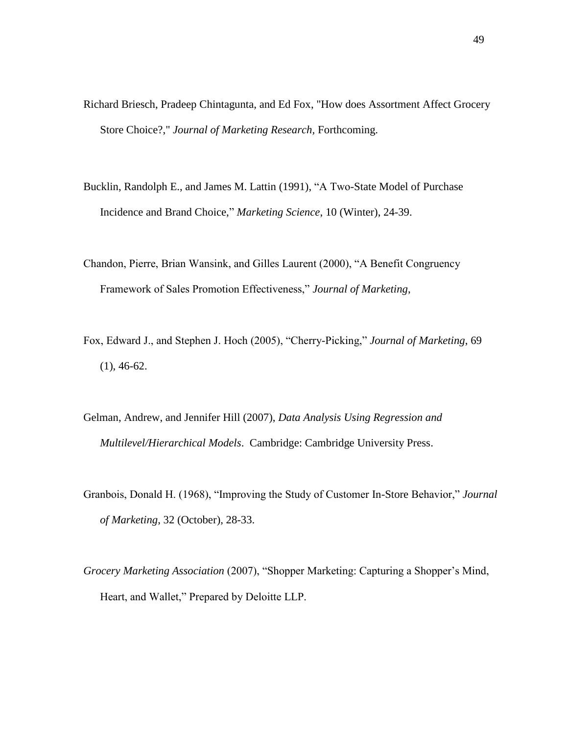Richard Briesch, Pradeep Chintagunta, and Ed Fox, "How does Assortment Affect Grocery Store Choice?," *Journal of Marketing Research*, Forthcoming.

Bucklin, Randolph E., and James M. Lattin (1991), "A Two-State Model of Purchase Incidence and Brand Choice," *Marketing Science*, 10 (Winter), 24-39.

Chandon, Pierre, Brian Wansink, and Gilles Laurent (2000), "A Benefit Congruency Framework of Sales Promotion Effectiveness," *Journal of Marketing*,

Fox, Edward J., and Stephen J. Hoch (2005), "Cherry-Picking," *Journal of Marketing*, 69 (1), 46-62.

Gelman, Andrew, and Jennifer Hill (2007), *Data Analysis Using Regression and Multilevel/Hierarchical Models*. Cambridge: Cambridge University Press.

Granbois, Donald H. (1968), "Improving the Study of Customer In-Store Behavior," *Journal of Marketing*, 32 (October), 28-33.

*Grocery Marketing Association* (2007), "Shopper Marketing: Capturing a Shopper's Mind, Heart, and Wallet," Prepared by Deloitte LLP.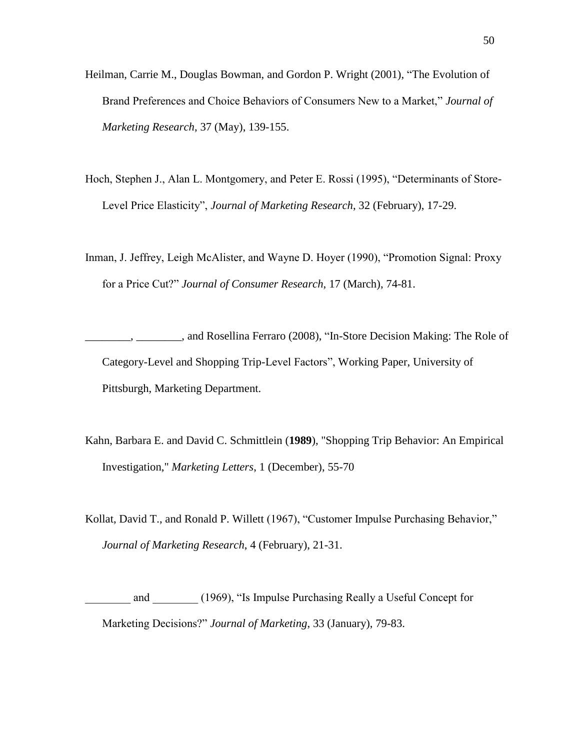Heilman, Carrie M., Douglas Bowman, and Gordon P. Wright (2001), "The Evolution of Brand Preferences and Choice Behaviors of Consumers New to a Market," *Journal of Marketing Research*, 37 (May), 139-155.

Hoch, Stephen J., Alan L. Montgomery, and Peter E. Rossi (1995), "Determinants of Store-Level Price Elasticity", *Journal of Marketing Research*, 32 (February), 17-29.

Inman, J. Jeffrey, Leigh McAlister, and Wayne D. Hoyer (1990), "Promotion Signal: Proxy for a Price Cut?" *Journal of Consumer Research*, 17 (March), 74-81.

________, ________, and Rosellina Ferraro (2008), "In-Store Decision Making: The Role of Category-Level and Shopping Trip-Level Factors", Working Paper, University of Pittsburgh, Marketing Department.

Kahn, Barbara E. and David C. Schmittlein (**1989**), "Shopping Trip Behavior: An Empirical Investigation," *Marketing Letters*, 1 (December), 55-70

Kollat, David T., and Ronald P. Willett (1967), "Customer Impulse Purchasing Behavior," *Journal of Marketing Research*, 4 (February), 21-31.

________ and ________ (1969), "Is Impulse Purchasing Really a Useful Concept for Marketing Decisions?" *Journal of Marketing*, 33 (January), 79-83.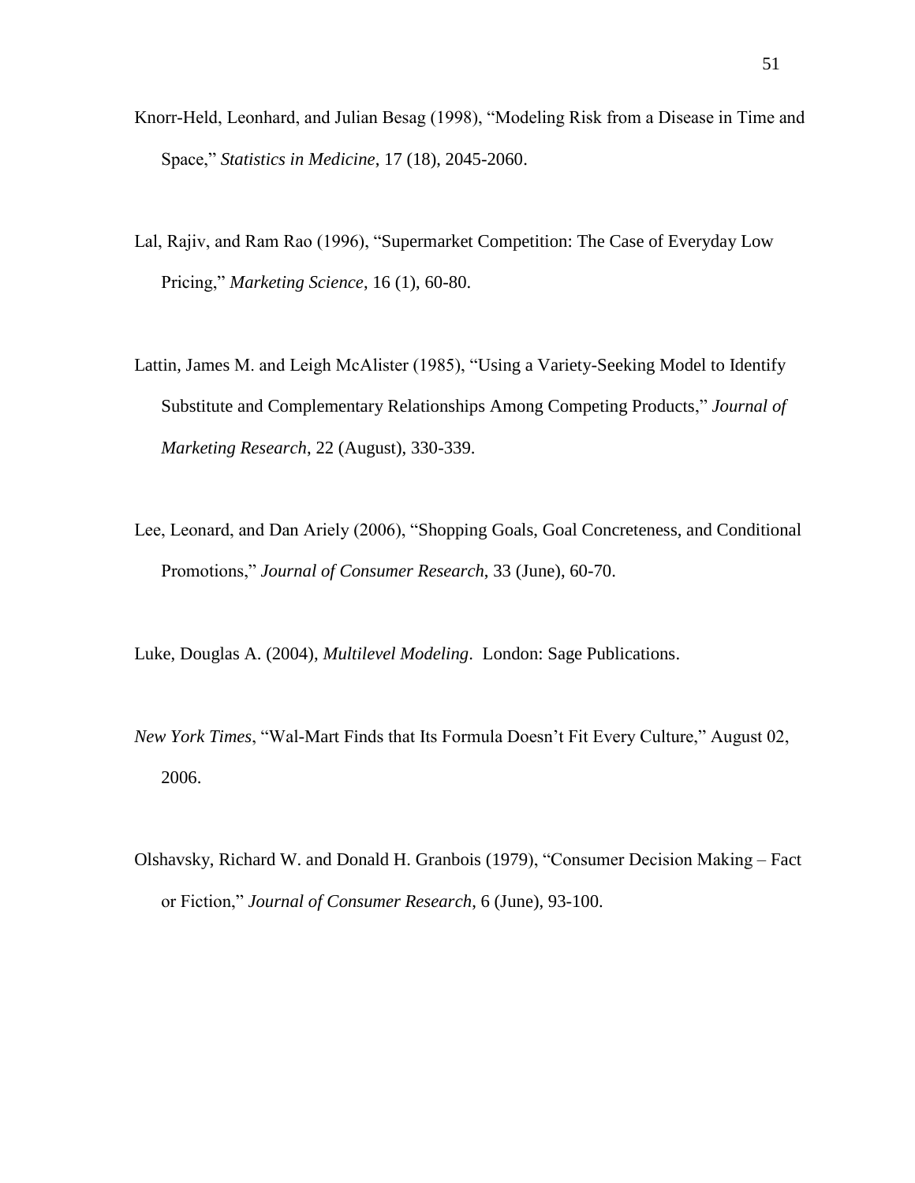Knorr-Held, Leonhard, and Julian Besag (1998), "Modeling Risk from a Disease in Time and Space," *Statistics in Medicine*, 17 (18), 2045-2060.

Lal, Rajiv, and Ram Rao (1996), "Supermarket Competition: The Case of Everyday Low Pricing," *Marketing Science*, 16 (1), 60-80.

Lattin, James M. and Leigh McAlister (1985), "Using a Variety-Seeking Model to Identify Substitute and Complementary Relationships Among Competing Products," *Journal of Marketing Research*, 22 (August), 330-339.

Lee, Leonard, and Dan Ariely (2006), "Shopping Goals, Goal Concreteness, and Conditional Promotions," *Journal of Consumer Research*, 33 (June), 60-70.

Luke, Douglas A. (2004), *Multilevel Modeling*. London: Sage Publications.

*New York Times*, "Wal-Mart Finds that Its Formula Doesn't Fit Every Culture," August 02, 2006.

Olshavsky, Richard W. and Donald H. Granbois (1979), "Consumer Decision Making – Fact or Fiction," *Journal of Consumer Research*, 6 (June), 93-100.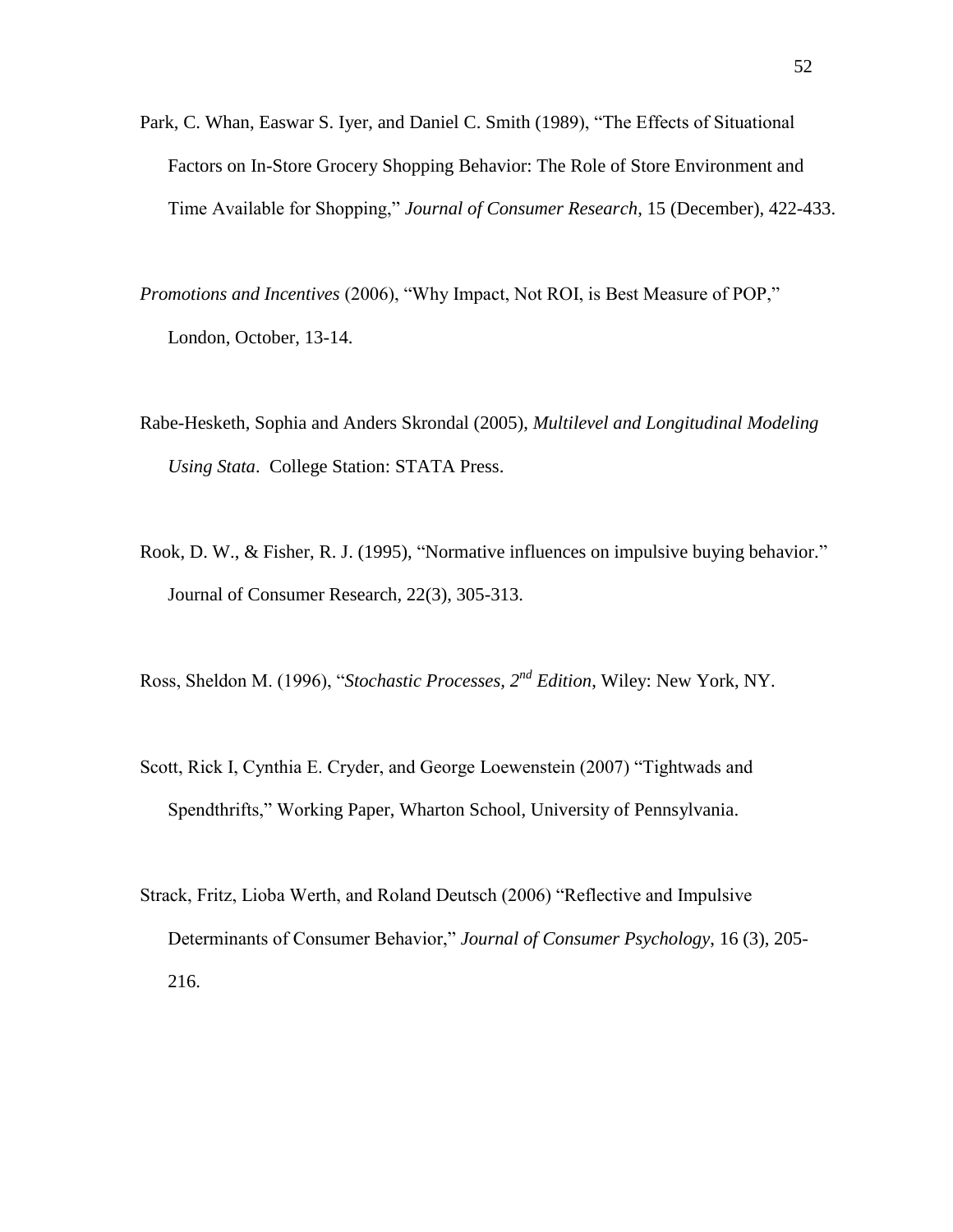Park, C. Whan, Easwar S. Iyer, and Daniel C. Smith (1989), "The Effects of Situational Factors on In-Store Grocery Shopping Behavior: The Role of Store Environment and Time Available for Shopping," *Journal of Consumer Research*, 15 (December), 422-433.

*Promotions and Incentives* (2006), "Why Impact, Not ROI, is Best Measure of POP," London, October, 13-14.

Rabe-Hesketh, Sophia and Anders Skrondal (2005), *Multilevel and Longitudinal Modeling Using Stata*. College Station: STATA Press.

Rook, D. W., & Fisher, R. J. (1995), "Normative influences on impulsive buying behavior." Journal of Consumer Research, 22(3), 305-313.

Ross, Sheldon M. (1996), "*Stochastic Processes, 2nd Edition*, Wiley: New York, NY.

Scott, Rick I, Cynthia E. Cryder, and George Loewenstein (2007) "Tightwads and Spendthrifts," Working Paper, Wharton School, University of Pennsylvania.

Strack, Fritz, Lioba Werth, and Roland Deutsch (2006) "Reflective and Impulsive Determinants of Consumer Behavior," *Journal of Consumer Psychology*, 16 (3), 205-216.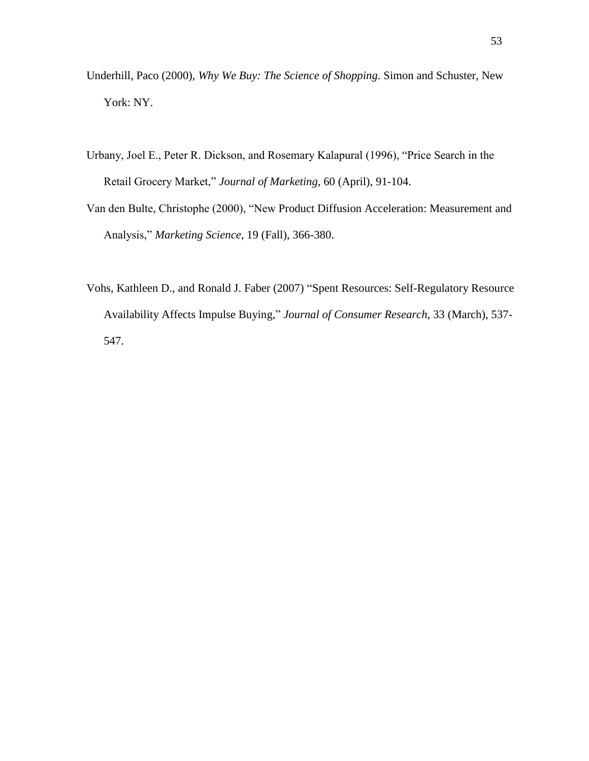Underhill, Paco (2000), *Why We Buy: The Science of Shopping*. Simon and Schuster, New York: NY.

Urbany, Joel E., Peter R. Dickson, and Rosemary Kalapural (1996), "Price Search in the Retail Grocery Market," *Journal of Marketing*, 60 (April), 91-104.

Van den Bulte, Christophe (2000), "New Product Diffusion Acceleration: Measurement and Analysis," *Marketing Science*, 19 (Fall), 366-380.

Vohs, Kathleen D., and Ronald J. Faber (2007) "Spent Resources: Self-Regulatory Resource Availability Affects Impulse Buying," *Journal of Consumer Research*, 33 (March), 537-547.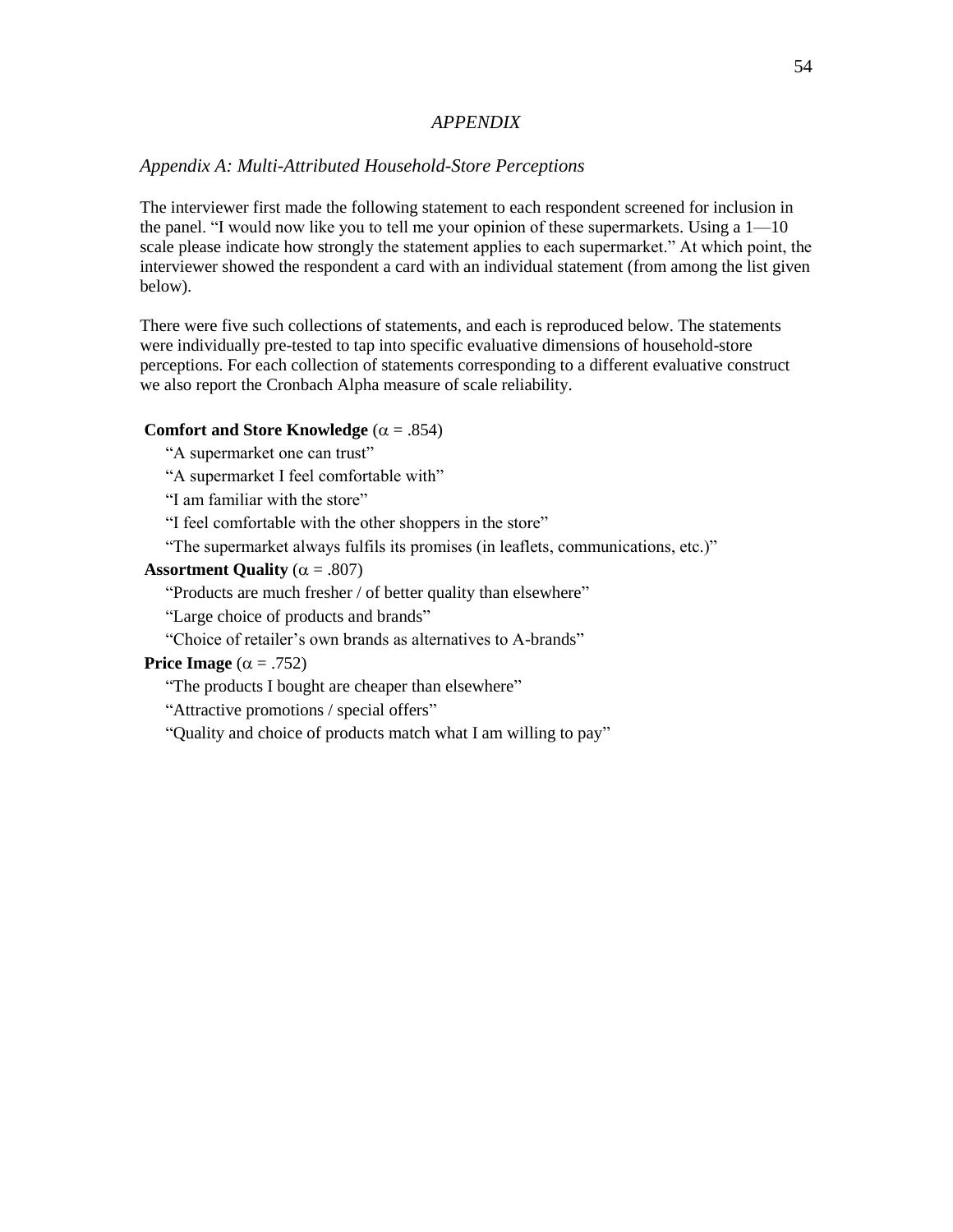# *APPENDIX*

## *Appendix A: Multi-Attributed Household-Store Perceptions*

The interviewer first made the following statement to each respondent screened for inclusion in the panel. "I would now like you to tell me your opinion of these supermarkets. Using a 1—10 scale please indicate how strongly the statement applies to each supermarket." At which point, the interviewer showed the respondent a card with an individual statement (from among the list given below).

There were five such collections of statements, and each is reproduced below. The statements were individually pre-tested to tap into specific evaluative dimensions of household-store perceptions. For each collection of statements corresponding to a different evaluative construct we also report the Cronbach Alpha measure of scale reliability.

**Comfort and Store Knowledge** ($\alpha$ = .854)

"A supermarket one can trust"

"A supermarket I feel comfortable with"

"I am familiar with the store"

"I feel comfortable with the other shoppers in the store"

"The supermarket always fulfils its promises (in leaflets, communications, etc.)"

**Assortment Quality** ($\alpha$ = .807)

"Products are much fresher / of better quality than elsewhere"

"Large choice of products and brands"

"Choice of retailer's own brands as alternatives to A-brands"

**Price Image** ($\alpha$ = .752)

"The products I bought are cheaper than elsewhere"

"Attractive promotions / special offers"

"Quality and choice of products match what I am willing to pay"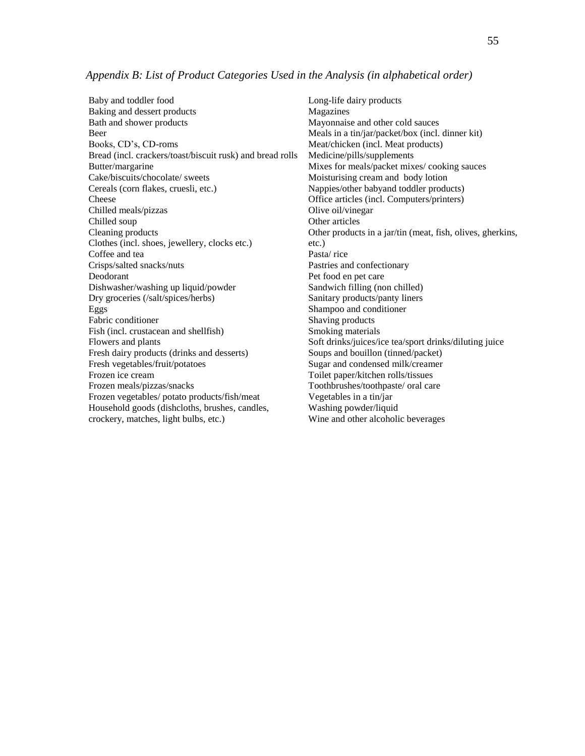*Appendix B: List of Product Categories Used in the Analysis (in alphabetical order)*

Baby and toddler food
Baking and dessert products
Bath and shower products
Beer
Books, CD's, CD-roms
Bread (incl. crackers/toast/biscuit rusk) and bread rolls
Butter/margarine
Cake/biscuits/chocolate/ sweets
Cereals (corn flakes, cruesli, etc.)
Cheese
Chilled meals/pizzas
Chilled soup
Cleaning products
Clothes (incl. shoes, jewellery, clocks etc.)
Coffee and tea
Crisps/salted snacks/nuts
Deodorant
Dishwasher/washing up liquid/powder
Dry groceries (/salt/spices/herbs)
Eggs
Fabric conditioner
Fish (incl. crustacean and shellfish)
Flowers and plants
Fresh dairy products (drinks and desserts)
Fresh vegetables/fruit/potatoes
Frozen ice cream
Frozen meals/pizzas/snacks
Frozen vegetables/ potato products/fish/meat
Household goods (dishcloths, brushes, candles, crockery, matches, light bulbs, etc.)
Long-life dairy products
Magazines
Mayonnaise and other cold sauces
Meals in a tin/jar/packet/box (incl. dinner kit)
Meat/chicken (incl. Meat products)
Medicine/pills/supplements
Mixes for meals/packet mixes/ cooking sauces
Moisturising cream and body lotion
Nappies/other babyand toddler products)
Office articles (incl. Computers/printers)
Olive oil/vinegar
Other articles
Other products in a jar/tin (meat, fish, olives, gherkins, etc.)
Pasta/ rice
Pastries and confectionary
Pet food en pet care
Sandwich filling (non chilled)
Sanitary products/panty liners
Shampoo and conditioner
Shaving products
Smoking materials
Soft drinks/juices/ice tea/sport drinks/diluting juice
Soups and bouillon (tinned/packet)
Sugar and condensed milk/creamer
Toilet paper/kitchen rolls/tissues
Toothbrushes/toothpaste/ oral care
Vegetables in a tin/jar
Washing powder/liquid
Wine and other alcoholic beverages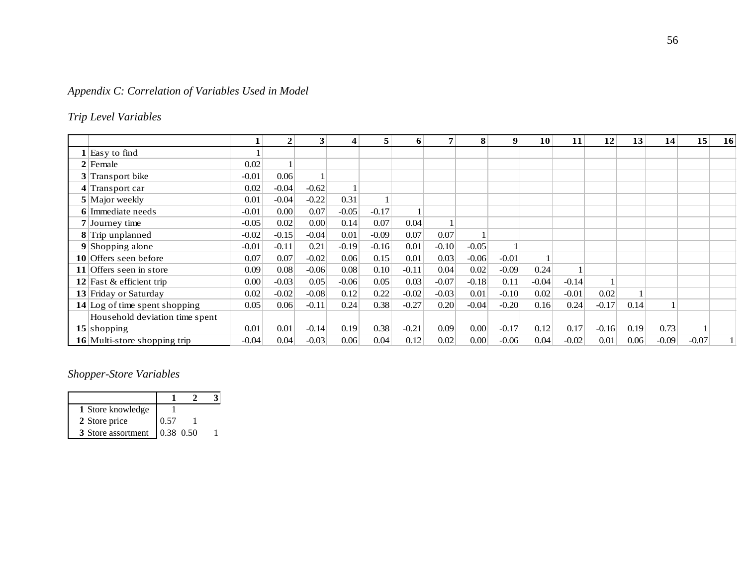*Appendix C: Correlation of Variables Used in Model*

*Trip Level Variables*

| | | 1 | 2 | 3 | 4 | 5 | 6 | 7 | 8 | 9 | 10 | 11 | 12 | 13 | 14 | 15 | 16 |
|---|---|---|---|---|---|---|---|---|---|---|---|---|---|---|---|---|---|
| **1** | Easy to find | 1 | | | | | | | | | | | | | | | |
| **2** | Female | 0.02 | 1 | | | | | | | | | | | | | | |
| **3** | Transport bike | -0.01 | 0.06 | 1 | | | | | | | | | | | | | |
| **4** | Transport car | 0.02 | -0.04 | -0.62 | 1 | | | | | | | | | | | | |
| **5** | Major weekly | 0.01 | -0.04 | -0.22 | 0.31 | 1 | | | | | | | | | | | |
| **6** | Immediate needs | -0.01 | 0.00 | 0.07 | -0.05 | -0.17 | 1 | | | | | | | | | | |
| **7** | Journey time | -0.05 | 0.02 | 0.00 | 0.14 | 0.07 | 0.04 | 1 | | | | | | | | | |
| **8** | Trip unplanned | -0.02 | -0.15 | -0.04 | 0.01 | -0.09 | 0.07 | 0.07 | 1 | | | | | | | | |
| **9** | Shopping alone | -0.01 | -0.11 | 0.21 | -0.19 | -0.16 | 0.01 | -0.10 | -0.05 | 1 | | | | | | | |
| **10** | Offers seen before | 0.07 | 0.07 | -0.02 | 0.06 | 0.15 | 0.01 | 0.03 | -0.06 | -0.01 | 1 | | | | | | |
| **11** | Offers seen in store | 0.09 | 0.08 | -0.06 | 0.08 | 0.10 | -0.11 | 0.04 | 0.02 | -0.09 | 0.24 | 1 | | | | | |
| **12** | Fast & efficient trip | 0.00 | -0.03 | 0.05 | -0.06 | 0.05 | 0.03 | -0.07 | -0.18 | 0.11 | -0.04 | -0.14 | 1 | | | | |
| **13** | Friday or Saturday | 0.02 | -0.02 | -0.08 | 0.12 | 0.22 | -0.02 | -0.03 | 0.01 | -0.10 | 0.02 | -0.01 | 0.02 | 1 | | | |
| **14** | Log of time spent shopping | 0.05 | 0.06 | -0.11 | 0.24 | 0.38 | -0.27 | 0.20 | -0.04 | -0.20 | 0.16 | 0.24 | -0.17 | 0.14 | 1 | | |
| **15** | Household deviation time spent shopping | 0.01 | 0.01 | -0.14 | 0.19 | 0.38 | -0.21 | 0.09 | 0.00 | -0.17 | 0.12 | 0.17 | -0.16 | 0.19 | 0.73 | 1 | |
| **16** | Multi-store shopping trip | -0.04 | 0.04 | -0.03 | 0.06 | 0.04 | 0.12 | 0.02 | 0.00 | -0.06 | 0.04 | -0.02 | 0.01 | 0.06 | -0.09 | -0.07 | 1 |

*Shopper-Store Variables*

| | | 1 | 2 | 3 |
|---|---|---|---|---|
| **1** | Store knowledge | 1 | | |
| **2** | Store price | 0.57 | 1 | |
| **3** | Store assortment | 0.38 | 0.50 | 1 |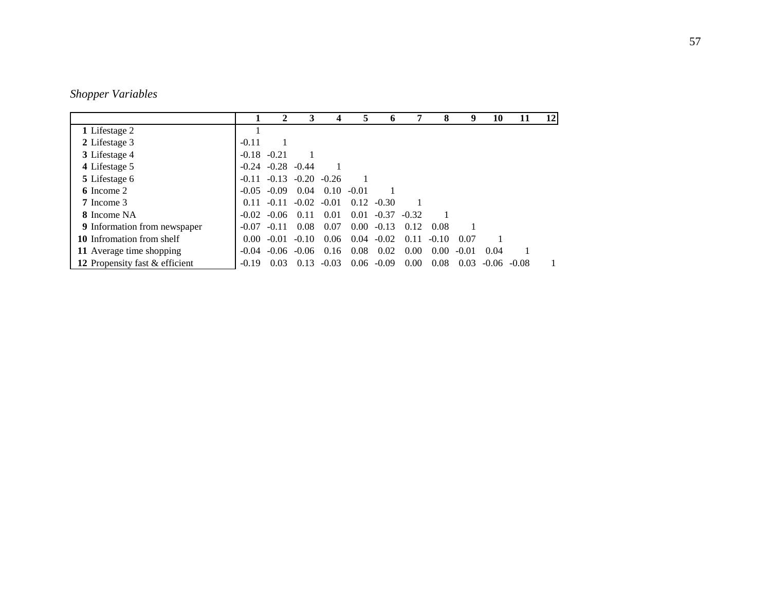*Shopper Variables*

| | 1 | 2 | 3 | 4 | 5 | 6 | 7 | 8 | 9 | 10 | 11 | 12 |
|---|---|---|---|---|---|---|---|---|---|---|---|---|
| **1** Lifestage 2 | 1 | | | | | | | | | | | |
| **2** Lifestage 3 | -0.11 | 1 | | | | | | | | | | |
| **3** Lifestage 4 | -0.18 | -0.21 | 1 | | | | | | | | | |
| **4** Lifestage 5 | -0.24 | -0.28 | -0.44 | 1 | | | | | | | | |
| **5** Lifestage 6 | -0.11 | -0.13 | -0.20 | -0.26 | 1 | | | | | | | |
| **6** Income 2 | -0.05 | -0.09 | 0.04 | 0.10 | -0.01 | 1 | | | | | | |
| **7** Income 3 | 0.11 | -0.11 | -0.02 | -0.01 | 0.12 | -0.30 | 1 | | | | | |
| **8** Income NA | -0.02 | -0.06 | 0.11 | 0.01 | 0.01 | -0.37 | -0.32 | 1 | | | | |
| **9** Information from newspaper | -0.07 | -0.11 | 0.08 | 0.07 | 0.00 | -0.13 | 0.12 | 0.08 | 1 | | | |
| **10** Infromation from shelf | 0.00 | -0.01 | -0.10 | 0.06 | 0.04 | -0.02 | 0.11 | -0.10 | 0.07 | 1 | | |
| **11** Average time shopping | -0.04 | -0.06 | -0.06 | 0.16 | 0.08 | 0.02 | 0.00 | 0.00 | -0.01 | 0.04 | 1 | |
| **12** Propensity fast & efficient | -0.19 | 0.03 | 0.13 | -0.03 | 0.06 | -0.09 | 0.00 | 0.08 | 0.03 | -0.06 | -0.08 | 1 |